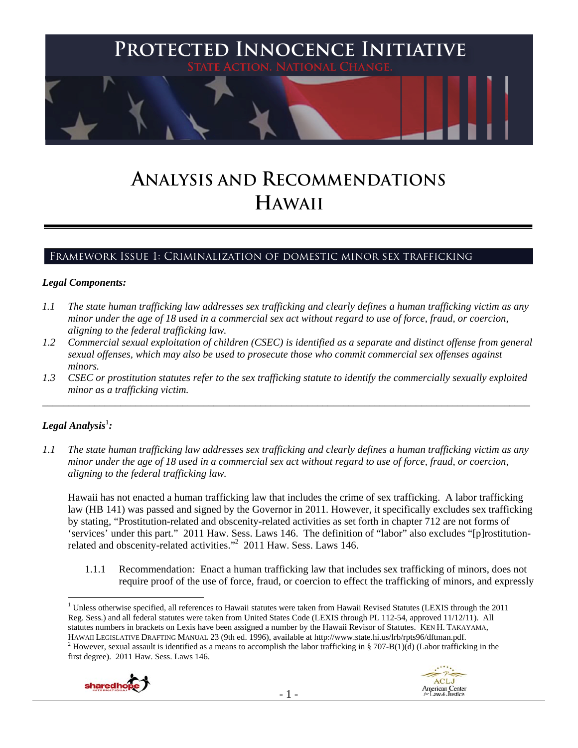# PROTECTED INNOCENCE INITIATIVE

STATE ACTION. NATIONAL CHANGE.

# ANALYSIS AND RECOMMENDATIONS
# HAWAII

## FRAMEWORK ISSUE 1: CRIMINALIZATION OF DOMESTIC MINOR SEX TRAFFICKING

### *Legal Components:*

*1.1 The state human trafficking law addresses sex trafficking and clearly defines a human trafficking victim as any minor under the age of 18 used in a commercial sex act without regard to use of force, fraud, or coercion, aligning to the federal trafficking law.*

*1.2 Commercial sexual exploitation of children (CSEC) is identified as a separate and distinct offense from general sexual offenses, which may also be used to prosecute those who commit commercial sex offenses against minors.*

*1.3 CSEC or prostitution statutes refer to the sex trafficking statute to identify the commercially sexually exploited minor as a trafficking victim.*

---

### *Legal Analysis*[1]*:*

*1.1 The state human trafficking law addresses sex trafficking and clearly defines a human trafficking victim as any minor under the age of 18 used in a commercial sex act without regard to use of force, fraud, or coercion, aligning to the federal trafficking law.*

Hawaii has not enacted a human trafficking law that includes the crime of sex trafficking. A labor trafficking law (HB 141) was passed and signed by the Governor in 2011. However, it specifically excludes sex trafficking by stating, "Prostitution-related and obscenity-related activities as set forth in chapter 712 are not forms of 'services' under this part." 2011 Haw. Sess. Laws 146. The definition of "labor" also excludes "[p]rostitution-related and obscenity-related activities."[2] 2011 Haw. Sess. Laws 146.

1.1.1 Recommendation: Enact a human trafficking law that includes sex trafficking of minors, does not require proof of the use of force, fraud, or coercion to effect the trafficking of minors, and expressly

---

[1] Unless otherwise specified, all references to Hawaii statutes were taken from Hawaii Revised Statutes (LEXIS through the 2011 Reg. Sess.) and all federal statutes were taken from United States Code (LEXIS through PL 112-54, approved 11/12/11). All statutes numbers in brackets on Lexis have been assigned a number by the Hawaii Revisor of Statutes. KEN H. TAKAYAMA, HAWAII LEGISLATIVE DRAFTING MANUAL 23 (9th ed. 1996), available at http://www.state.hi.us/lrb/rpts96/dftman.pdf.

[2] However, sexual assault is identified as a means to accomplish the labor trafficking in § 707-B(1)(d) (Labor trafficking in the first degree). 2011 Haw. Sess. Laws 146.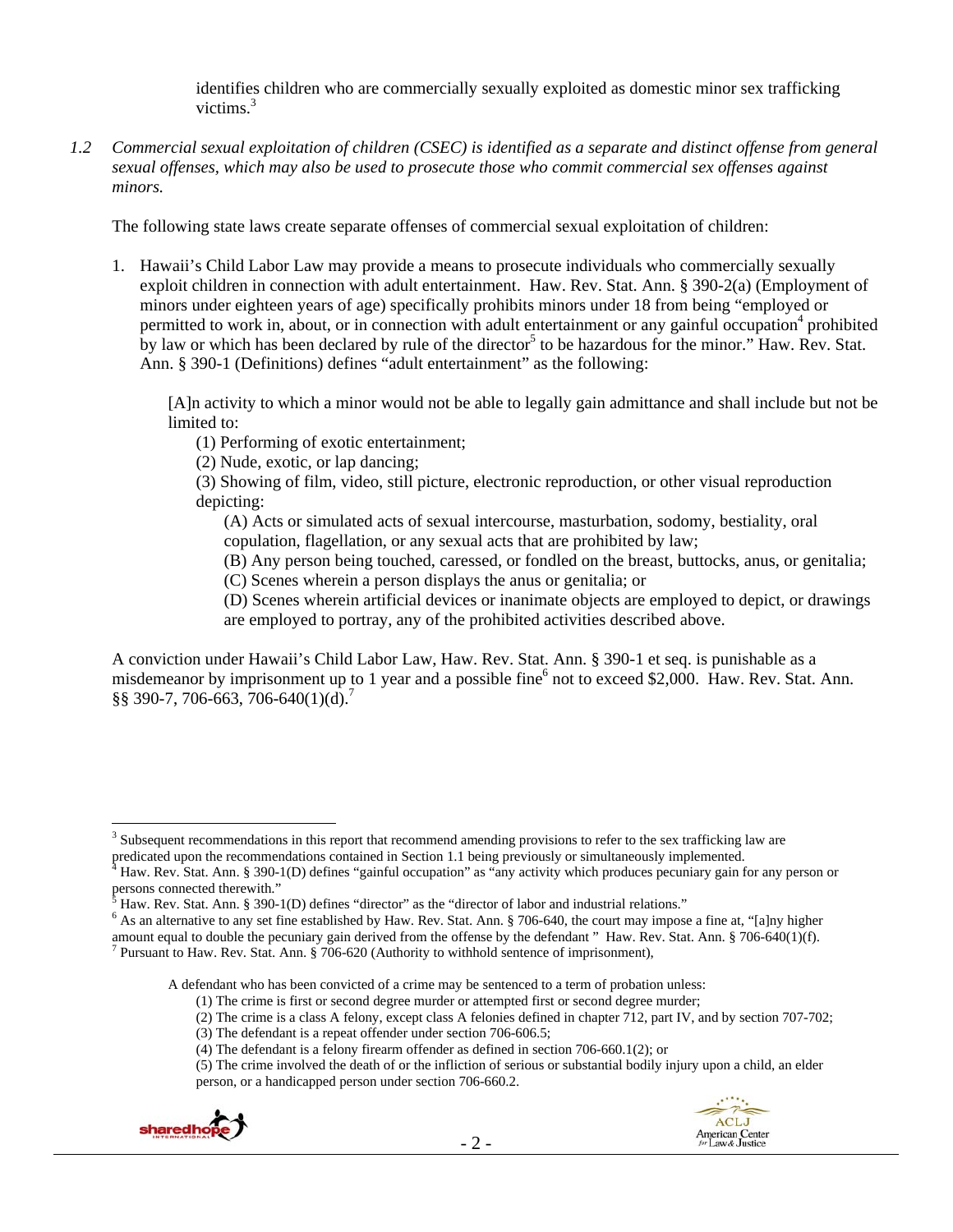identifies children who are commercially sexually exploited as domestic minor sex trafficking victims.[3]

*1.2 Commercial sexual exploitation of children (CSEC) is identified as a separate and distinct offense from general sexual offenses, which may also be used to prosecute those who commit commercial sex offenses against minors.*

The following state laws create separate offenses of commercial sexual exploitation of children:

1. Hawaii's Child Labor Law may provide a means to prosecute individuals who commercially sexually exploit children in connection with adult entertainment. Haw. Rev. Stat. Ann. § 390-2(a) (Employment of minors under eighteen years of age) specifically prohibits minors under 18 from being "employed or permitted to work in, about, or in connection with adult entertainment or any gainful occupation[4] prohibited by law or which has been declared by rule of the director[5] to be hazardous for the minor." Haw. Rev. Stat. Ann. § 390-1 (Definitions) defines "adult entertainment" as the following:

   [A]n activity to which a minor would not be able to legally gain admittance and shall include but not be limited to:
   (1) Performing of exotic entertainment;
   (2) Nude, exotic, or lap dancing;
   (3) Showing of film, video, still picture, electronic reproduction, or other visual reproduction depicting:
   (A) Acts or simulated acts of sexual intercourse, masturbation, sodomy, bestiality, oral copulation, flagellation, or any sexual acts that are prohibited by law;
   (B) Any person being touched, caressed, or fondled on the breast, buttocks, anus, or genitalia;
   (C) Scenes wherein a person displays the anus or genitalia; or
   (D) Scenes wherein artificial devices or inanimate objects are employed to depict, or drawings are employed to portray, any of the prohibited activities described above.

A conviction under Hawaii's Child Labor Law, Haw. Rev. Stat. Ann. § 390-1 et seq. is punishable as a misdemeanor by imprisonment up to 1 year and a possible fine[6] not to exceed $2,000. Haw. Rev. Stat. Ann. §§ 390-7, 706-663, 706-640(1)(d).[7]

---

[3] Subsequent recommendations in this report that recommend amending provisions to refer to the sex trafficking law are predicated upon the recommendations contained in Section 1.1 being previously or simultaneously implemented.

[4] Haw. Rev. Stat. Ann. § 390-1(D) defines "gainful occupation" as "any activity which produces pecuniary gain for any person or persons connected therewith."

[5] Haw. Rev. Stat. Ann. § 390-1(D) defines "director" as the "director of labor and industrial relations."

[6] As an alternative to any set fine established by Haw. Rev. Stat. Ann. § 706-640, the court may impose a fine at, "[a]ny higher amount equal to double the pecuniary gain derived from the offense by the defendant " Haw. Rev. Stat. Ann. § 706-640(1)(f).

[7] Pursuant to Haw. Rev. Stat. Ann. § 706-620 (Authority to withhold sentence of imprisonment),

> A defendant who has been convicted of a crime may be sentenced to a term of probation unless:
> (1) The crime is first or second degree murder or attempted first or second degree murder;
> (2) The crime is a class A felony, except class A felonies defined in chapter 712, part IV, and by section 707-702;
> (3) The defendant is a repeat offender under section 706-606.5;
> (4) The defendant is a felony firearm offender as defined in section 706-660.1(2); or
> (5) The crime involved the death of or the infliction of serious or substantial bodily injury upon a child, an elder person, or a handicapped person under section 706-660.2.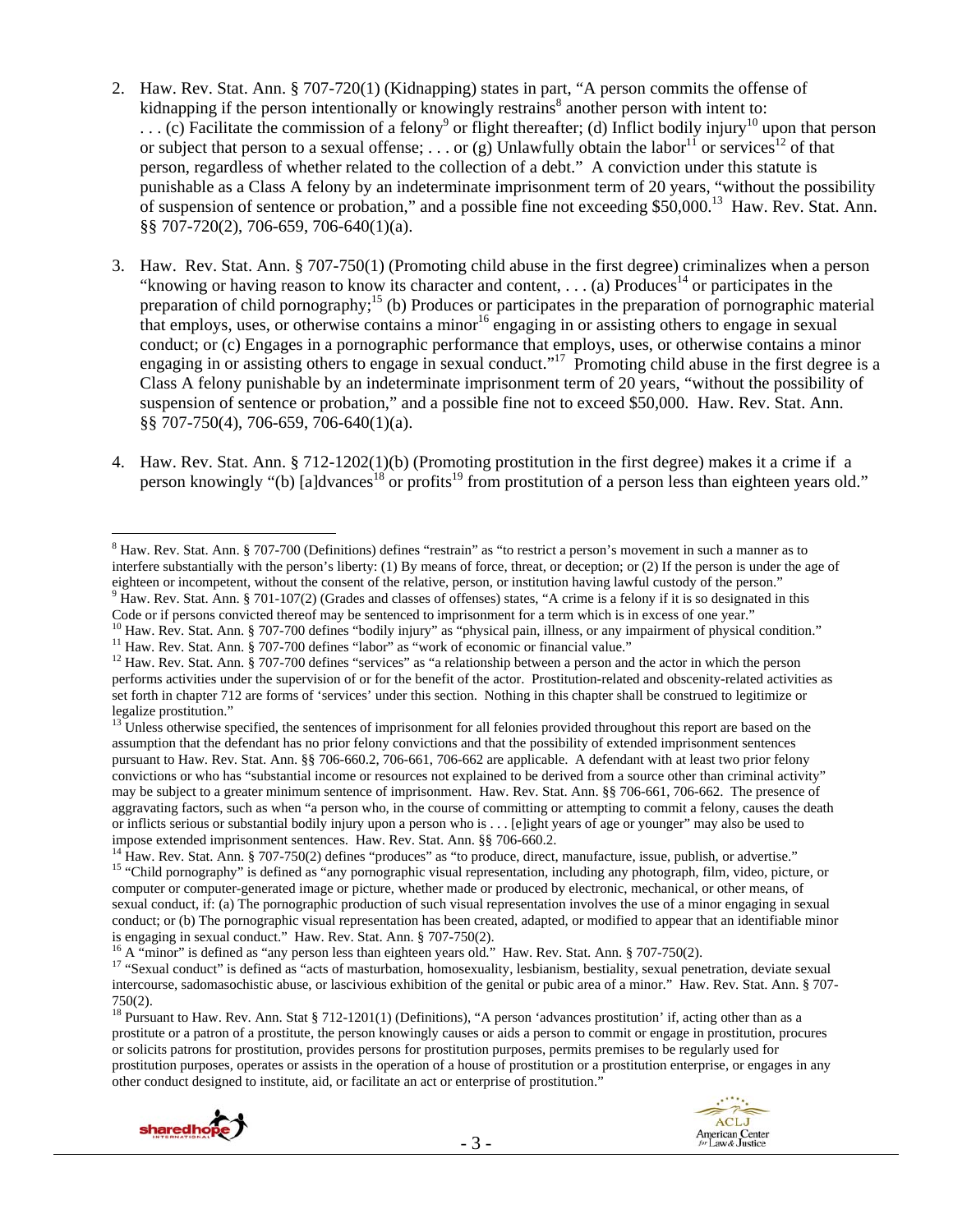2. Haw. Rev. Stat. Ann. § 707-720(1) (Kidnapping) states in part, "A person commits the offense of kidnapping if the person intentionally or knowingly restrains[8] another person with intent to: . . . (c) Facilitate the commission of a felony[9] or flight thereafter; (d) Inflict bodily injury[10] upon that person or subject that person to a sexual offense; . . . or (g) Unlawfully obtain the labor[11] or services[12] of that person, regardless of whether related to the collection of a debt." A conviction under this statute is punishable as a Class A felony by an indeterminate imprisonment term of 20 years, "without the possibility of suspension of sentence or probation," and a possible fine not exceeding $50,000.[13] Haw. Rev. Stat. Ann. §§ 707-720(2), 706-659, 706-640(1)(a).

3. Haw. Rev. Stat. Ann. § 707-750(1) (Promoting child abuse in the first degree) criminalizes when a person "knowing or having reason to know its character and content, . . . (a) Produces[14] or participates in the preparation of child pornography;[15] (b) Produces or participates in the preparation of pornographic material that employs, uses, or otherwise contains a minor[16] engaging in or assisting others to engage in sexual conduct; or (c) Engages in a pornographic performance that employs, uses, or otherwise contains a minor engaging in or assisting others to engage in sexual conduct."[17] Promoting child abuse in the first degree is a Class A felony punishable by an indeterminate imprisonment term of 20 years, "without the possibility of suspension of sentence or probation," and a possible fine not to exceed $50,000. Haw. Rev. Stat. Ann. §§ 707-750(4), 706-659, 706-640(1)(a).

4. Haw. Rev. Stat. Ann. § 712-1202(1)(b) (Promoting prostitution in the first degree) makes it a crime if a person knowingly "(b) [a]dvances[18] or profits[19] from prostitution of a person less than eighteen years old."

---

[8] Haw. Rev. Stat. Ann. § 707-700 (Definitions) defines "restrain" as "to restrict a person's movement in such a manner as to interfere substantially with the person's liberty: (1) By means of force, threat, or deception; or (2) If the person is under the age of eighteen or incompetent, without the consent of the relative, person, or institution having lawful custody of the person."

[9] Haw. Rev. Stat. Ann. § 701-107(2) (Grades and classes of offenses) states, "A crime is a felony if it is so designated in this Code or if persons convicted thereof may be sentenced to imprisonment for a term which is in excess of one year."

[10] Haw. Rev. Stat. Ann. § 707-700 defines "bodily injury" as "physical pain, illness, or any impairment of physical condition."

[11] Haw. Rev. Stat. Ann. § 707-700 defines "labor" as "work of economic or financial value."

[12] Haw. Rev. Stat. Ann. § 707-700 defines "services" as "a relationship between a person and the actor in which the person performs activities under the supervision of or for the benefit of the actor. Prostitution-related and obscenity-related activities as set forth in chapter 712 are forms of 'services' under this section. Nothing in this chapter shall be construed to legitimize or legalize prostitution."

[13] Unless otherwise specified, the sentences of imprisonment for all felonies provided throughout this report are based on the assumption that the defendant has no prior felony convictions and that the possibility of extended imprisonment sentences pursuant to Haw. Rev. Stat. Ann. §§ 706-660.2, 706-661, 706-662 are applicable. A defendant with at least two prior felony convictions or who has "substantial income or resources not explained to be derived from a source other than criminal activity" may be subject to a greater minimum sentence of imprisonment. Haw. Rev. Stat. Ann. §§ 706-661, 706-662. The presence of aggravating factors, such as when "a person who, in the course of committing or attempting to commit a felony, causes the death or inflicts serious or substantial bodily injury upon a person who is . . . [e]ight years of age or younger" may also be used to impose extended imprisonment sentences. Haw. Rev. Stat. Ann. §§ 706-660.2.

[14] Haw. Rev. Stat. Ann. § 707-750(2) defines "produces" as "to produce, direct, manufacture, issue, publish, or advertise."

[15] "Child pornography" is defined as "any pornographic visual representation, including any photograph, film, video, picture, or computer or computer-generated image or picture, whether made or produced by electronic, mechanical, or other means, of sexual conduct, if: (a) The pornographic production of such visual representation involves the use of a minor engaging in sexual conduct; or (b) The pornographic visual representation has been created, adapted, or modified to appear that an identifiable minor is engaging in sexual conduct." Haw. Rev. Stat. Ann. § 707-750(2).

[16] A "minor" is defined as "any person less than eighteen years old." Haw. Rev. Stat. Ann. § 707-750(2).

[17] "Sexual conduct" is defined as "acts of masturbation, homosexuality, lesbianism, bestiality, sexual penetration, deviate sexual intercourse, sadomasochistic abuse, or lascivious exhibition of the genital or pubic area of a minor." Haw. Rev. Stat. Ann. § 707-750(2).

[18] Pursuant to Haw. Rev. Ann. Stat § 712-1201(1) (Definitions), "A person 'advances prostitution' if, acting other than as a prostitute or a patron of a prostitute, the person knowingly causes or aids a person to commit or engage in prostitution, procures or solicits patrons for prostitution, provides persons for prostitution purposes, permits premises to be regularly used for prostitution purposes, operates or assists in the operation of a house of prostitution or a prostitution enterprise, or engages in any other conduct designed to institute, aid, or facilitate an act or enterprise of prostitution."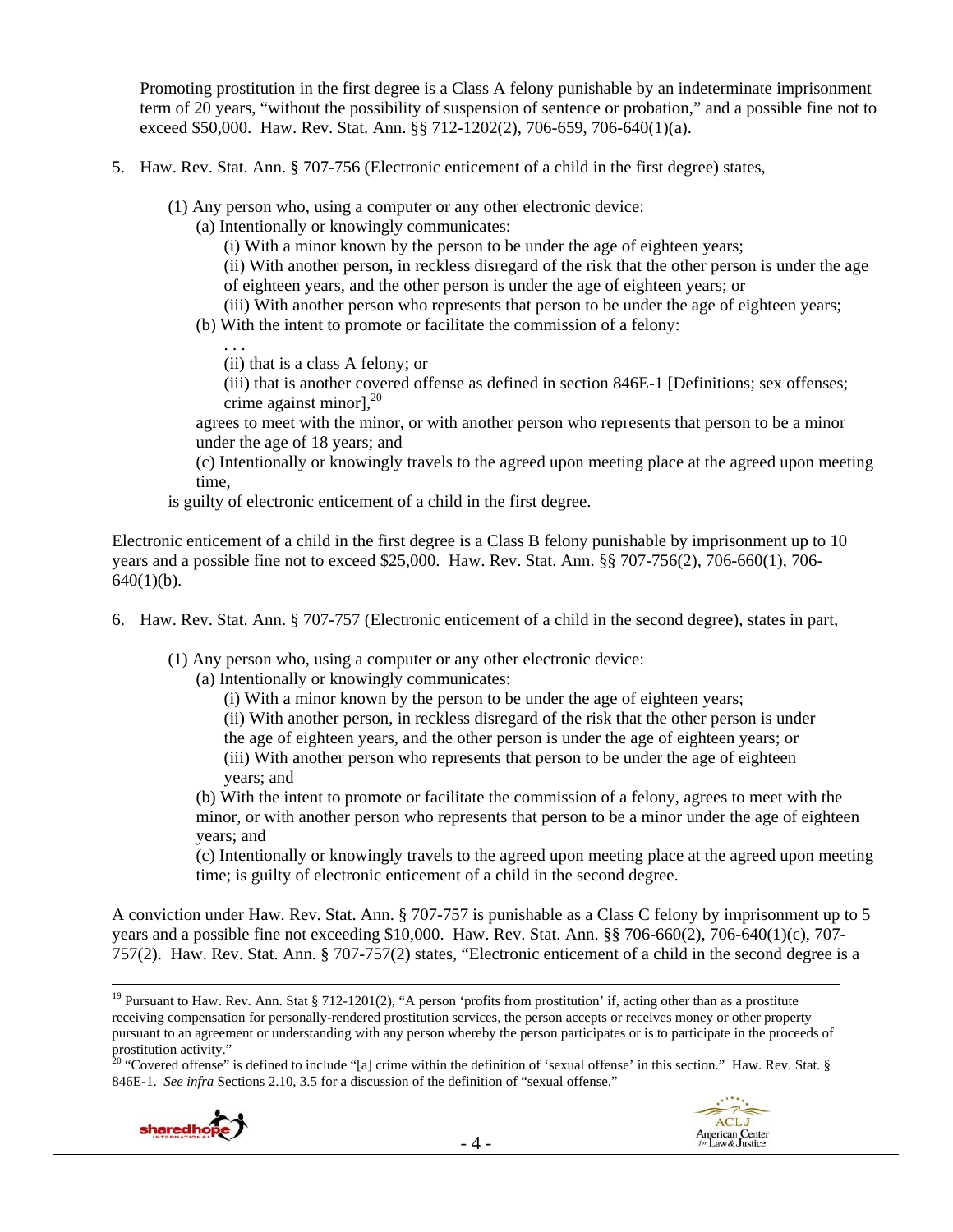Promoting prostitution in the first degree is a Class A felony punishable by an indeterminate imprisonment term of 20 years, "without the possibility of suspension of sentence or probation," and a possible fine not to exceed $50,000. Haw. Rev. Stat. Ann. §§ 712-1202(2), 706-659, 706-640(1)(a).

5. Haw. Rev. Stat. Ann. § 707-756 (Electronic enticement of a child in the first degree) states,

   (1) Any person who, using a computer or any other electronic device:
      (a) Intentionally or knowingly communicates:
         (i) With a minor known by the person to be under the age of eighteen years;
         (ii) With another person, in reckless disregard of the risk that the other person is under the age of eighteen years, and the other person is under the age of eighteen years; or
         (iii) With another person who represents that person to be under the age of eighteen years;
      (b) With the intent to promote or facilitate the commission of a felony:
         . . .
         (ii) that is a class A felony; or
         (iii) that is another covered offense as defined in section 846E-1 [Definitions; sex offenses; crime against minor],[20]

      agrees to meet with the minor, or with another person who represents that person to be a minor under the age of 18 years; and

      (c) Intentionally or knowingly travels to the agreed upon meeting place at the agreed upon meeting time,

   is guilty of electronic enticement of a child in the first degree.

Electronic enticement of a child in the first degree is a Class B felony punishable by imprisonment up to 10 years and a possible fine not to exceed $25,000. Haw. Rev. Stat. Ann. §§ 707-756(2), 706-660(1), 706-640(1)(b).

6. Haw. Rev. Stat. Ann. § 707-757 (Electronic enticement of a child in the second degree), states in part,

   (1) Any person who, using a computer or any other electronic device:
      (a) Intentionally or knowingly communicates:
         (i) With a minor known by the person to be under the age of eighteen years;
         (ii) With another person, in reckless disregard of the risk that the other person is under the age of eighteen years, and the other person is under the age of eighteen years; or
         (iii) With another person who represents that person to be under the age of eighteen years; and

      (b) With the intent to promote or facilitate the commission of a felony, agrees to meet with the minor, or with another person who represents that person to be a minor under the age of eighteen years; and

      (c) Intentionally or knowingly travels to the agreed upon meeting place at the agreed upon meeting time; is guilty of electronic enticement of a child in the second degree.

A conviction under Haw. Rev. Stat. Ann. § 707-757 is punishable as a Class C felony by imprisonment up to 5 years and a possible fine not exceeding $10,000. Haw. Rev. Stat. Ann. §§ 706-660(2), 706-640(1)(c), 707-757(2). Haw. Rev. Stat. Ann. § 707-757(2) states, "Electronic enticement of a child in the second degree is a

---

[19] Pursuant to Haw. Rev. Ann. Stat § 712-1201(2), "A person 'profits from prostitution' if, acting other than as a prostitute receiving compensation for personally-rendered prostitution services, the person accepts or receives money or other property pursuant to an agreement or understanding with any person whereby the person participates or is to participate in the proceeds of prostitution activity."

[20] "Covered offense" is defined to include "[a] crime within the definition of 'sexual offense' in this section." Haw. Rev. Stat. § 846E-1. *See infra* Sections 2.10, 3.5 for a discussion of the definition of "sexual offense."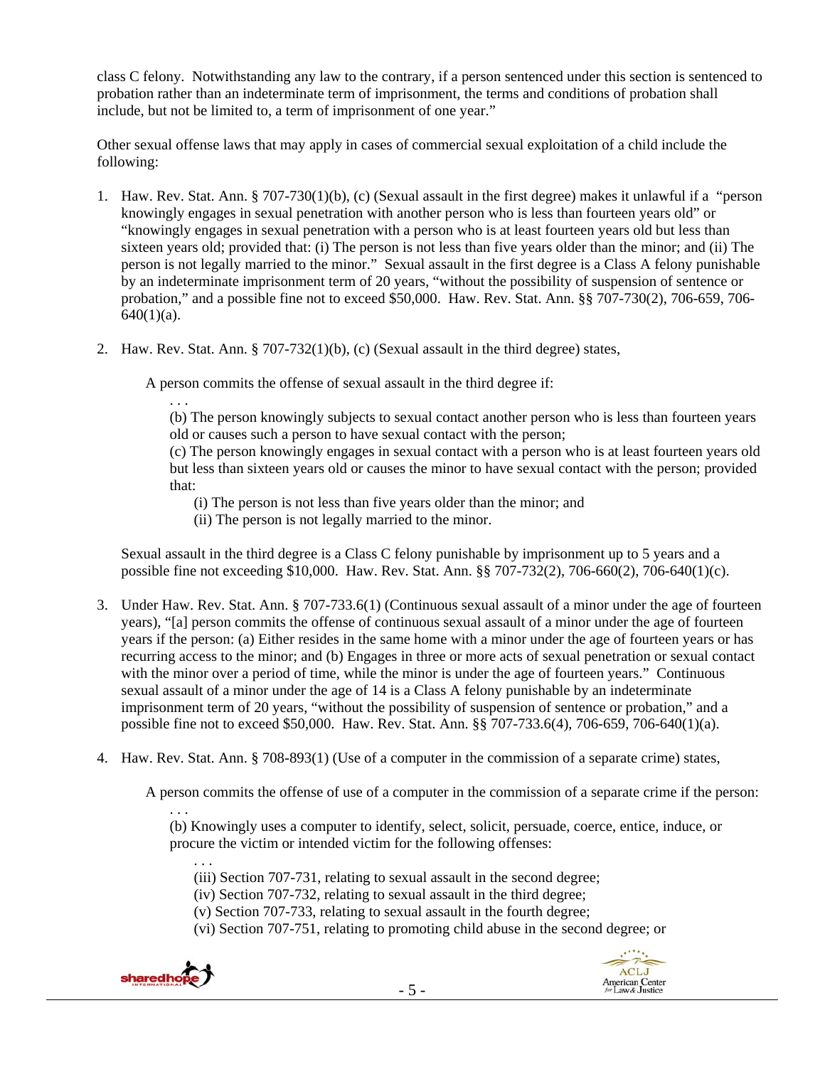class C felony. Notwithstanding any law to the contrary, if a person sentenced under this section is sentenced to probation rather than an indeterminate term of imprisonment, the terms and conditions of probation shall include, but not be limited to, a term of imprisonment of one year."

Other sexual offense laws that may apply in cases of commercial sexual exploitation of a child include the following:

1. Haw. Rev. Stat. Ann. § 707-730(1)(b), (c) (Sexual assault in the first degree) makes it unlawful if a "person knowingly engages in sexual penetration with another person who is less than fourteen years old" or "knowingly engages in sexual penetration with a person who is at least fourteen years old but less than sixteen years old; provided that: (i) The person is not less than five years older than the minor; and (ii) The person is not legally married to the minor." Sexual assault in the first degree is a Class A felony punishable by an indeterminate imprisonment term of 20 years, "without the possibility of suspension of sentence or probation," and a possible fine not to exceed $50,000. Haw. Rev. Stat. Ann. §§ 707-730(2), 706-659, 706-640(1)(a).

2. Haw. Rev. Stat. Ann. § 707-732(1)(b), (c) (Sexual assault in the third degree) states,

   A person commits the offense of sexual assault in the third degree if:

   > . . .
   > (b) The person knowingly subjects to sexual contact another person who is less than fourteen years old or causes such a person to have sexual contact with the person;
   > (c) The person knowingly engages in sexual contact with a person who is at least fourteen years old but less than sixteen years old or causes the minor to have sexual contact with the person; provided that:
   > (i) The person is not less than five years older than the minor; and
   > (ii) The person is not legally married to the minor.

   Sexual assault in the third degree is a Class C felony punishable by imprisonment up to 5 years and a possible fine not exceeding $10,000. Haw. Rev. Stat. Ann. §§ 707-732(2), 706-660(2), 706-640(1)(c).

3. Under Haw. Rev. Stat. Ann. § 707-733.6(1) (Continuous sexual assault of a minor under the age of fourteen years), "[a] person commits the offense of continuous sexual assault of a minor under the age of fourteen years if the person: (a) Either resides in the same home with a minor under the age of fourteen years or has recurring access to the minor; and (b) Engages in three or more acts of sexual penetration or sexual contact with the minor over a period of time, while the minor is under the age of fourteen years." Continuous sexual assault of a minor under the age of 14 is a Class A felony punishable by an indeterminate imprisonment term of 20 years, "without the possibility of suspension of sentence or probation," and a possible fine not to exceed $50,000. Haw. Rev. Stat. Ann. §§ 707-733.6(4), 706-659, 706-640(1)(a).

4. Haw. Rev. Stat. Ann. § 708-893(1) (Use of a computer in the commission of a separate crime) states,

   A person commits the offense of use of a computer in the commission of a separate crime if the person:

   > . . .
   > (b) Knowingly uses a computer to identify, select, solicit, persuade, coerce, entice, induce, or procure the victim or intended victim for the following offenses:
   > . . .
   > (iii) Section 707-731, relating to sexual assault in the second degree;
   > (iv) Section 707-732, relating to sexual assault in the third degree;
   > (v) Section 707-733, relating to sexual assault in the fourth degree;
   > (vi) Section 707-751, relating to promoting child abuse in the second degree; or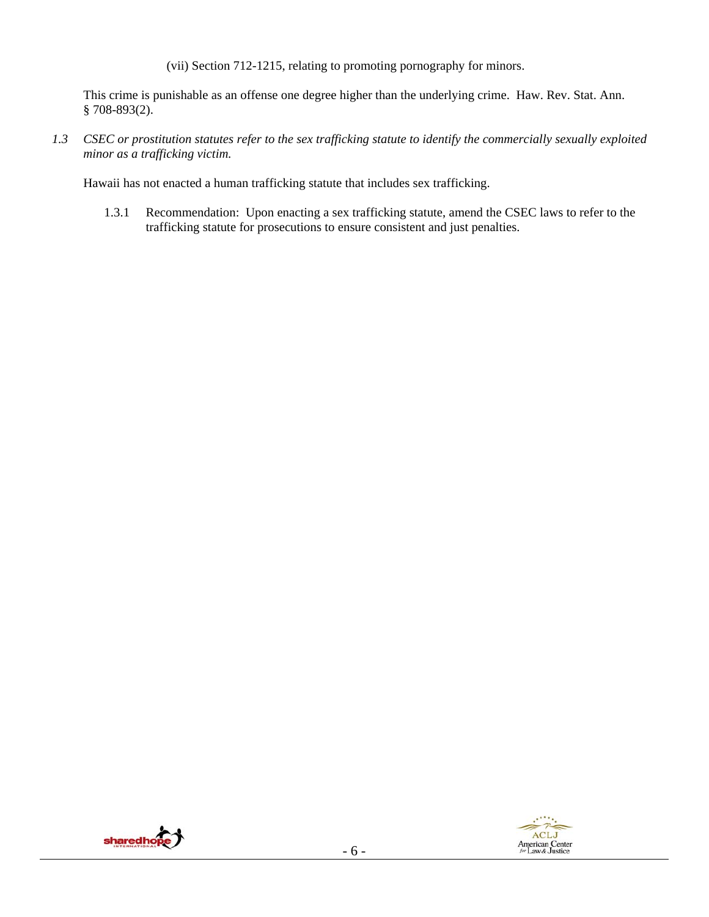(vii) Section 712-1215, relating to promoting pornography for minors.

This crime is punishable as an offense one degree higher than the underlying crime. Haw. Rev. Stat. Ann. § 708-893(2).

*1.3 CSEC or prostitution statutes refer to the sex trafficking statute to identify the commercially sexually exploited minor as a trafficking victim.*

Hawaii has not enacted a human trafficking statute that includes sex trafficking.

1.3.1 Recommendation: Upon enacting a sex trafficking statute, amend the CSEC laws to refer to the trafficking statute for prosecutions to ensure consistent and just penalties.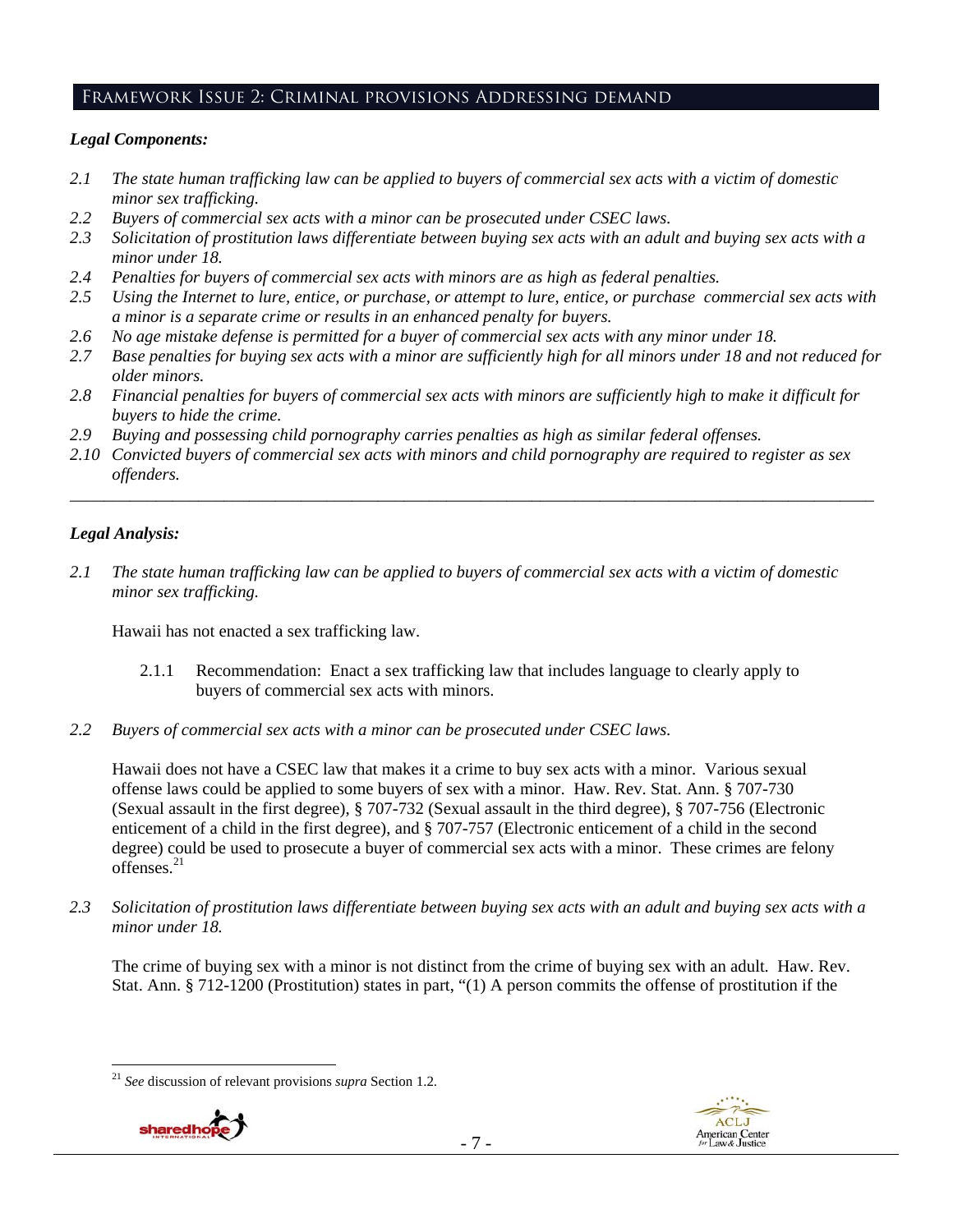## Framework Issue 2: Criminal provisions Addressing demand

***Legal Components:***

*2.1 The state human trafficking law can be applied to buyers of commercial sex acts with a victim of domestic minor sex trafficking.*
*2.2 Buyers of commercial sex acts with a minor can be prosecuted under CSEC laws.*
*2.3 Solicitation of prostitution laws differentiate between buying sex acts with an adult and buying sex acts with a minor under 18.*
*2.4 Penalties for buyers of commercial sex acts with minors are as high as federal penalties.*
*2.5 Using the Internet to lure, entice, or purchase, or attempt to lure, entice, or purchase commercial sex acts with a minor is a separate crime or results in an enhanced penalty for buyers.*
*2.6 No age mistake defense is permitted for a buyer of commercial sex acts with any minor under 18.*
*2.7 Base penalties for buying sex acts with a minor are sufficiently high for all minors under 18 and not reduced for older minors.*
*2.8 Financial penalties for buyers of commercial sex acts with minors are sufficiently high to make it difficult for buyers to hide the crime.*
*2.9 Buying and possessing child pornography carries penalties as high as similar federal offenses.*
*2.10 Convicted buyers of commercial sex acts with minors and child pornography are required to register as sex offenders.*

---

***Legal Analysis:***

*2.1 The state human trafficking law can be applied to buyers of commercial sex acts with a victim of domestic minor sex trafficking.*

Hawaii has not enacted a sex trafficking law.

2.1.1 Recommendation: Enact a sex trafficking law that includes language to clearly apply to buyers of commercial sex acts with minors.

*2.2 Buyers of commercial sex acts with a minor can be prosecuted under CSEC laws.*

Hawaii does not have a CSEC law that makes it a crime to buy sex acts with a minor. Various sexual offense laws could be applied to some buyers of sex with a minor. Haw. Rev. Stat. Ann. § 707-730 (Sexual assault in the first degree), § 707-732 (Sexual assault in the third degree), § 707-756 (Electronic enticement of a child in the first degree), and § 707-757 (Electronic enticement of a child in the second degree) could be used to prosecute a buyer of commercial sex acts with a minor. These crimes are felony offenses.[21]

*2.3 Solicitation of prostitution laws differentiate between buying sex acts with an adult and buying sex acts with a minor under 18.*

The crime of buying sex with a minor is not distinct from the crime of buying sex with an adult. Haw. Rev. Stat. Ann. § 712-1200 (Prostitution) states in part, "(1) A person commits the offense of prostitution if the

[21] *See* discussion of relevant provisions *supra* Section 1.2.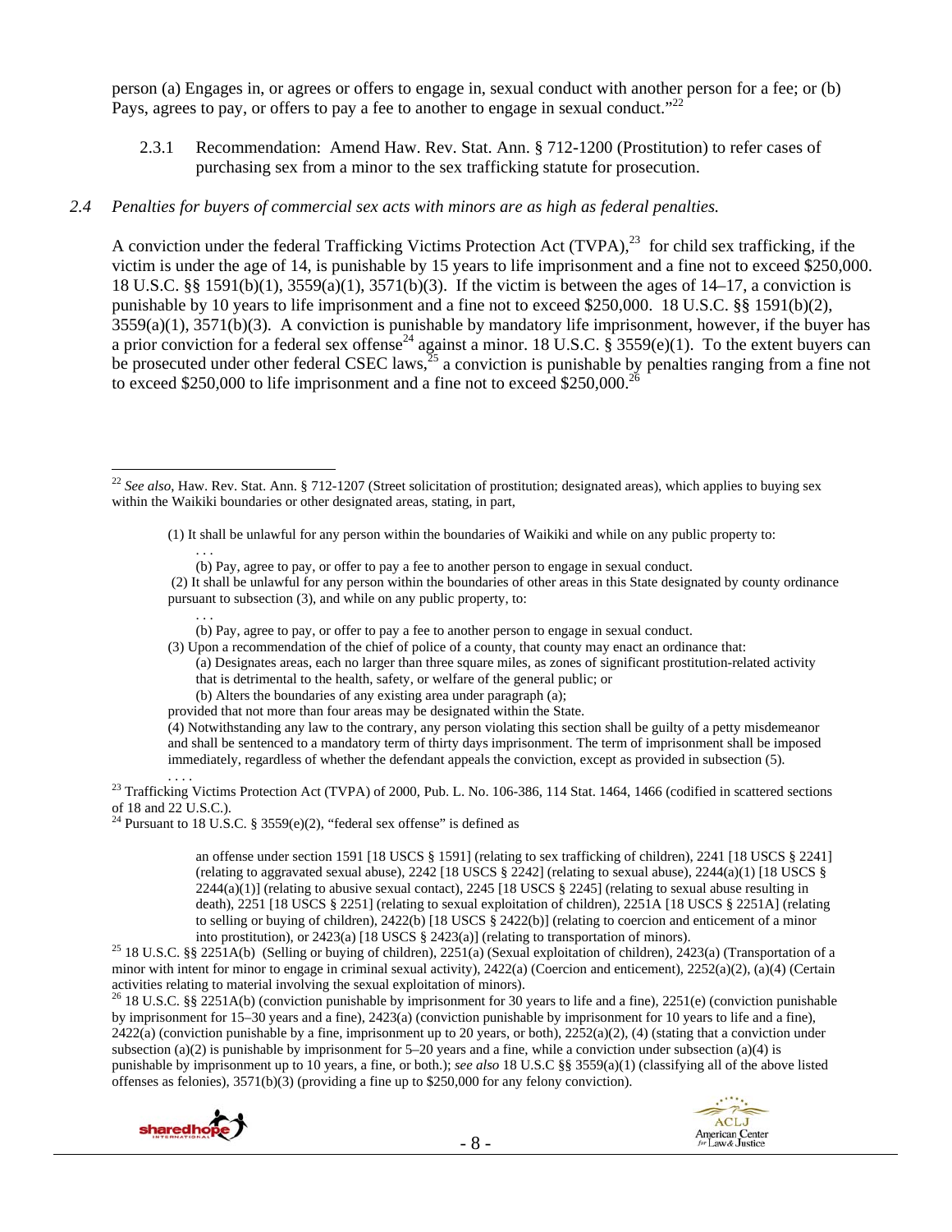person (a) Engages in, or agrees or offers to engage in, sexual conduct with another person for a fee; or (b) Pays, agrees to pay, or offers to pay a fee to another to engage in sexual conduct."[22]

2.3.1 Recommendation: Amend Haw. Rev. Stat. Ann. § 712-1200 (Prostitution) to refer cases of purchasing sex from a minor to the sex trafficking statute for prosecution.

*2.4 Penalties for buyers of commercial sex acts with minors are as high as federal penalties.*

A conviction under the federal Trafficking Victims Protection Act (TVPA),[23] for child sex trafficking, if the victim is under the age of 14, is punishable by 15 years to life imprisonment and a fine not to exceed $250,000. 18 U.S.C. §§ 1591(b)(1), 3559(a)(1), 3571(b)(3). If the victim is between the ages of 14–17, a conviction is punishable by 10 years to life imprisonment and a fine not to exceed $250,000. 18 U.S.C. §§ 1591(b)(2), 3559(a)(1), 3571(b)(3). A conviction is punishable by mandatory life imprisonment, however, if the buyer has a prior conviction for a federal sex offense[24] against a minor. 18 U.S.C. § 3559(e)(1). To the extent buyers can be prosecuted under other federal CSEC laws,[25] a conviction is punishable by penalties ranging from a fine not to exceed $250,000 to life imprisonment and a fine not to exceed $250,000.[26]

---

[22] *See also*, Haw. Rev. Stat. Ann. § 712-1207 (Street solicitation of prostitution; designated areas), which applies to buying sex within the Waikiki boundaries or other designated areas, stating, in part,

> (1) It shall be unlawful for any person within the boundaries of Waikiki and while on any public property to:
> . . .
> (b) Pay, agree to pay, or offer to pay a fee to another person to engage in sexual conduct.
> (2) It shall be unlawful for any person within the boundaries of other areas in this State designated by county ordinance pursuant to subsection (3), and while on any public property, to:
> . . .
> (b) Pay, agree to pay, or offer to pay a fee to another person to engage in sexual conduct.
> (3) Upon a recommendation of the chief of police of a county, that county may enact an ordinance that:
> (a) Designates areas, each no larger than three square miles, as zones of significant prostitution-related activity that is detrimental to the health, safety, or welfare of the general public; or
> (b) Alters the boundaries of any existing area under paragraph (a);
> provided that not more than four areas may be designated within the State.
> (4) Notwithstanding any law to the contrary, any person violating this section shall be guilty of a petty misdemeanor and shall be sentenced to a mandatory term of thirty days imprisonment. The term of imprisonment shall be imposed immediately, regardless of whether the defendant appeals the conviction, except as provided in subsection (5).
> . . . .

[23] Trafficking Victims Protection Act (TVPA) of 2000, Pub. L. No. 106-386, 114 Stat. 1464, 1466 (codified in scattered sections of 18 and 22 U.S.C.).

[24] Pursuant to 18 U.S.C. § 3559(e)(2), "federal sex offense" is defined as

> an offense under section 1591 [18 USCS § 1591] (relating to sex trafficking of children), 2241 [18 USCS § 2241] (relating to aggravated sexual abuse), 2242 [18 USCS § 2242] (relating to sexual abuse), 2244(a)(1) [18 USCS § 2244(a)(1)] (relating to abusive sexual contact), 2245 [18 USCS § 2245] (relating to sexual abuse resulting in death), 2251 [18 USCS § 2251] (relating to sexual exploitation of children), 2251A [18 USCS § 2251A] (relating to selling or buying of children), 2422(b) [18 USCS § 2422(b)] (relating to coercion and enticement of a minor into prostitution), or 2423(a) [18 USCS § 2423(a)] (relating to transportation of minors).

[25] 18 U.S.C. §§ 2251A(b) (Selling or buying of children), 2251(a) (Sexual exploitation of children), 2423(a) (Transportation of a minor with intent for minor to engage in criminal sexual activity), 2422(a) (Coercion and enticement), 2252(a)(2), (a)(4) (Certain activities relating to material involving the sexual exploitation of minors).

[26] 18 U.S.C. §§ 2251A(b) (conviction punishable by imprisonment for 30 years to life and a fine), 2251(e) (conviction punishable by imprisonment for 15–30 years and a fine), 2423(a) (conviction punishable by imprisonment for 10 years to life and a fine), 2422(a) (conviction punishable by a fine, imprisonment up to 20 years, or both), 2252(a)(2), (4) (stating that a conviction under subsection (a)(2) is punishable by imprisonment for 5–20 years and a fine, while a conviction under subsection (a)(4) is punishable by imprisonment up to 10 years, a fine, or both.); *see also* 18 U.S.C §§ 3559(a)(1) (classifying all of the above listed offenses as felonies), 3571(b)(3) (providing a fine up to $250,000 for any felony conviction).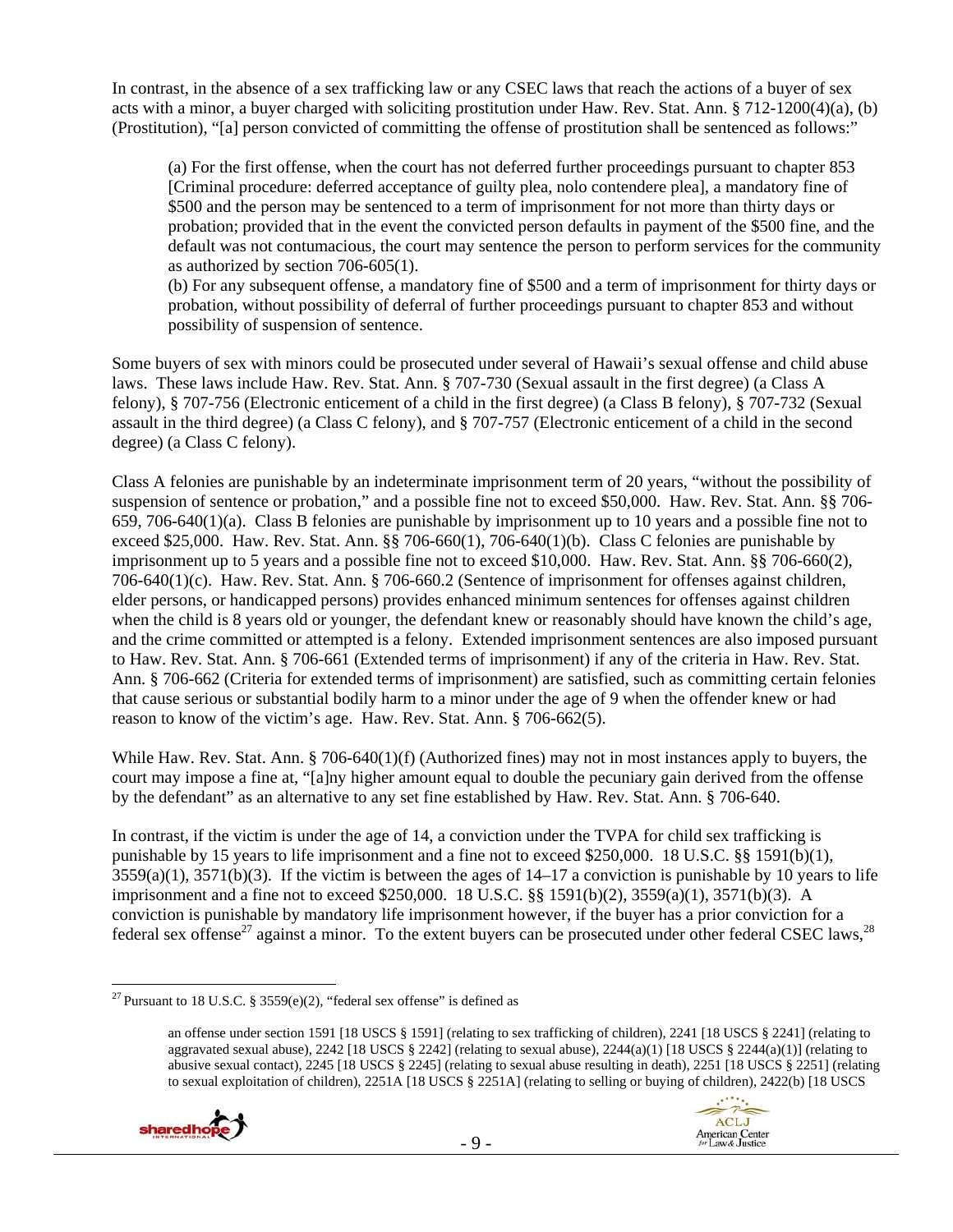In contrast, in the absence of a sex trafficking law or any CSEC laws that reach the actions of a buyer of sex acts with a minor, a buyer charged with soliciting prostitution under Haw. Rev. Stat. Ann. § 712-1200(4)(a), (b) (Prostitution), "[a] person convicted of committing the offense of prostitution shall be sentenced as follows:"

> (a) For the first offense, when the court has not deferred further proceedings pursuant to chapter 853 [Criminal procedure: deferred acceptance of guilty plea, nolo contendere plea], a mandatory fine of $500 and the person may be sentenced to a term of imprisonment for not more than thirty days or probation; provided that in the event the convicted person defaults in payment of the $500 fine, and the default was not contumacious, the court may sentence the person to perform services for the community as authorized by section 706-605(1).
> (b) For any subsequent offense, a mandatory fine of $500 and a term of imprisonment for thirty days or probation, without possibility of deferral of further proceedings pursuant to chapter 853 and without possibility of suspension of sentence.

Some buyers of sex with minors could be prosecuted under several of Hawaii's sexual offense and child abuse laws. These laws include Haw. Rev. Stat. Ann. § 707-730 (Sexual assault in the first degree) (a Class A felony), § 707-756 (Electronic enticement of a child in the first degree) (a Class B felony), § 707-732 (Sexual assault in the third degree) (a Class C felony), and § 707-757 (Electronic enticement of a child in the second degree) (a Class C felony).

Class A felonies are punishable by an indeterminate imprisonment term of 20 years, "without the possibility of suspension of sentence or probation," and a possible fine not to exceed $50,000. Haw. Rev. Stat. Ann. §§ 706-659, 706-640(1)(a). Class B felonies are punishable by imprisonment up to 10 years and a possible fine not to exceed $25,000. Haw. Rev. Stat. Ann. §§ 706-660(1), 706-640(1)(b). Class C felonies are punishable by imprisonment up to 5 years and a possible fine not to exceed $10,000. Haw. Rev. Stat. Ann. §§ 706-660(2), 706-640(1)(c). Haw. Rev. Stat. Ann. § 706-660.2 (Sentence of imprisonment for offenses against children, elder persons, or handicapped persons) provides enhanced minimum sentences for offenses against children when the child is 8 years old or younger, the defendant knew or reasonably should have known the child's age, and the crime committed or attempted is a felony. Extended imprisonment sentences are also imposed pursuant to Haw. Rev. Stat. Ann. § 706-661 (Extended terms of imprisonment) if any of the criteria in Haw. Rev. Stat. Ann. § 706-662 (Criteria for extended terms of imprisonment) are satisfied, such as committing certain felonies that cause serious or substantial bodily harm to a minor under the age of 9 when the offender knew or had reason to know of the victim's age. Haw. Rev. Stat. Ann. § 706-662(5).

While Haw. Rev. Stat. Ann. § 706-640(1)(f) (Authorized fines) may not in most instances apply to buyers, the court may impose a fine at, "[a]ny higher amount equal to double the pecuniary gain derived from the offense by the defendant" as an alternative to any set fine established by Haw. Rev. Stat. Ann. § 706-640.

In contrast, if the victim is under the age of 14, a conviction under the TVPA for child sex trafficking is punishable by 15 years to life imprisonment and a fine not to exceed $250,000. 18 U.S.C. §§ 1591(b)(1), 3559(a)(1), 3571(b)(3). If the victim is between the ages of 14–17 a conviction is punishable by 10 years to life imprisonment and a fine not to exceed $250,000. 18 U.S.C. §§ 1591(b)(2), 3559(a)(1), 3571(b)(3). A conviction is punishable by mandatory life imprisonment however, if the buyer has a prior conviction for a federal sex offense[27] against a minor. To the extent buyers can be prosecuted under other federal CSEC laws,[28]

---

[27] Pursuant to 18 U.S.C. § 3559(e)(2), "federal sex offense" is defined as

> an offense under section 1591 [18 USCS § 1591] (relating to sex trafficking of children), 2241 [18 USCS § 2241] (relating to aggravated sexual abuse), 2242 [18 USCS § 2242] (relating to sexual abuse), 2244(a)(1) [18 USCS § 2244(a)(1)] (relating to abusive sexual contact), 2245 [18 USCS § 2245] (relating to sexual abuse resulting in death), 2251 [18 USCS § 2251] (relating to sexual exploitation of children), 2251A [18 USCS § 2251A] (relating to selling or buying of children), 2422(b) [18 USCS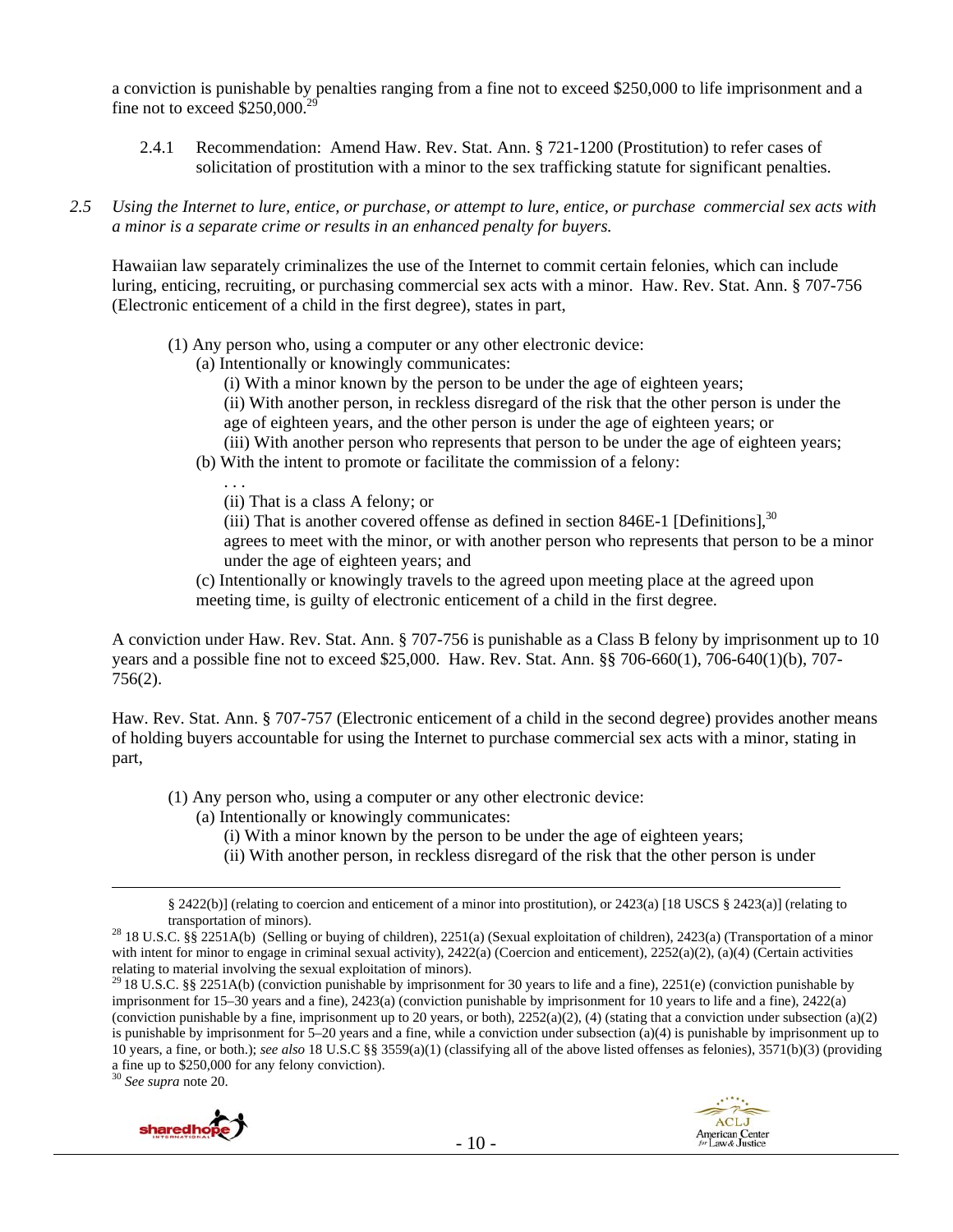a conviction is punishable by penalties ranging from a fine not to exceed $250,000 to life imprisonment and a fine not to exceed $250,000.[29]

2.4.1 Recommendation: Amend Haw. Rev. Stat. Ann. § 721-1200 (Prostitution) to refer cases of solicitation of prostitution with a minor to the sex trafficking statute for significant penalties.

*2.5 Using the Internet to lure, entice, or purchase, or attempt to lure, entice, or purchase commercial sex acts with a minor is a separate crime or results in an enhanced penalty for buyers.*

Hawaiian law separately criminalizes the use of the Internet to commit certain felonies, which can include luring, enticing, recruiting, or purchasing commercial sex acts with a minor. Haw. Rev. Stat. Ann. § 707-756 (Electronic enticement of a child in the first degree), states in part,

> (1) Any person who, using a computer or any other electronic device:
> (a) Intentionally or knowingly communicates:
> (i) With a minor known by the person to be under the age of eighteen years;
> (ii) With another person, in reckless disregard of the risk that the other person is under the age of eighteen years, and the other person is under the age of eighteen years; or
> (iii) With another person who represents that person to be under the age of eighteen years;
> (b) With the intent to promote or facilitate the commission of a felony:
> . . .
> (ii) That is a class A felony; or
> (iii) That is another covered offense as defined in section 846E-1 [Definitions],[30]
> agrees to meet with the minor, or with another person who represents that person to be a minor under the age of eighteen years; and
> (c) Intentionally or knowingly travels to the agreed upon meeting place at the agreed upon meeting time, is guilty of electronic enticement of a child in the first degree.

A conviction under Haw. Rev. Stat. Ann. § 707-756 is punishable as a Class B felony by imprisonment up to 10 years and a possible fine not to exceed $25,000. Haw. Rev. Stat. Ann. §§ 706-660(1), 706-640(1)(b), 707-756(2).

Haw. Rev. Stat. Ann. § 707-757 (Electronic enticement of a child in the second degree) provides another means of holding buyers accountable for using the Internet to purchase commercial sex acts with a minor, stating in part,

> (1) Any person who, using a computer or any other electronic device:
> (a) Intentionally or knowingly communicates:
> (i) With a minor known by the person to be under the age of eighteen years;
> (ii) With another person, in reckless disregard of the risk that the other person is under

---

§ 2422(b)] (relating to coercion and enticement of a minor into prostitution), or 2423(a) [18 USCS § 2423(a)] (relating to transportation of minors).

[28] 18 U.S.C. §§ 2251A(b) (Selling or buying of children), 2251(a) (Sexual exploitation of children), 2423(a) (Transportation of a minor with intent for minor to engage in criminal sexual activity), 2422(a) (Coercion and enticement), 2252(a)(2), (a)(4) (Certain activities relating to material involving the sexual exploitation of minors).

[29] 18 U.S.C. §§ 2251A(b) (conviction punishable by imprisonment for 30 years to life and a fine), 2251(e) (conviction punishable by imprisonment for 15–30 years and a fine), 2423(a) (conviction punishable by imprisonment for 10 years to life and a fine), 2422(a) (conviction punishable by a fine, imprisonment up to 20 years, or both), 2252(a)(2), (4) (stating that a conviction under subsection (a)(2) is punishable by imprisonment for 5–20 years and a fine, while a conviction under subsection (a)(4) is punishable by imprisonment up to 10 years, a fine, or both.); *see also* 18 U.S.C §§ 3559(a)(1) (classifying all of the above listed offenses as felonies), 3571(b)(3) (providing a fine up to $250,000 for any felony conviction).

[30] *See supra* note 20.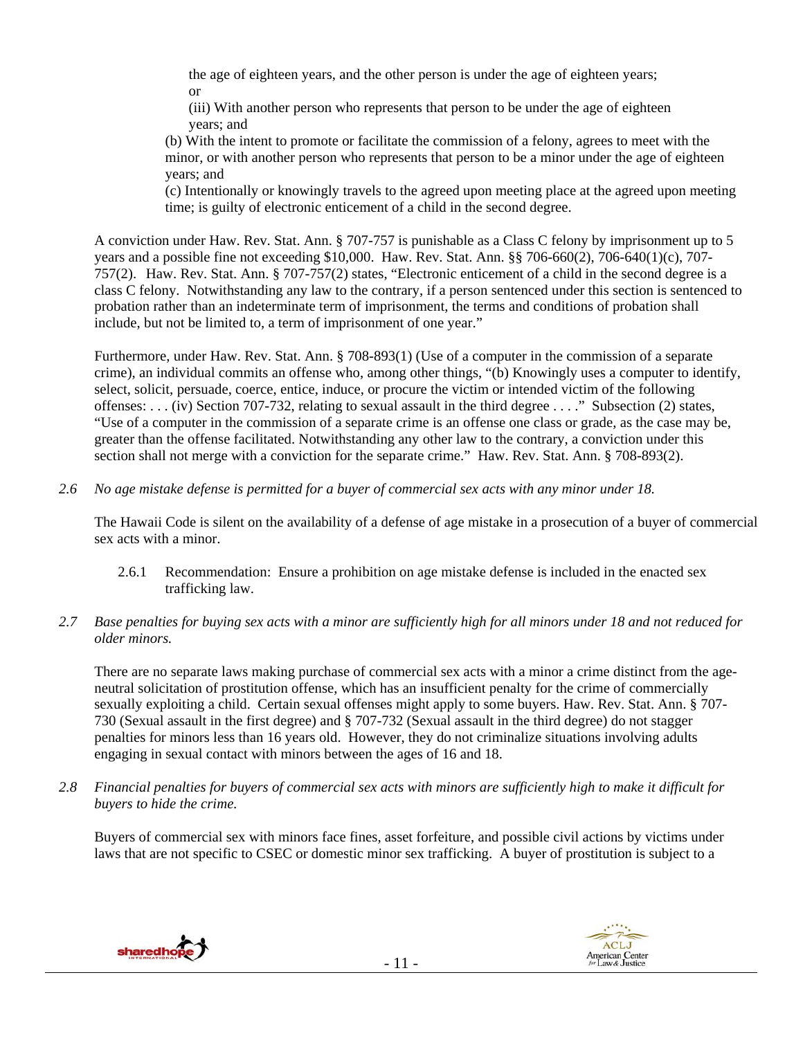the age of eighteen years, and the other person is under the age of eighteen years; or

(iii) With another person who represents that person to be under the age of eighteen years; and

(b) With the intent to promote or facilitate the commission of a felony, agrees to meet with the minor, or with another person who represents that person to be a minor under the age of eighteen years; and

(c) Intentionally or knowingly travels to the agreed upon meeting place at the agreed upon meeting time; is guilty of electronic enticement of a child in the second degree.

A conviction under Haw. Rev. Stat. Ann. § 707-757 is punishable as a Class C felony by imprisonment up to 5 years and a possible fine not exceeding $10,000. Haw. Rev. Stat. Ann. §§ 706-660(2), 706-640(1)(c), 707-757(2). Haw. Rev. Stat. Ann. § 707-757(2) states, "Electronic enticement of a child in the second degree is a class C felony. Notwithstanding any law to the contrary, if a person sentenced under this section is sentenced to probation rather than an indeterminate term of imprisonment, the terms and conditions of probation shall include, but not be limited to, a term of imprisonment of one year."

Furthermore, under Haw. Rev. Stat. Ann. § 708-893(1) (Use of a computer in the commission of a separate crime), an individual commits an offense who, among other things, "(b) Knowingly uses a computer to identify, select, solicit, persuade, coerce, entice, induce, or procure the victim or intended victim of the following offenses: . . . (iv) Section 707-732, relating to sexual assault in the third degree . . . ." Subsection (2) states, "Use of a computer in the commission of a separate crime is an offense one class or grade, as the case may be, greater than the offense facilitated. Notwithstanding any other law to the contrary, a conviction under this section shall not merge with a conviction for the separate crime." Haw. Rev. Stat. Ann. § 708-893(2).

*2.6 No age mistake defense is permitted for a buyer of commercial sex acts with any minor under 18.*

The Hawaii Code is silent on the availability of a defense of age mistake in a prosecution of a buyer of commercial sex acts with a minor.

2.6.1 Recommendation: Ensure a prohibition on age mistake defense is included in the enacted sex trafficking law.

*2.7 Base penalties for buying sex acts with a minor are sufficiently high for all minors under 18 and not reduced for older minors.*

There are no separate laws making purchase of commercial sex acts with a minor a crime distinct from the age-neutral solicitation of prostitution offense, which has an insufficient penalty for the crime of commercially sexually exploiting a child. Certain sexual offenses might apply to some buyers. Haw. Rev. Stat. Ann. § 707-730 (Sexual assault in the first degree) and § 707-732 (Sexual assault in the third degree) do not stagger penalties for minors less than 16 years old. However, they do not criminalize situations involving adults engaging in sexual contact with minors between the ages of 16 and 18.

*2.8 Financial penalties for buyers of commercial sex acts with minors are sufficiently high to make it difficult for buyers to hide the crime.*

Buyers of commercial sex with minors face fines, asset forfeiture, and possible civil actions by victims under laws that are not specific to CSEC or domestic minor sex trafficking. A buyer of prostitution is subject to a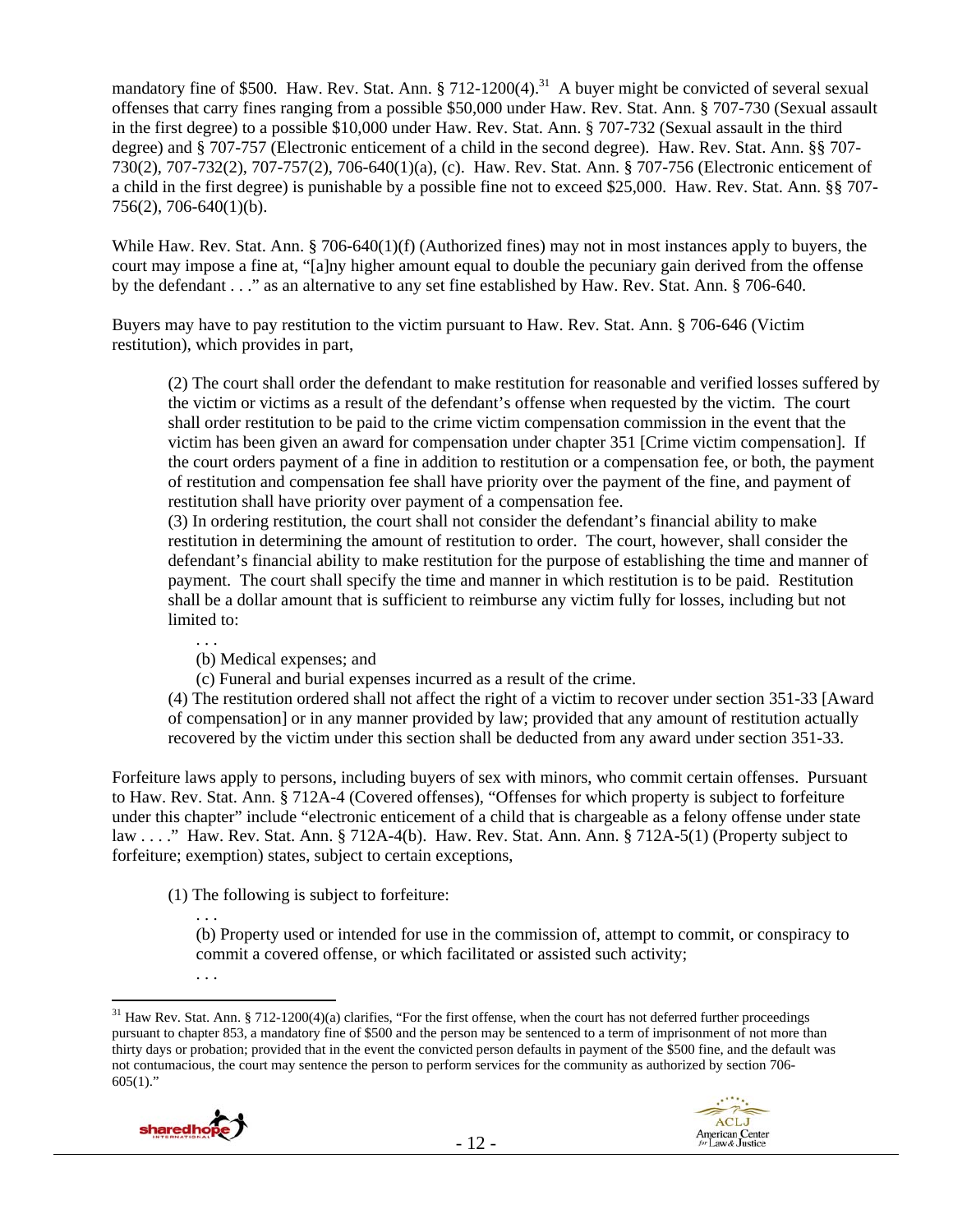mandatory fine of $500. Haw. Rev. Stat. Ann. § 712-1200(4).[31] A buyer might be convicted of several sexual offenses that carry fines ranging from a possible $50,000 under Haw. Rev. Stat. Ann. § 707-730 (Sexual assault in the first degree) to a possible $10,000 under Haw. Rev. Stat. Ann. § 707-732 (Sexual assault in the third degree) and § 707-757 (Electronic enticement of a child in the second degree). Haw. Rev. Stat. Ann. §§ 707-730(2), 707-732(2), 707-757(2), 706-640(1)(a), (c). Haw. Rev. Stat. Ann. § 707-756 (Electronic enticement of a child in the first degree) is punishable by a possible fine not to exceed $25,000. Haw. Rev. Stat. Ann. §§ 707-756(2), 706-640(1)(b).

While Haw. Rev. Stat. Ann. § 706-640(1)(f) (Authorized fines) may not in most instances apply to buyers, the court may impose a fine at, "[a]ny higher amount equal to double the pecuniary gain derived from the offense by the defendant . . ." as an alternative to any set fine established by Haw. Rev. Stat. Ann. § 706-640.

Buyers may have to pay restitution to the victim pursuant to Haw. Rev. Stat. Ann. § 706-646 (Victim restitution), which provides in part,

> (2) The court shall order the defendant to make restitution for reasonable and verified losses suffered by the victim or victims as a result of the defendant's offense when requested by the victim. The court shall order restitution to be paid to the crime victim compensation commission in the event that the victim has been given an award for compensation under chapter 351 [Crime victim compensation]. If the court orders payment of a fine in addition to restitution or a compensation fee, or both, the payment of restitution and compensation fee shall have priority over the payment of the fine, and payment of restitution shall have priority over payment of a compensation fee.
>
> (3) In ordering restitution, the court shall not consider the defendant's financial ability to make restitution in determining the amount of restitution to order. The court, however, shall consider the defendant's financial ability to make restitution for the purpose of establishing the time and manner of payment. The court shall specify the time and manner in which restitution is to be paid. Restitution shall be a dollar amount that is sufficient to reimburse any victim fully for losses, including but not limited to:
>
> > . . .
> >
> > (b) Medical expenses; and
> >
> > (c) Funeral and burial expenses incurred as a result of the crime.
>
> (4) The restitution ordered shall not affect the right of a victim to recover under section 351-33 [Award of compensation] or in any manner provided by law; provided that any amount of restitution actually recovered by the victim under this section shall be deducted from any award under section 351-33.

Forfeiture laws apply to persons, including buyers of sex with minors, who commit certain offenses. Pursuant to Haw. Rev. Stat. Ann. § 712A-4 (Covered offenses), "Offenses for which property is subject to forfeiture under this chapter" include "electronic enticement of a child that is chargeable as a felony offense under state law . . . ." Haw. Rev. Stat. Ann. § 712A-4(b). Haw. Rev. Stat. Ann. Ann. § 712A-5(1) (Property subject to forfeiture; exemption) states, subject to certain exceptions,

> (1) The following is subject to forfeiture:
>
> > . . .
> >
> > (b) Property used or intended for use in the commission of, attempt to commit, or conspiracy to commit a covered offense, or which facilitated or assisted such activity;
> >
> > . . .

[31] Haw Rev. Stat. Ann. § 712-1200(4)(a) clarifies, "For the first offense, when the court has not deferred further proceedings pursuant to chapter 853, a mandatory fine of $500 and the person may be sentenced to a term of imprisonment of not more than thirty days or probation; provided that in the event the convicted person defaults in payment of the $500 fine, and the default was not contumacious, the court may sentence the person to perform services for the community as authorized by section 706-605(1)."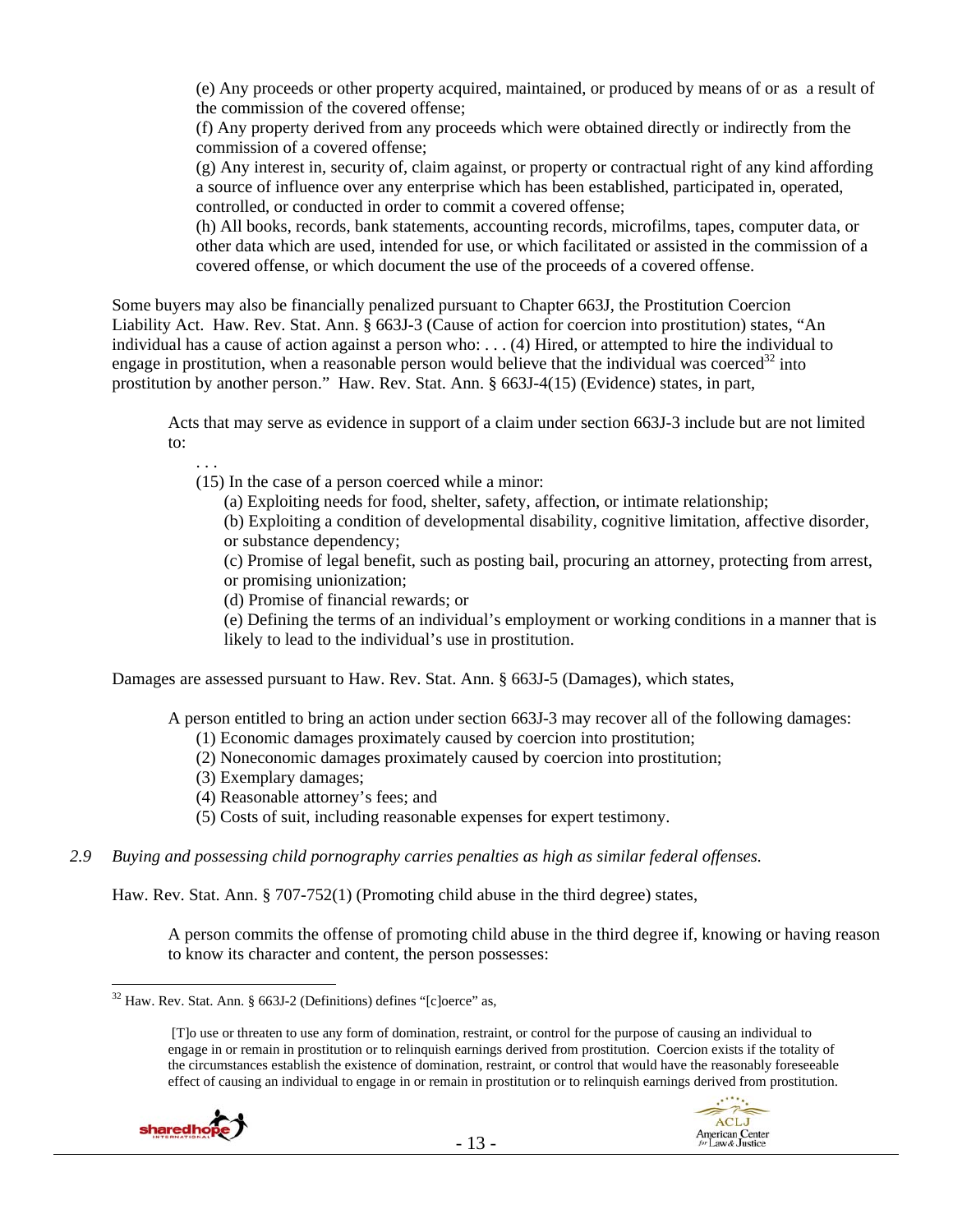(e) Any proceeds or other property acquired, maintained, or produced by means of or as a result of the commission of the covered offense;
(f) Any property derived from any proceeds which were obtained directly or indirectly from the commission of a covered offense;
(g) Any interest in, security of, claim against, or property or contractual right of any kind affording a source of influence over any enterprise which has been established, participated in, operated, controlled, or conducted in order to commit a covered offense;
(h) All books, records, bank statements, accounting records, microfilms, tapes, computer data, or other data which are used, intended for use, or which facilitated or assisted in the commission of a covered offense, or which document the use of the proceeds of a covered offense.

Some buyers may also be financially penalized pursuant to Chapter 663J, the Prostitution Coercion Liability Act. Haw. Rev. Stat. Ann. § 663J-3 (Cause of action for coercion into prostitution) states, "An individual has a cause of action against a person who: . . . (4) Hired, or attempted to hire the individual to engage in prostitution, when a reasonable person would believe that the individual was coerced[32] into prostitution by another person." Haw. Rev. Stat. Ann. § 663J-4(15) (Evidence) states, in part,

> Acts that may serve as evidence in support of a claim under section 663J-3 include but are not limited to:
>
> . . .
>
> (15) In the case of a person coerced while a minor:
>
> (a) Exploiting needs for food, shelter, safety, affection, or intimate relationship;
>
> (b) Exploiting a condition of developmental disability, cognitive limitation, affective disorder, or substance dependency;
>
> (c) Promise of legal benefit, such as posting bail, procuring an attorney, protecting from arrest, or promising unionization;
>
> (d) Promise of financial rewards; or
>
> (e) Defining the terms of an individual's employment or working conditions in a manner that is likely to lead to the individual's use in prostitution.

Damages are assessed pursuant to Haw. Rev. Stat. Ann. § 663J-5 (Damages), which states,

> A person entitled to bring an action under section 663J-3 may recover all of the following damages:
>
> (1) Economic damages proximately caused by coercion into prostitution;
>
> (2) Noneconomic damages proximately caused by coercion into prostitution;
>
> (3) Exemplary damages;
>
> (4) Reasonable attorney's fees; and
>
> (5) Costs of suit, including reasonable expenses for expert testimony.

*2.9 Buying and possessing child pornography carries penalties as high as similar federal offenses.*

Haw. Rev. Stat. Ann. § 707-752(1) (Promoting child abuse in the third degree) states,

> A person commits the offense of promoting child abuse in the third degree if, knowing or having reason to know its character and content, the person possesses:

---

[32] Haw. Rev. Stat. Ann. § 663J-2 (Definitions) defines "[c]oerce" as,

> [T]o use or threaten to use any form of domination, restraint, or control for the purpose of causing an individual to engage in or remain in prostitution or to relinquish earnings derived from prostitution. Coercion exists if the totality of the circumstances establish the existence of domination, restraint, or control that would have the reasonably foreseeable effect of causing an individual to engage in or remain in prostitution or to relinquish earnings derived from prostitution.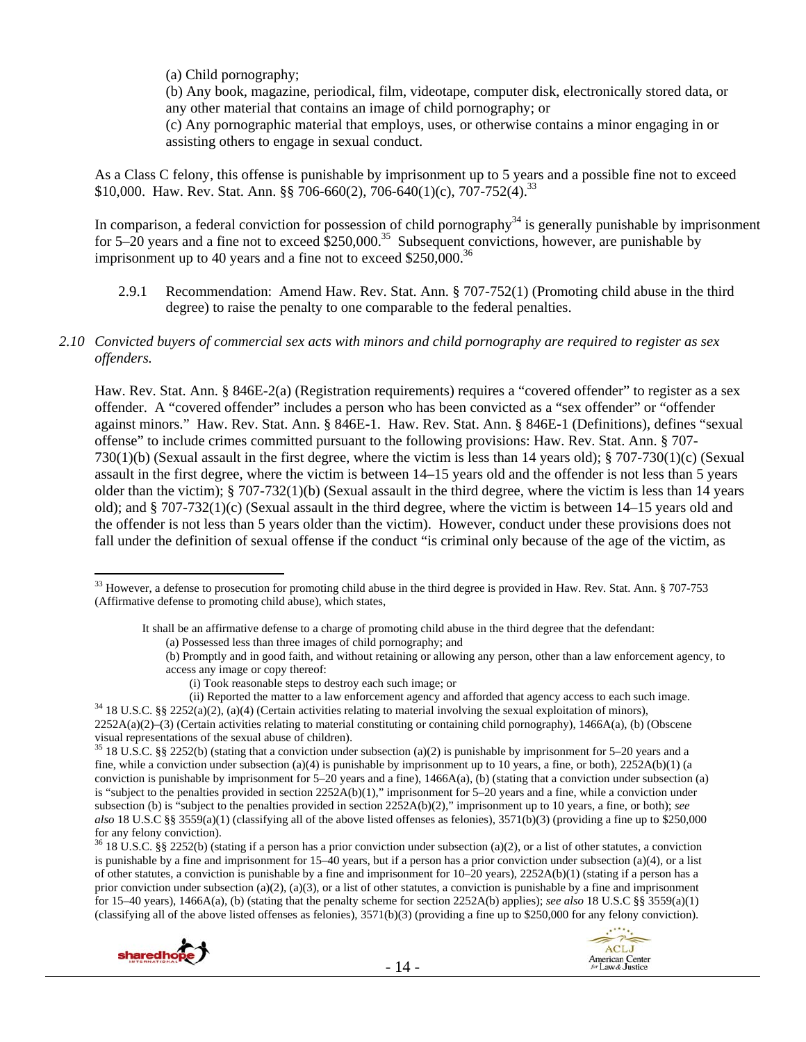(a) Child pornography;
(b) Any book, magazine, periodical, film, videotape, computer disk, electronically stored data, or any other material that contains an image of child pornography; or
(c) Any pornographic material that employs, uses, or otherwise contains a minor engaging in or assisting others to engage in sexual conduct.

As a Class C felony, this offense is punishable by imprisonment up to 5 years and a possible fine not to exceed $10,000. Haw. Rev. Stat. Ann. §§ 706-660(2), 706-640(1)(c), 707-752(4).[33]

In comparison, a federal conviction for possession of child pornography[34] is generally punishable by imprisonment for 5–20 years and a fine not to exceed $250,000.[35] Subsequent convictions, however, are punishable by imprisonment up to 40 years and a fine not to exceed $250,000.[36]

2.9.1 Recommendation: Amend Haw. Rev. Stat. Ann. § 707-752(1) (Promoting child abuse in the third degree) to raise the penalty to one comparable to the federal penalties.

*2.10 Convicted buyers of commercial sex acts with minors and child pornography are required to register as sex offenders.*

Haw. Rev. Stat. Ann. § 846E-2(a) (Registration requirements) requires a "covered offender" to register as a sex offender. A "covered offender" includes a person who has been convicted as a "sex offender" or "offender against minors." Haw. Rev. Stat. Ann. § 846E-1. Haw. Rev. Stat. Ann. § 846E-1 (Definitions), defines "sexual offense" to include crimes committed pursuant to the following provisions: Haw. Rev. Stat. Ann. § 707-730(1)(b) (Sexual assault in the first degree, where the victim is less than 14 years old); § 707-730(1)(c) (Sexual assault in the first degree, where the victim is between 14–15 years old and the offender is not less than 5 years older than the victim); § 707-732(1)(b) (Sexual assault in the third degree, where the victim is less than 14 years old); and § 707-732(1)(c) (Sexual assault in the third degree, where the victim is between 14–15 years old and the offender is not less than 5 years older than the victim). However, conduct under these provisions does not fall under the definition of sexual offense if the conduct "is criminal only because of the age of the victim, as

---

[33] However, a defense to prosecution for promoting child abuse in the third degree is provided in Haw. Rev. Stat. Ann. § 707-753 (Affirmative defense to promoting child abuse), which states,

> It shall be an affirmative defense to a charge of promoting child abuse in the third degree that the defendant:
> (a) Possessed less than three images of child pornography; and
> (b) Promptly and in good faith, and without retaining or allowing any person, other than a law enforcement agency, to access any image or copy thereof:
> (i) Took reasonable steps to destroy each such image; or
> (ii) Reported the matter to a law enforcement agency and afforded that agency access to each such image.

[34] 18 U.S.C. §§ 2252(a)(2), (a)(4) (Certain activities relating to material involving the sexual exploitation of minors), 2252A(a)(2)–(3) (Certain activities relating to material constituting or containing child pornography), 1466A(a), (b) (Obscene visual representations of the sexual abuse of children).

[35] 18 U.S.C. §§ 2252(b) (stating that a conviction under subsection (a)(2) is punishable by imprisonment for 5–20 years and a fine, while a conviction under subsection (a)(4) is punishable by imprisonment up to 10 years, a fine, or both), 2252A(b)(1) (a conviction is punishable by imprisonment for 5–20 years and a fine), 1466A(a), (b) (stating that a conviction under subsection (a) is "subject to the penalties provided in section 2252A(b)(1)," imprisonment for 5–20 years and a fine, while a conviction under subsection (b) is "subject to the penalties provided in section 2252A(b)(2)," imprisonment up to 10 years, a fine, or both); *see also* 18 U.S.C §§ 3559(a)(1) (classifying all of the above listed offenses as felonies), 3571(b)(3) (providing a fine up to $250,000 for any felony conviction).

[36] 18 U.S.C. §§ 2252(b) (stating if a person has a prior conviction under subsection (a)(2), or a list of other statutes, a conviction is punishable by a fine and imprisonment for 15–40 years, but if a person has a prior conviction under subsection (a)(4), or a list of other statutes, a conviction is punishable by a fine and imprisonment for 10–20 years), 2252A(b)(1) (stating if a person has a prior conviction under subsection (a)(2), (a)(3), or a list of other statutes, a conviction is punishable by a fine and imprisonment for 15–40 years), 1466A(a), (b) (stating that the penalty scheme for section 2252A(b) applies); *see also* 18 U.S.C §§ 3559(a)(1) (classifying all of the above listed offenses as felonies), 3571(b)(3) (providing a fine up to $250,000 for any felony conviction).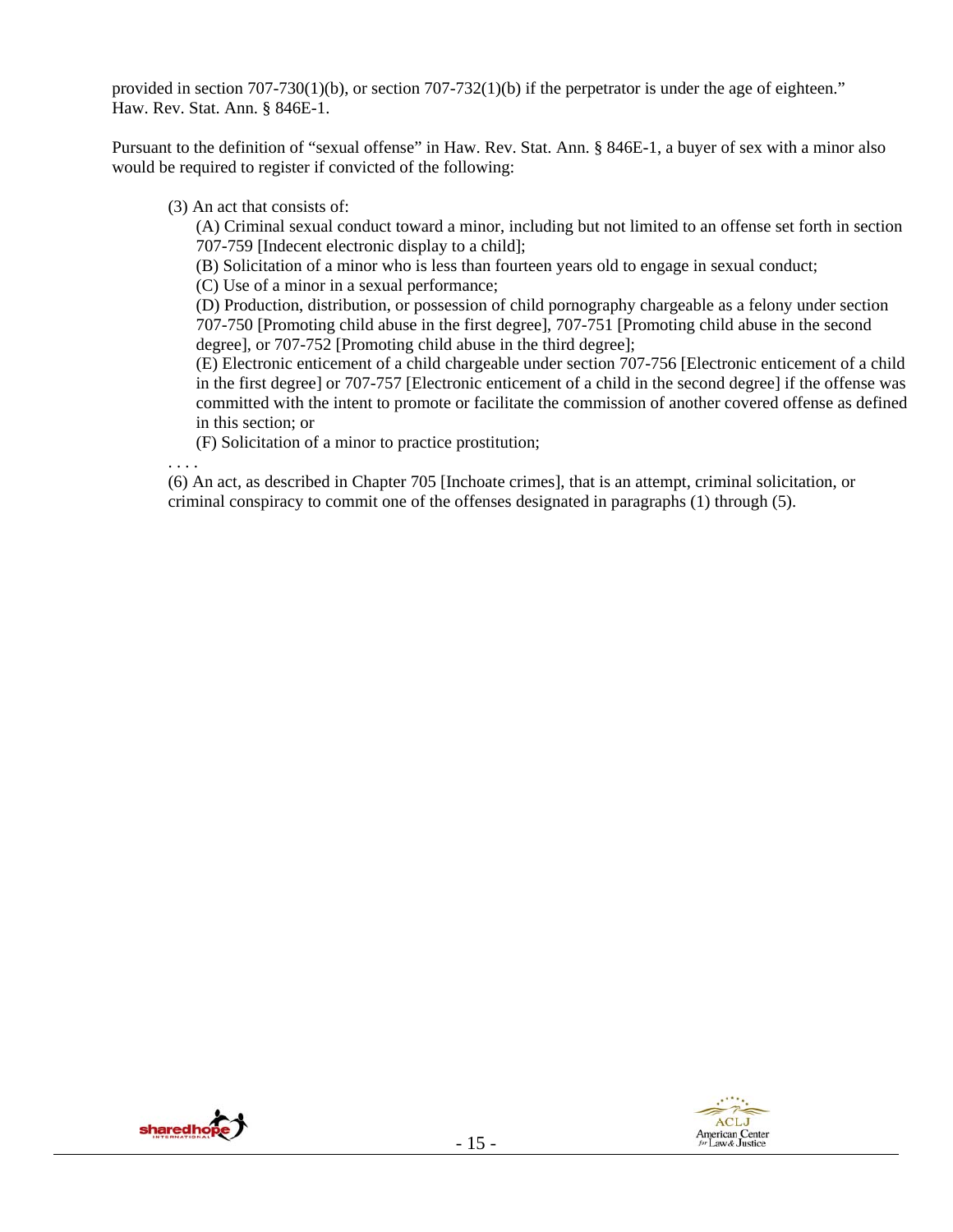provided in section 707-730(1)(b), or section 707-732(1)(b) if the perpetrator is under the age of eighteen." Haw. Rev. Stat. Ann. § 846E-1.

Pursuant to the definition of "sexual offense" in Haw. Rev. Stat. Ann. § 846E-1, a buyer of sex with a minor also would be required to register if convicted of the following:

> (3) An act that consists of:
>
> (A) Criminal sexual conduct toward a minor, including but not limited to an offense set forth in section 707-759 [Indecent electronic display to a child];
>
> (B) Solicitation of a minor who is less than fourteen years old to engage in sexual conduct;
>
> (C) Use of a minor in a sexual performance;
>
> (D) Production, distribution, or possession of child pornography chargeable as a felony under section 707-750 [Promoting child abuse in the first degree], 707-751 [Promoting child abuse in the second degree], or 707-752 [Promoting child abuse in the third degree];
>
> (E) Electronic enticement of a child chargeable under section 707-756 [Electronic enticement of a child in the first degree] or 707-757 [Electronic enticement of a child in the second degree] if the offense was committed with the intent to promote or facilitate the commission of another covered offense as defined in this section; or
>
> (F) Solicitation of a minor to practice prostitution;
>
> . . . .
>
> (6) An act, as described in Chapter 705 [Inchoate crimes], that is an attempt, criminal solicitation, or criminal conspiracy to commit one of the offenses designated in paragraphs (1) through (5).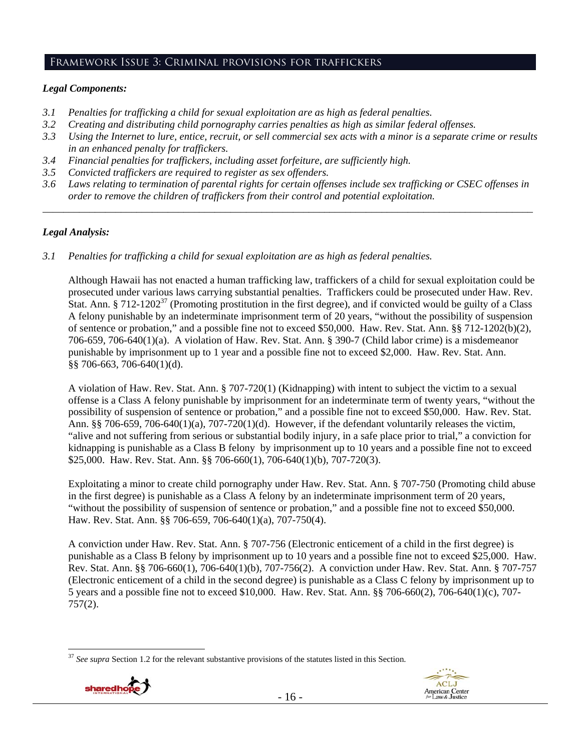## Framework Issue 3: Criminal provisions for traffickers

### *Legal Components:*

*3.1 Penalties for trafficking a child for sexual exploitation are as high as federal penalties.*
*3.2 Creating and distributing child pornography carries penalties as high as similar federal offenses.*
*3.3 Using the Internet to lure, entice, recruit, or sell commercial sex acts with a minor is a separate crime or results in an enhanced penalty for traffickers.*
*3.4 Financial penalties for traffickers, including asset forfeiture, are sufficiently high.*
*3.5 Convicted traffickers are required to register as sex offenders.*
*3.6 Laws relating to termination of parental rights for certain offenses include sex trafficking or CSEC offenses in order to remove the children of traffickers from their control and potential exploitation.*

---

### *Legal Analysis:*

*3.1 Penalties for trafficking a child for sexual exploitation are as high as federal penalties.*

Although Hawaii has not enacted a human trafficking law, traffickers of a child for sexual exploitation could be prosecuted under various laws carrying substantial penalties. Traffickers could be prosecuted under Haw. Rev. Stat. Ann. § 712-1202[37] (Promoting prostitution in the first degree), and if convicted would be guilty of a Class A felony punishable by an indeterminate imprisonment term of 20 years, "without the possibility of suspension of sentence or probation," and a possible fine not to exceed $50,000. Haw. Rev. Stat. Ann. §§ 712-1202(b)(2), 706-659, 706-640(1)(a). A violation of Haw. Rev. Stat. Ann. § 390-7 (Child labor crime) is a misdemeanor punishable by imprisonment up to 1 year and a possible fine not to exceed $2,000. Haw. Rev. Stat. Ann. §§ 706-663, 706-640(1)(d).

A violation of Haw. Rev. Stat. Ann. § 707-720(1) (Kidnapping) with intent to subject the victim to a sexual offense is a Class A felony punishable by imprisonment for an indeterminate term of twenty years, "without the possibility of suspension of sentence or probation," and a possible fine not to exceed $50,000. Haw. Rev. Stat. Ann. §§ 706-659, 706-640(1)(a), 707-720(1)(d). However, if the defendant voluntarily releases the victim, "alive and not suffering from serious or substantial bodily injury, in a safe place prior to trial," a conviction for kidnapping is punishable as a Class B felony by imprisonment up to 10 years and a possible fine not to exceed $25,000. Haw. Rev. Stat. Ann. §§ 706-660(1), 706-640(1)(b), 707-720(3).

Exploitating a minor to create child pornography under Haw. Rev. Stat. Ann. § 707-750 (Promoting child abuse in the first degree) is punishable as a Class A felony by an indeterminate imprisonment term of 20 years, "without the possibility of suspension of sentence or probation," and a possible fine not to exceed $50,000. Haw. Rev. Stat. Ann. §§ 706-659, 706-640(1)(a), 707-750(4).

A conviction under Haw. Rev. Stat. Ann. § 707-756 (Electronic enticement of a child in the first degree) is punishable as a Class B felony by imprisonment up to 10 years and a possible fine not to exceed $25,000. Haw. Rev. Stat. Ann. §§ 706-660(1), 706-640(1)(b), 707-756(2). A conviction under Haw. Rev. Stat. Ann. § 707-757 (Electronic enticement of a child in the second degree) is punishable as a Class C felony by imprisonment up to 5 years and a possible fine not to exceed $10,000. Haw. Rev. Stat. Ann. §§ 706-660(2), 706-640(1)(c), 707-757(2).

---

[37] *See supra* Section 1.2 for the relevant substantive provisions of the statutes listed in this Section.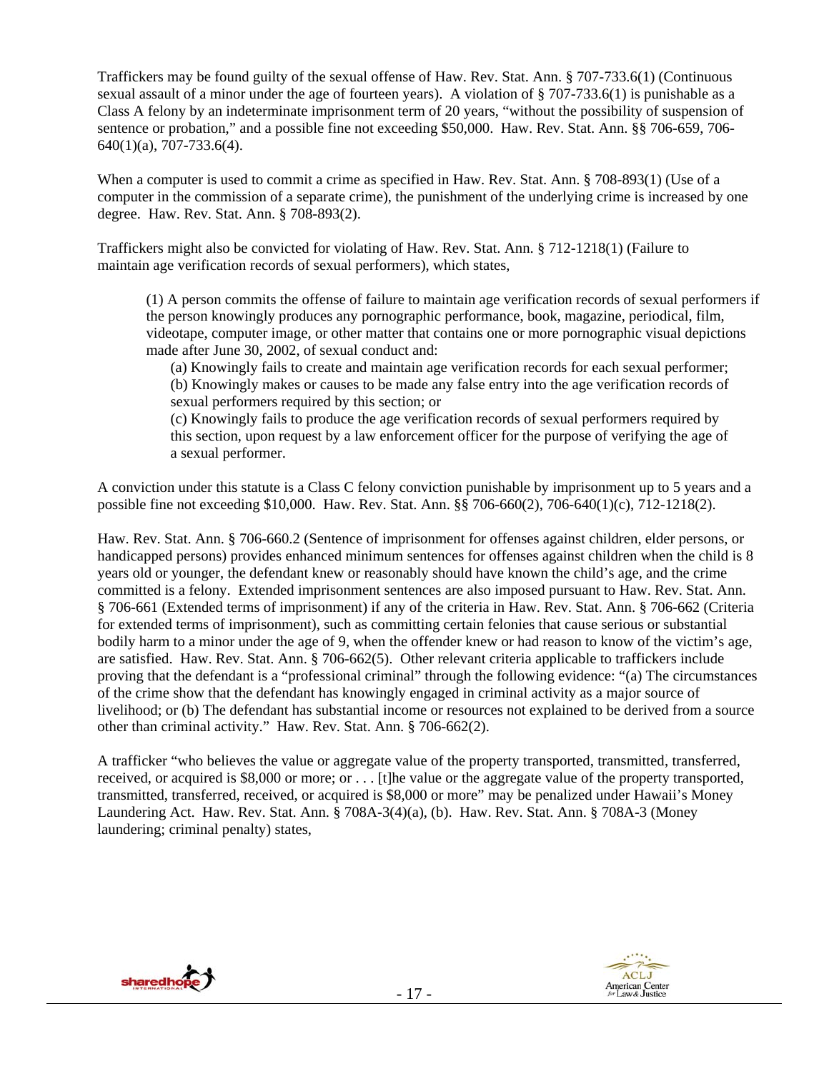Traffickers may be found guilty of the sexual offense of Haw. Rev. Stat. Ann. § 707-733.6(1) (Continuous sexual assault of a minor under the age of fourteen years). A violation of § 707-733.6(1) is punishable as a Class A felony by an indeterminate imprisonment term of 20 years, "without the possibility of suspension of sentence or probation," and a possible fine not exceeding $50,000. Haw. Rev. Stat. Ann. §§ 706-659, 706-640(1)(a), 707-733.6(4).

When a computer is used to commit a crime as specified in Haw. Rev. Stat. Ann. § 708-893(1) (Use of a computer in the commission of a separate crime), the punishment of the underlying crime is increased by one degree. Haw. Rev. Stat. Ann. § 708-893(2).

Traffickers might also be convicted for violating of Haw. Rev. Stat. Ann. § 712-1218(1) (Failure to maintain age verification records of sexual performers), which states,

> (1) A person commits the offense of failure to maintain age verification records of sexual performers if the person knowingly produces any pornographic performance, book, magazine, periodical, film, videotape, computer image, or other matter that contains one or more pornographic visual depictions made after June 30, 2002, of sexual conduct and:
>
> (a) Knowingly fails to create and maintain age verification records for each sexual performer;
> (b) Knowingly makes or causes to be made any false entry into the age verification records of sexual performers required by this section; or
> (c) Knowingly fails to produce the age verification records of sexual performers required by this section, upon request by a law enforcement officer for the purpose of verifying the age of a sexual performer.

A conviction under this statute is a Class C felony conviction punishable by imprisonment up to 5 years and a possible fine not exceeding $10,000. Haw. Rev. Stat. Ann. §§ 706-660(2), 706-640(1)(c), 712-1218(2).

Haw. Rev. Stat. Ann. § 706-660.2 (Sentence of imprisonment for offenses against children, elder persons, or handicapped persons) provides enhanced minimum sentences for offenses against children when the child is 8 years old or younger, the defendant knew or reasonably should have known the child's age, and the crime committed is a felony. Extended imprisonment sentences are also imposed pursuant to Haw. Rev. Stat. Ann. § 706-661 (Extended terms of imprisonment) if any of the criteria in Haw. Rev. Stat. Ann. § 706-662 (Criteria for extended terms of imprisonment), such as committing certain felonies that cause serious or substantial bodily harm to a minor under the age of 9, when the offender knew or had reason to know of the victim's age, are satisfied. Haw. Rev. Stat. Ann. § 706-662(5). Other relevant criteria applicable to traffickers include proving that the defendant is a "professional criminal" through the following evidence: "(a) The circumstances of the crime show that the defendant has knowingly engaged in criminal activity as a major source of livelihood; or (b) The defendant has substantial income or resources not explained to be derived from a source other than criminal activity." Haw. Rev. Stat. Ann. § 706-662(2).

A trafficker "who believes the value or aggregate value of the property transported, transmitted, transferred, received, or acquired is $8,000 or more; or . . . [t]he value or the aggregate value of the property transported, transmitted, transferred, received, or acquired is $8,000 or more" may be penalized under Hawaii's Money Laundering Act. Haw. Rev. Stat. Ann. § 708A-3(4)(a), (b). Haw. Rev. Stat. Ann. § 708A-3 (Money laundering; criminal penalty) states,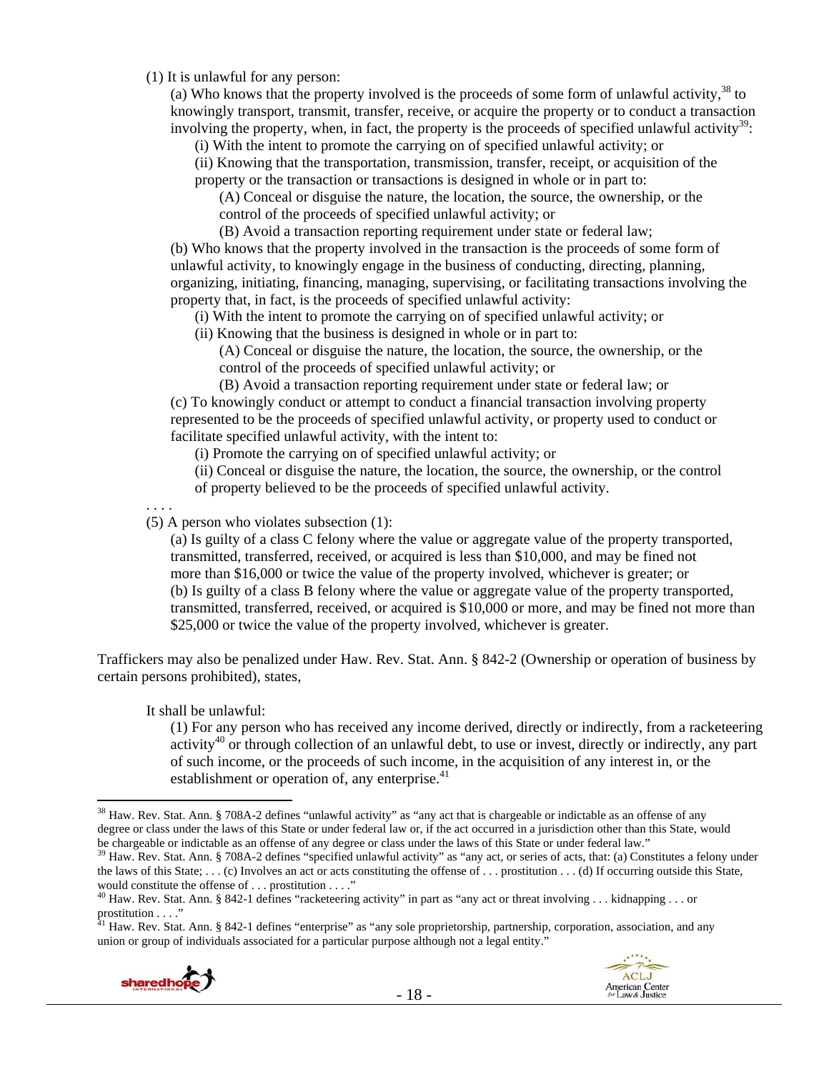(1) It is unlawful for any person:

(a) Who knows that the property involved is the proceeds of some form of unlawful activity,[38] to knowingly transport, transmit, transfer, receive, or acquire the property or to conduct a transaction involving the property, when, in fact, the property is the proceeds of specified unlawful activity[39]:

(i) With the intent to promote the carrying on of specified unlawful activity; or

(ii) Knowing that the transportation, transmission, transfer, receipt, or acquisition of the property or the transaction or transactions is designed in whole or in part to:

(A) Conceal or disguise the nature, the location, the source, the ownership, or the control of the proceeds of specified unlawful activity; or

(B) Avoid a transaction reporting requirement under state or federal law;

(b) Who knows that the property involved in the transaction is the proceeds of some form of unlawful activity, to knowingly engage in the business of conducting, directing, planning, organizing, initiating, financing, managing, supervising, or facilitating transactions involving the property that, in fact, is the proceeds of specified unlawful activity:

(i) With the intent to promote the carrying on of specified unlawful activity; or

(ii) Knowing that the business is designed in whole or in part to:

(A) Conceal or disguise the nature, the location, the source, the ownership, or the control of the proceeds of specified unlawful activity; or

(B) Avoid a transaction reporting requirement under state or federal law; or

(c) To knowingly conduct or attempt to conduct a financial transaction involving property represented to be the proceeds of specified unlawful activity, or property used to conduct or facilitate specified unlawful activity, with the intent to:

(i) Promote the carrying on of specified unlawful activity; or

(ii) Conceal or disguise the nature, the location, the source, the ownership, or the control of property believed to be the proceeds of specified unlawful activity.

. . . .

(5) A person who violates subsection (1):

(a) Is guilty of a class C felony where the value or aggregate value of the property transported, transmitted, transferred, received, or acquired is less than $10,000, and may be fined not more than $16,000 or twice the value of the property involved, whichever is greater; or

(b) Is guilty of a class B felony where the value or aggregate value of the property transported, transmitted, transferred, received, or acquired is $10,000 or more, and may be fined not more than $25,000 or twice the value of the property involved, whichever is greater.

Traffickers may also be penalized under Haw. Rev. Stat. Ann. § 842-2 (Ownership or operation of business by certain persons prohibited), states,

It shall be unlawful:

(1) For any person who has received any income derived, directly or indirectly, from a racketeering activity[40] or through collection of an unlawful debt, to use or invest, directly or indirectly, any part of such income, or the proceeds of such income, in the acquisition of any interest in, or the establishment or operation of, any enterprise.[41]

---

[38] Haw. Rev. Stat. Ann. § 708A-2 defines "unlawful activity" as "any act that is chargeable or indictable as an offense of any degree or class under the laws of this State or under federal law or, if the act occurred in a jurisdiction other than this State, would be chargeable or indictable as an offense of any degree or class under the laws of this State or under federal law."

[39] Haw. Rev. Stat. Ann. § 708A-2 defines "specified unlawful activity" as "any act, or series of acts, that: (a) Constitutes a felony under the laws of this State; . . . (c) Involves an act or acts constituting the offense of . . . prostitution . . . (d) If occurring outside this State, would constitute the offense of . . . prostitution . . . ."

[40] Haw. Rev. Stat. Ann. § 842-1 defines "racketeering activity" in part as "any act or threat involving . . . kidnapping . . . or prostitution . . . ."

[41] Haw. Rev. Stat. Ann. § 842-1 defines "enterprise" as "any sole proprietorship, partnership, corporation, association, and any union or group of individuals associated for a particular purpose although not a legal entity."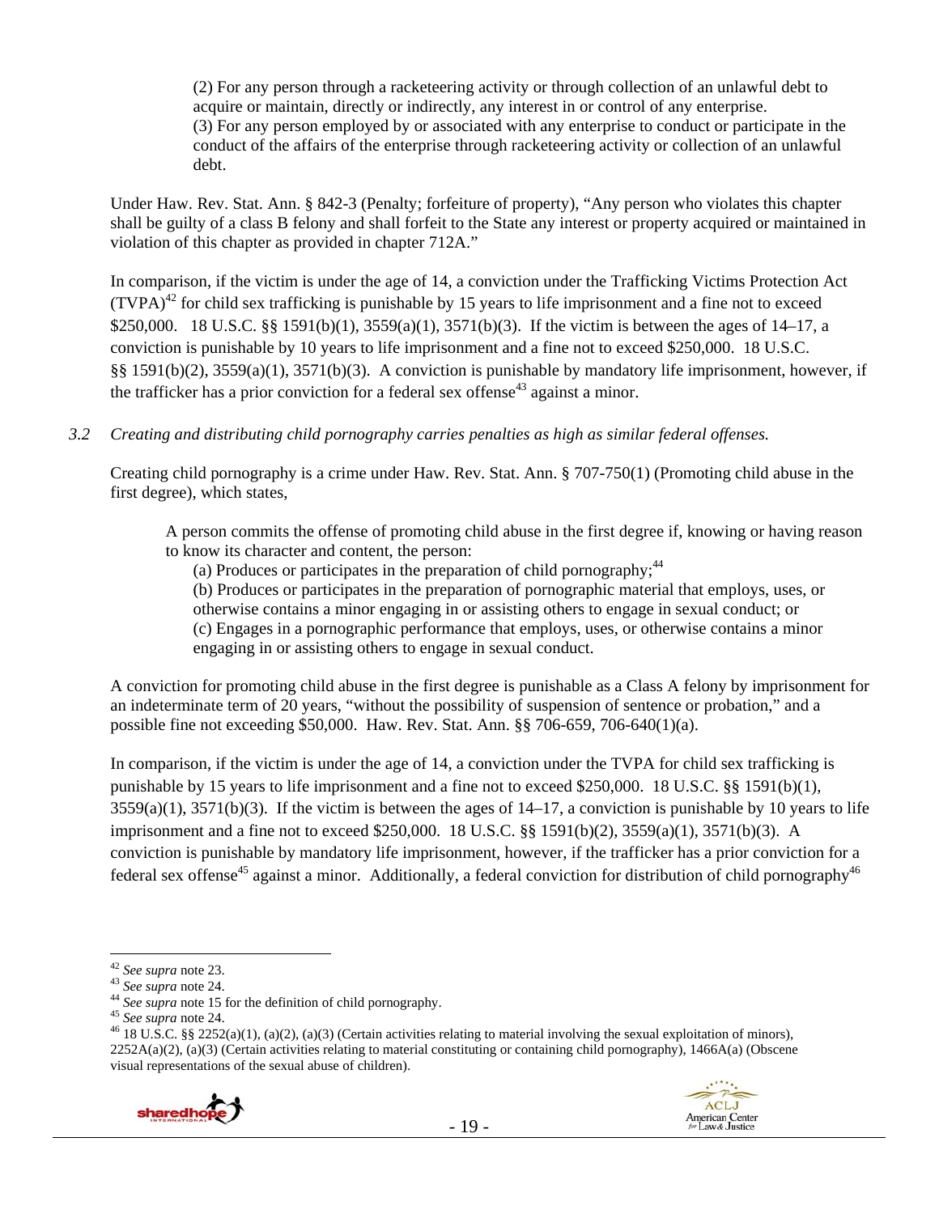> (2) For any person through a racketeering activity or through collection of an unlawful debt to acquire or maintain, directly or indirectly, any interest in or control of any enterprise.
> (3) For any person employed by or associated with any enterprise to conduct or participate in the conduct of the affairs of the enterprise through racketeering activity or collection of an unlawful debt.

Under Haw. Rev. Stat. Ann. § 842-3 (Penalty; forfeiture of property), "Any person who violates this chapter shall be guilty of a class B felony and shall forfeit to the State any interest or property acquired or maintained in violation of this chapter as provided in chapter 712A."

In comparison, if the victim is under the age of 14, a conviction under the Trafficking Victims Protection Act (TVPA)[42] for child sex trafficking is punishable by 15 years to life imprisonment and a fine not to exceed $250,000. 18 U.S.C. §§ 1591(b)(1), 3559(a)(1), 3571(b)(3). If the victim is between the ages of 14–17, a conviction is punishable by 10 years to life imprisonment and a fine not to exceed $250,000. 18 U.S.C. §§ 1591(b)(2), 3559(a)(1), 3571(b)(3). A conviction is punishable by mandatory life imprisonment, however, if the trafficker has a prior conviction for a federal sex offense[43] against a minor.

*3.2 Creating and distributing child pornography carries penalties as high as similar federal offenses.*

Creating child pornography is a crime under Haw. Rev. Stat. Ann. § 707-750(1) (Promoting child abuse in the first degree), which states,

> A person commits the offense of promoting child abuse in the first degree if, knowing or having reason to know its character and content, the person:
> (a) Produces or participates in the preparation of child pornography;[44]
> (b) Produces or participates in the preparation of pornographic material that employs, uses, or otherwise contains a minor engaging in or assisting others to engage in sexual conduct; or
> (c) Engages in a pornographic performance that employs, uses, or otherwise contains a minor engaging in or assisting others to engage in sexual conduct.

A conviction for promoting child abuse in the first degree is punishable as a Class A felony by imprisonment for an indeterminate term of 20 years, "without the possibility of suspension of sentence or probation," and a possible fine not exceeding $50,000. Haw. Rev. Stat. Ann. §§ 706-659, 706-640(1)(a).

In comparison, if the victim is under the age of 14, a conviction under the TVPA for child sex trafficking is punishable by 15 years to life imprisonment and a fine not to exceed $250,000. 18 U.S.C. §§ 1591(b)(1), 3559(a)(1), 3571(b)(3). If the victim is between the ages of 14–17, a conviction is punishable by 10 years to life imprisonment and a fine not to exceed $250,000. 18 U.S.C. §§ 1591(b)(2), 3559(a)(1), 3571(b)(3). A conviction is punishable by mandatory life imprisonment, however, if the trafficker has a prior conviction for a federal sex offense[45] against a minor. Additionally, a federal conviction for distribution of child pornography[46]

---

[42] *See supra* note 23.
[43] *See supra* note 24.
[44] *See supra* note 15 for the definition of child pornography.
[45] *See supra* note 24.
[46] 18 U.S.C. §§ 2252(a)(1), (a)(2), (a)(3) (Certain activities relating to material involving the sexual exploitation of minors), 2252A(a)(2), (a)(3) (Certain activities relating to material constituting or containing child pornography), 1466A(a) (Obscene visual representations of the sexual abuse of children).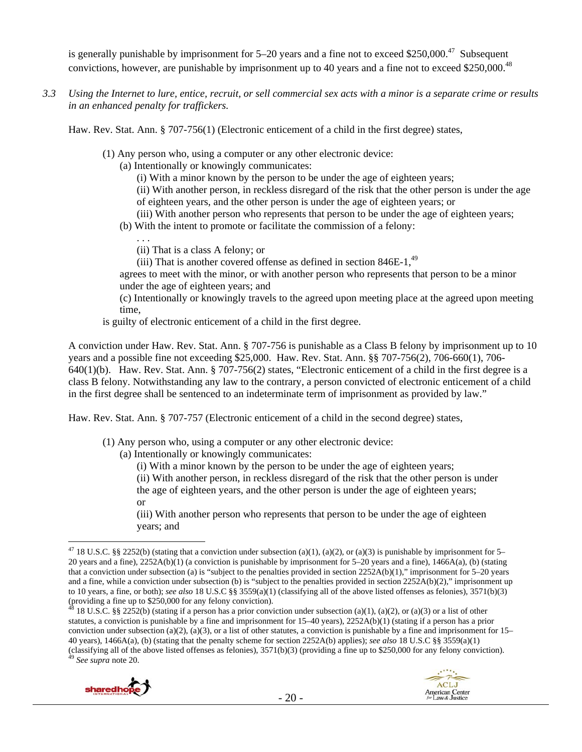is generally punishable by imprisonment for 5–20 years and a fine not to exceed $250,000.[47] Subsequent convictions, however, are punishable by imprisonment up to 40 years and a fine not to exceed $250,000.[48]

*3.3 Using the Internet to lure, entice, recruit, or sell commercial sex acts with a minor is a separate crime or results in an enhanced penalty for traffickers.*

Haw. Rev. Stat. Ann. § 707-756(1) (Electronic enticement of a child in the first degree) states,

> (1) Any person who, using a computer or any other electronic device:
> (a) Intentionally or knowingly communicates:
> (i) With a minor known by the person to be under the age of eighteen years;
> (ii) With another person, in reckless disregard of the risk that the other person is under the age of eighteen years, and the other person is under the age of eighteen years; or
> (iii) With another person who represents that person to be under the age of eighteen years;
> (b) With the intent to promote or facilitate the commission of a felony:
> . . .
> (ii) That is a class A felony; or
> (iii) That is another covered offense as defined in section 846E-1,[49]
> agrees to meet with the minor, or with another person who represents that person to be a minor under the age of eighteen years; and
> (c) Intentionally or knowingly travels to the agreed upon meeting place at the agreed upon meeting time,
> is guilty of electronic enticement of a child in the first degree.

A conviction under Haw. Rev. Stat. Ann. § 707-756 is punishable as a Class B felony by imprisonment up to 10 years and a possible fine not exceeding $25,000. Haw. Rev. Stat. Ann. §§ 707-756(2), 706-660(1), 706-640(1)(b). Haw. Rev. Stat. Ann. § 707-756(2) states, "Electronic enticement of a child in the first degree is a class B felony. Notwithstanding any law to the contrary, a person convicted of electronic enticement of a child in the first degree shall be sentenced to an indeterminate term of imprisonment as provided by law."

Haw. Rev. Stat. Ann. § 707-757 (Electronic enticement of a child in the second degree) states,

> (1) Any person who, using a computer or any other electronic device:
> (a) Intentionally or knowingly communicates:
> (i) With a minor known by the person to be under the age of eighteen years;
> (ii) With another person, in reckless disregard of the risk that the other person is under the age of eighteen years, and the other person is under the age of eighteen years; or
> (iii) With another person who represents that person to be under the age of eighteen years; and

---

[47] 18 U.S.C. §§ 2252(b) (stating that a conviction under subsection (a)(1), (a)(2), or (a)(3) is punishable by imprisonment for 5–20 years and a fine), 2252A(b)(1) (a conviction is punishable by imprisonment for 5–20 years and a fine), 1466A(a), (b) (stating that a conviction under subsection (a) is "subject to the penalties provided in section 2252A(b)(1)," imprisonment for 5–20 years and a fine, while a conviction under subsection (b) is "subject to the penalties provided in section 2252A(b)(2)," imprisonment up to 10 years, a fine, or both); *see also* 18 U.S.C §§ 3559(a)(1) (classifying all of the above listed offenses as felonies), 3571(b)(3) (providing a fine up to $250,000 for any felony conviction).

[48] 18 U.S.C. §§ 2252(b) (stating if a person has a prior conviction under subsection (a)(1), (a)(2), or (a)(3) or a list of other statutes, a conviction is punishable by a fine and imprisonment for 15–40 years), 2252A(b)(1) (stating if a person has a prior conviction under subsection (a)(2), (a)(3), or a list of other statutes, a conviction is punishable by a fine and imprisonment for 15–40 years), 1466A(a), (b) (stating that the penalty scheme for section 2252A(b) applies); *see also* 18 U.S.C §§ 3559(a)(1) (classifying all of the above listed offenses as felonies), 3571(b)(3) (providing a fine up to $250,000 for any felony conviction).

[49] *See supra* note 20.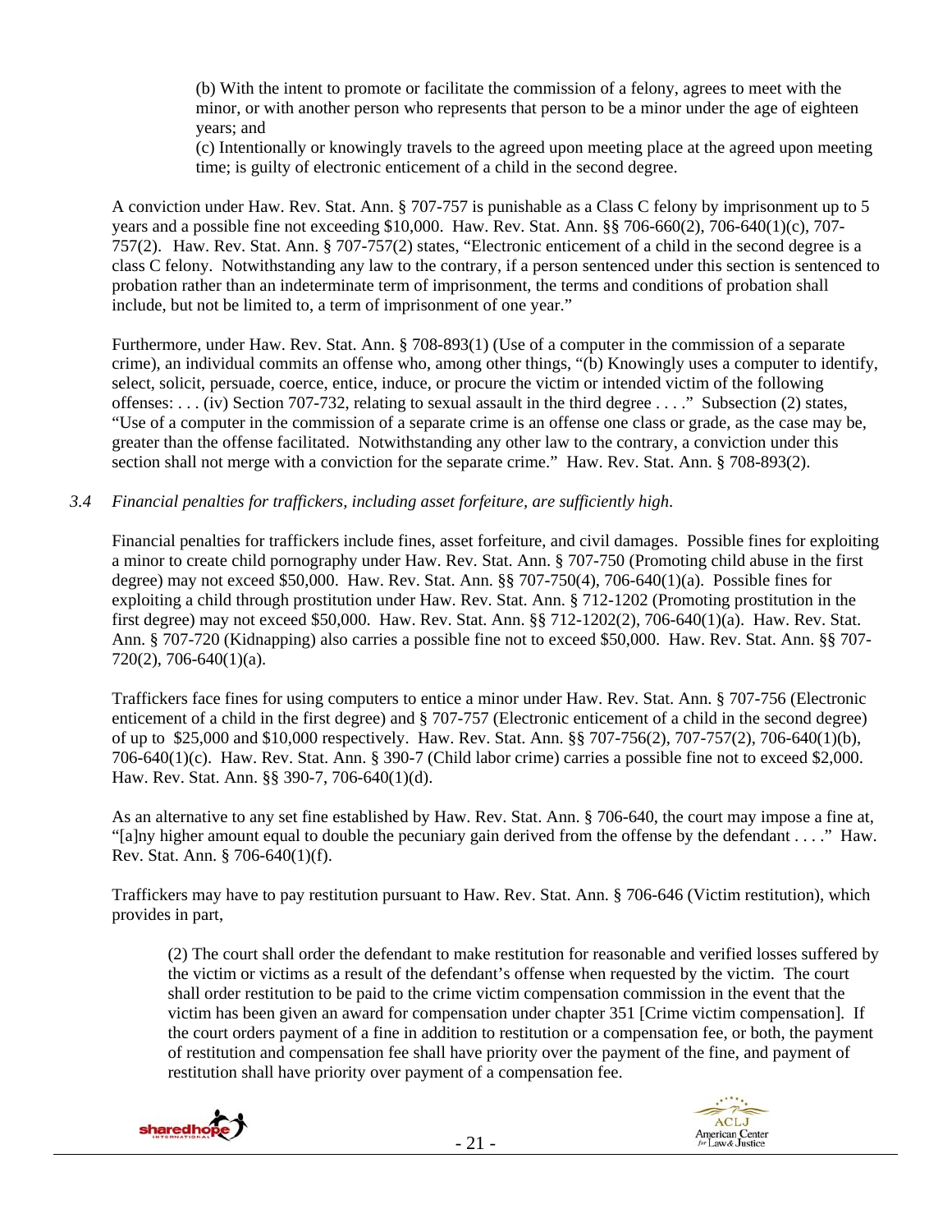> (b) With the intent to promote or facilitate the commission of a felony, agrees to meet with the minor, or with another person who represents that person to be a minor under the age of eighteen years; and
>
> (c) Intentionally or knowingly travels to the agreed upon meeting place at the agreed upon meeting time; is guilty of electronic enticement of a child in the second degree.

A conviction under Haw. Rev. Stat. Ann. § 707-757 is punishable as a Class C felony by imprisonment up to 5 years and a possible fine not exceeding $10,000. Haw. Rev. Stat. Ann. §§ 706-660(2), 706-640(1)(c), 707-757(2). Haw. Rev. Stat. Ann. § 707-757(2) states, "Electronic enticement of a child in the second degree is a class C felony. Notwithstanding any law to the contrary, if a person sentenced under this section is sentenced to probation rather than an indeterminate term of imprisonment, the terms and conditions of probation shall include, but not be limited to, a term of imprisonment of one year."

Furthermore, under Haw. Rev. Stat. Ann. § 708-893(1) (Use of a computer in the commission of a separate crime), an individual commits an offense who, among other things, "(b) Knowingly uses a computer to identify, select, solicit, persuade, coerce, entice, induce, or procure the victim or intended victim of the following offenses: . . . (iv) Section 707-732, relating to sexual assault in the third degree . . . ." Subsection (2) states, "Use of a computer in the commission of a separate crime is an offense one class or grade, as the case may be, greater than the offense facilitated. Notwithstanding any other law to the contrary, a conviction under this section shall not merge with a conviction for the separate crime." Haw. Rev. Stat. Ann. § 708-893(2).

*3.4 Financial penalties for traffickers, including asset forfeiture, are sufficiently high.*

Financial penalties for traffickers include fines, asset forfeiture, and civil damages. Possible fines for exploiting a minor to create child pornography under Haw. Rev. Stat. Ann. § 707-750 (Promoting child abuse in the first degree) may not exceed $50,000. Haw. Rev. Stat. Ann. §§ 707-750(4), 706-640(1)(a). Possible fines for exploiting a child through prostitution under Haw. Rev. Stat. Ann. § 712-1202 (Promoting prostitution in the first degree) may not exceed $50,000. Haw. Rev. Stat. Ann. §§ 712-1202(2), 706-640(1)(a). Haw. Rev. Stat. Ann. § 707-720 (Kidnapping) also carries a possible fine not to exceed $50,000. Haw. Rev. Stat. Ann. §§ 707-720(2), 706-640(1)(a).

Traffickers face fines for using computers to entice a minor under Haw. Rev. Stat. Ann. § 707-756 (Electronic enticement of a child in the first degree) and § 707-757 (Electronic enticement of a child in the second degree) of up to $25,000 and $10,000 respectively. Haw. Rev. Stat. Ann. §§ 707-756(2), 707-757(2), 706-640(1)(b), 706-640(1)(c). Haw. Rev. Stat. Ann. § 390-7 (Child labor crime) carries a possible fine not to exceed $2,000. Haw. Rev. Stat. Ann. §§ 390-7, 706-640(1)(d).

As an alternative to any set fine established by Haw. Rev. Stat. Ann. § 706-640, the court may impose a fine at, "[a]ny higher amount equal to double the pecuniary gain derived from the offense by the defendant . . . ." Haw. Rev. Stat. Ann. § 706-640(1)(f).

Traffickers may have to pay restitution pursuant to Haw. Rev. Stat. Ann. § 706-646 (Victim restitution), which provides in part,

> (2) The court shall order the defendant to make restitution for reasonable and verified losses suffered by the victim or victims as a result of the defendant's offense when requested by the victim. The court shall order restitution to be paid to the crime victim compensation commission in the event that the victim has been given an award for compensation under chapter 351 [Crime victim compensation]. If the court orders payment of a fine in addition to restitution or a compensation fee, or both, the payment of restitution and compensation fee shall have priority over the payment of the fine, and payment of restitution shall have priority over payment of a compensation fee.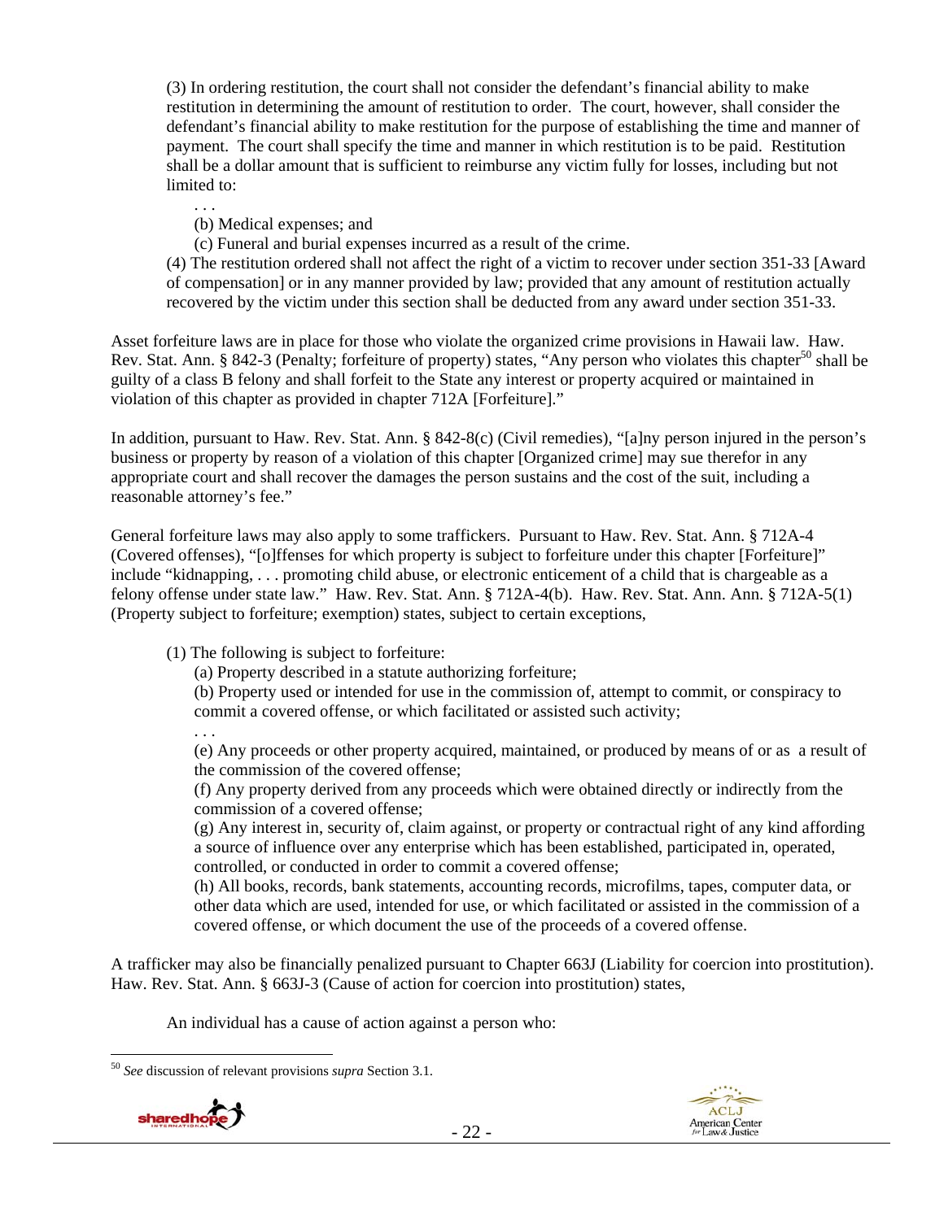(3) In ordering restitution, the court shall not consider the defendant's financial ability to make restitution in determining the amount of restitution to order. The court, however, shall consider the defendant's financial ability to make restitution for the purpose of establishing the time and manner of payment. The court shall specify the time and manner in which restitution is to be paid. Restitution shall be a dollar amount that is sufficient to reimburse any victim fully for losses, including but not limited to:

> . . .
>
> (b) Medical expenses; and
>
> (c) Funeral and burial expenses incurred as a result of the crime.

(4) The restitution ordered shall not affect the right of a victim to recover under section 351-33 [Award of compensation] or in any manner provided by law; provided that any amount of restitution actually recovered by the victim under this section shall be deducted from any award under section 351-33.

Asset forfeiture laws are in place for those who violate the organized crime provisions in Hawaii law. Haw. Rev. Stat. Ann. § 842-3 (Penalty; forfeiture of property) states, "Any person who violates this chapter[50] shall be guilty of a class B felony and shall forfeit to the State any interest or property acquired or maintained in violation of this chapter as provided in chapter 712A [Forfeiture]."

In addition, pursuant to Haw. Rev. Stat. Ann. § 842-8(c) (Civil remedies), "[a]ny person injured in the person's business or property by reason of a violation of this chapter [Organized crime] may sue therefor in any appropriate court and shall recover the damages the person sustains and the cost of the suit, including a reasonable attorney's fee."

General forfeiture laws may also apply to some traffickers. Pursuant to Haw. Rev. Stat. Ann. § 712A-4 (Covered offenses), "[o]ffenses for which property is subject to forfeiture under this chapter [Forfeiture]" include "kidnapping, . . . promoting child abuse, or electronic enticement of a child that is chargeable as a felony offense under state law." Haw. Rev. Stat. Ann. § 712A-4(b). Haw. Rev. Stat. Ann. Ann. § 712A-5(1) (Property subject to forfeiture; exemption) states, subject to certain exceptions,

> (1) The following is subject to forfeiture:
>
> (a) Property described in a statute authorizing forfeiture;
>
> (b) Property used or intended for use in the commission of, attempt to commit, or conspiracy to commit a covered offense, or which facilitated or assisted such activity;
>
> . . .
>
> (e) Any proceeds or other property acquired, maintained, or produced by means of or as a result of the commission of the covered offense;
>
> (f) Any property derived from any proceeds which were obtained directly or indirectly from the commission of a covered offense;
>
> (g) Any interest in, security of, claim against, or property or contractual right of any kind affording a source of influence over any enterprise which has been established, participated in, operated, controlled, or conducted in order to commit a covered offense;
>
> (h) All books, records, bank statements, accounting records, microfilms, tapes, computer data, or other data which are used, intended for use, or which facilitated or assisted in the commission of a covered offense, or which document the use of the proceeds of a covered offense.

A trafficker may also be financially penalized pursuant to Chapter 663J (Liability for coercion into prostitution). Haw. Rev. Stat. Ann. § 663J-3 (Cause of action for coercion into prostitution) states,

> An individual has a cause of action against a person who:

---

[50] *See* discussion of relevant provisions *supra* Section 3.1.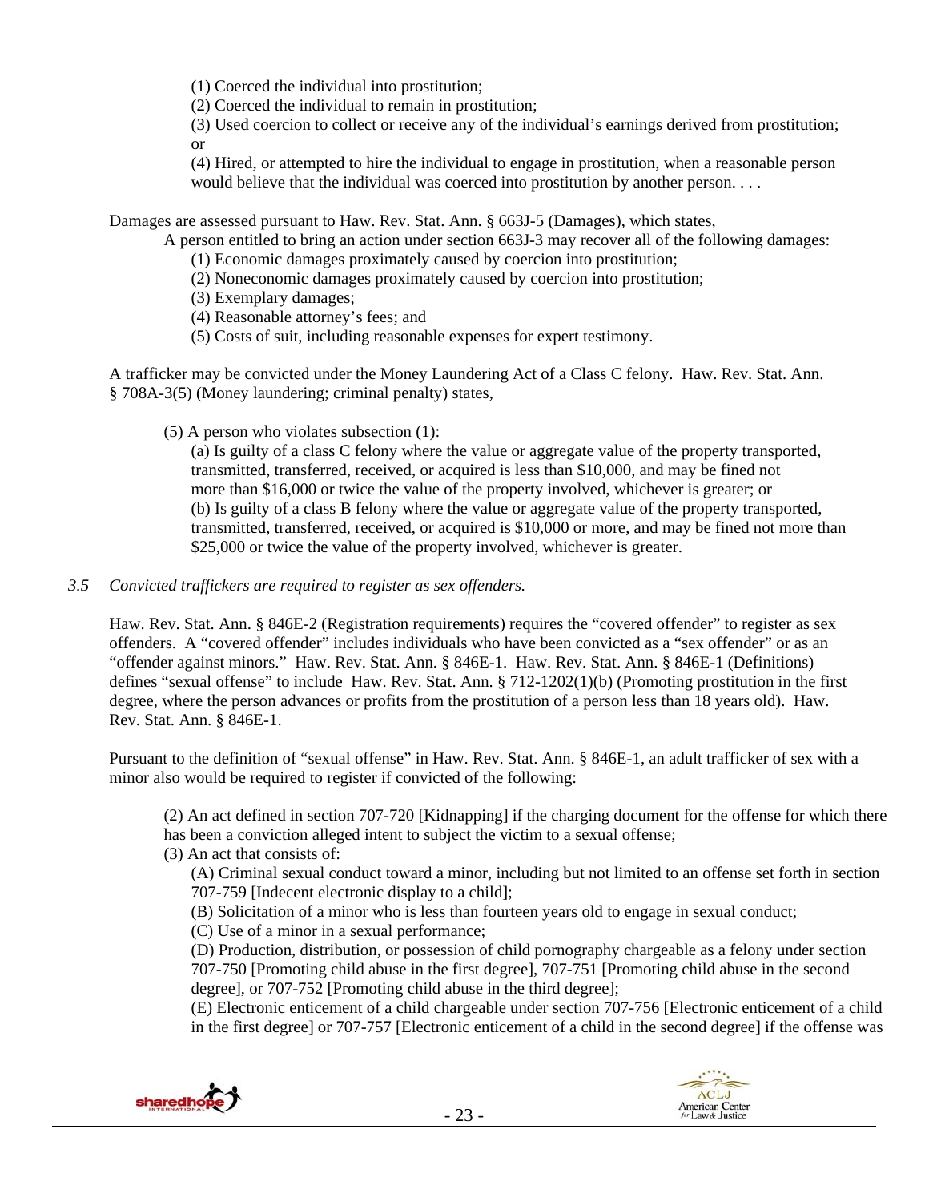(1) Coerced the individual into prostitution;

(2) Coerced the individual to remain in prostitution;

(3) Used coercion to collect or receive any of the individual's earnings derived from prostitution; or

(4) Hired, or attempted to hire the individual to engage in prostitution, when a reasonable person would believe that the individual was coerced into prostitution by another person. . . .

Damages are assessed pursuant to Haw. Rev. Stat. Ann. § 663J-5 (Damages), which states,

A person entitled to bring an action under section 663J-3 may recover all of the following damages:

(1) Economic damages proximately caused by coercion into prostitution;

(2) Noneconomic damages proximately caused by coercion into prostitution;

(3) Exemplary damages;

(4) Reasonable attorney's fees; and

(5) Costs of suit, including reasonable expenses for expert testimony.

A trafficker may be convicted under the Money Laundering Act of a Class C felony. Haw. Rev. Stat. Ann. § 708A-3(5) (Money laundering; criminal penalty) states,

(5) A person who violates subsection (1):

(a) Is guilty of a class C felony where the value or aggregate value of the property transported, transmitted, transferred, received, or acquired is less than $10,000, and may be fined not more than $16,000 or twice the value of the property involved, whichever is greater; or

(b) Is guilty of a class B felony where the value or aggregate value of the property transported, transmitted, transferred, received, or acquired is $10,000 or more, and may be fined not more than $25,000 or twice the value of the property involved, whichever is greater.

*3.5 Convicted traffickers are required to register as sex offenders.*

Haw. Rev. Stat. Ann. § 846E-2 (Registration requirements) requires the "covered offender" to register as sex offenders. A "covered offender" includes individuals who have been convicted as a "sex offender" or as an "offender against minors." Haw. Rev. Stat. Ann. § 846E-1. Haw. Rev. Stat. Ann. § 846E-1 (Definitions) defines "sexual offense" to include Haw. Rev. Stat. Ann. § 712-1202(1)(b) (Promoting prostitution in the first degree, where the person advances or profits from the prostitution of a person less than 18 years old). Haw. Rev. Stat. Ann. § 846E-1.

Pursuant to the definition of "sexual offense" in Haw. Rev. Stat. Ann. § 846E-1, an adult trafficker of sex with a minor also would be required to register if convicted of the following:

(2) An act defined in section 707-720 [Kidnapping] if the charging document for the offense for which there has been a conviction alleged intent to subject the victim to a sexual offense;

(3) An act that consists of:

(A) Criminal sexual conduct toward a minor, including but not limited to an offense set forth in section 707-759 [Indecent electronic display to a child];

(B) Solicitation of a minor who is less than fourteen years old to engage in sexual conduct;

(C) Use of a minor in a sexual performance;

(D) Production, distribution, or possession of child pornography chargeable as a felony under section 707-750 [Promoting child abuse in the first degree], 707-751 [Promoting child abuse in the second degree], or 707-752 [Promoting child abuse in the third degree];

(E) Electronic enticement of a child chargeable under section 707-756 [Electronic enticement of a child in the first degree] or 707-757 [Electronic enticement of a child in the second degree] if the offense was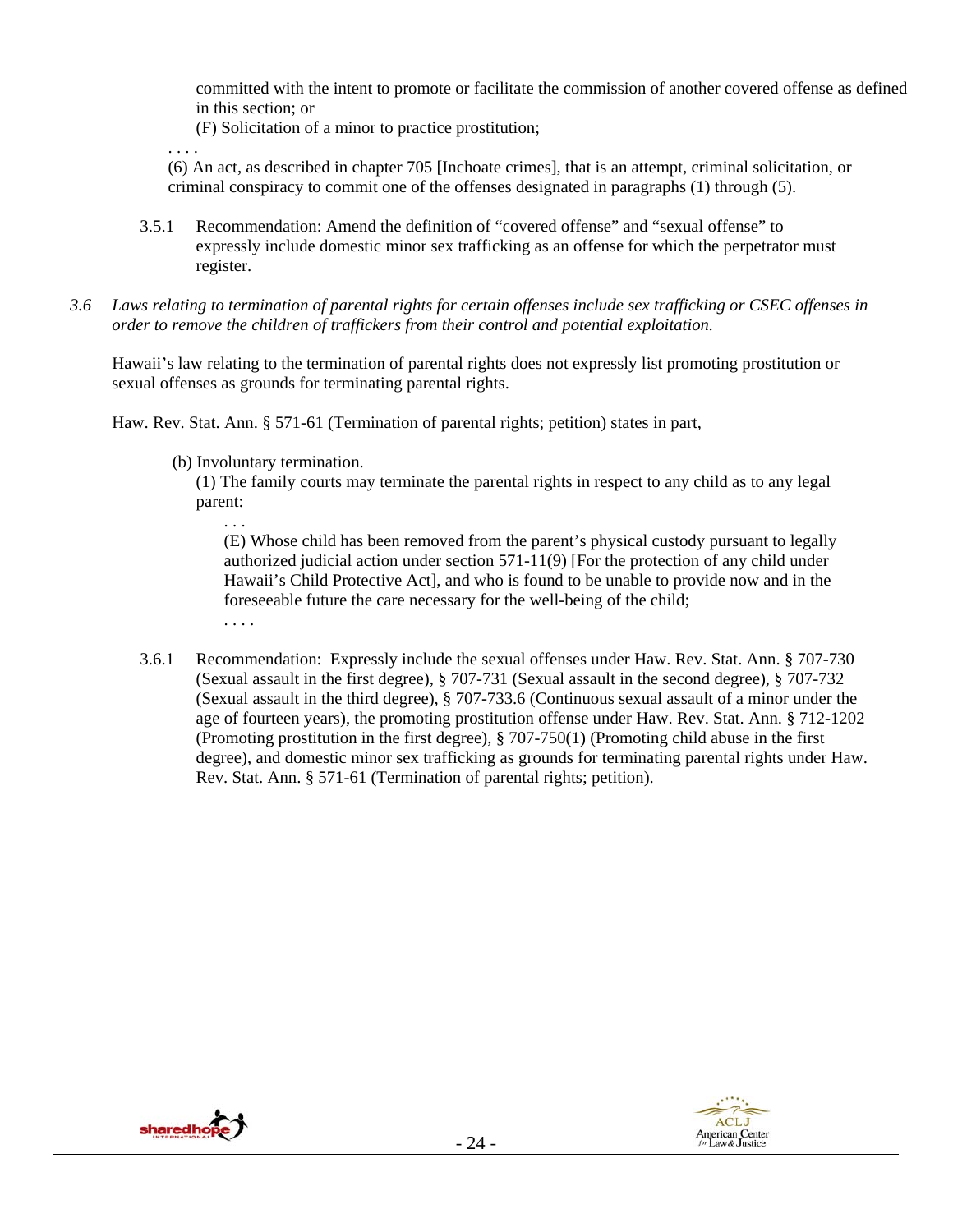committed with the intent to promote or facilitate the commission of another covered offense as defined in this section; or

(F) Solicitation of a minor to practice prostitution;

. . . .

(6) An act, as described in chapter 705 [Inchoate crimes], that is an attempt, criminal solicitation, or criminal conspiracy to commit one of the offenses designated in paragraphs (1) through (5).

3.5.1 Recommendation: Amend the definition of "covered offense" and "sexual offense" to expressly include domestic minor sex trafficking as an offense for which the perpetrator must register.

*3.6 Laws relating to termination of parental rights for certain offenses include sex trafficking or CSEC offenses in order to remove the children of traffickers from their control and potential exploitation.*

Hawaii's law relating to the termination of parental rights does not expressly list promoting prostitution or sexual offenses as grounds for terminating parental rights.

Haw. Rev. Stat. Ann. § 571-61 (Termination of parental rights; petition) states in part,

(b) Involuntary termination.

(1) The family courts may terminate the parental rights in respect to any child as to any legal parent:

. . .

(E) Whose child has been removed from the parent's physical custody pursuant to legally authorized judicial action under section 571-11(9) [For the protection of any child under Hawaii's Child Protective Act], and who is found to be unable to provide now and in the foreseeable future the care necessary for the well-being of the child;

. . . .

3.6.1 Recommendation: Expressly include the sexual offenses under Haw. Rev. Stat. Ann. § 707-730 (Sexual assault in the first degree), § 707-731 (Sexual assault in the second degree), § 707-732 (Sexual assault in the third degree), § 707-733.6 (Continuous sexual assault of a minor under the age of fourteen years), the promoting prostitution offense under Haw. Rev. Stat. Ann. § 712-1202 (Promoting prostitution in the first degree), § 707-750(1) (Promoting child abuse in the first degree), and domestic minor sex trafficking as grounds for terminating parental rights under Haw. Rev. Stat. Ann. § 571-61 (Termination of parental rights; petition).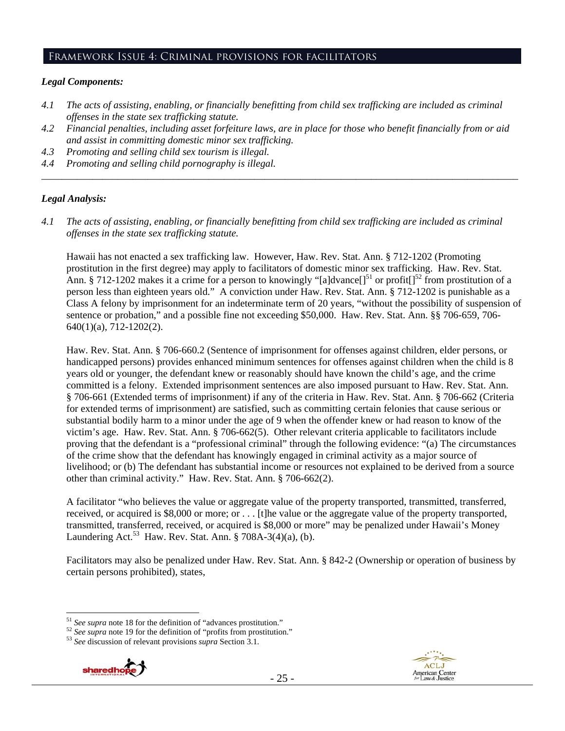## Framework Issue 4: Criminal provisions for facilitators

***Legal Components:***

*4.1 The acts of assisting, enabling, or financially benefitting from child sex trafficking are included as criminal offenses in the state sex trafficking statute.*

*4.2 Financial penalties, including asset forfeiture laws, are in place for those who benefit financially from or aid and assist in committing domestic minor sex trafficking.*

*4.3 Promoting and selling child sex tourism is illegal.*

*4.4 Promoting and selling child pornography is illegal.*

---

***Legal Analysis:***

*4.1 The acts of assisting, enabling, or financially benefitting from child sex trafficking are included as criminal offenses in the state sex trafficking statute.*

Hawaii has not enacted a sex trafficking law. However, Haw. Rev. Stat. Ann. § 712-1202 (Promoting prostitution in the first degree) may apply to facilitators of domestic minor sex trafficking. Haw. Rev. Stat. Ann. § 712-1202 makes it a crime for a person to knowingly "[a]dvance[][51] or profit[][52] from prostitution of a person less than eighteen years old." A conviction under Haw. Rev. Stat. Ann. § 712-1202 is punishable as a Class A felony by imprisonment for an indeterminate term of 20 years, "without the possibility of suspension of sentence or probation," and a possible fine not exceeding $50,000. Haw. Rev. Stat. Ann. §§ 706-659, 706-640(1)(a), 712-1202(2).

Haw. Rev. Stat. Ann. § 706-660.2 (Sentence of imprisonment for offenses against children, elder persons, or handicapped persons) provides enhanced minimum sentences for offenses against children when the child is 8 years old or younger, the defendant knew or reasonably should have known the child's age, and the crime committed is a felony. Extended imprisonment sentences are also imposed pursuant to Haw. Rev. Stat. Ann. § 706-661 (Extended terms of imprisonment) if any of the criteria in Haw. Rev. Stat. Ann. § 706-662 (Criteria for extended terms of imprisonment) are satisfied, such as committing certain felonies that cause serious or substantial bodily harm to a minor under the age of 9 when the offender knew or had reason to know of the victim's age. Haw. Rev. Stat. Ann. § 706-662(5). Other relevant criteria applicable to facilitators include proving that the defendant is a "professional criminal" through the following evidence: "(a) The circumstances of the crime show that the defendant has knowingly engaged in criminal activity as a major source of livelihood; or (b) The defendant has substantial income or resources not explained to be derived from a source other than criminal activity." Haw. Rev. Stat. Ann. § 706-662(2).

A facilitator "who believes the value or aggregate value of the property transported, transmitted, transferred, received, or acquired is $8,000 or more; or . . . [t]he value or the aggregate value of the property transported, transmitted, transferred, received, or acquired is $8,000 or more" may be penalized under Hawaii's Money Laundering Act.[53] Haw. Rev. Stat. Ann. § 708A-3(4)(a), (b).

Facilitators may also be penalized under Haw. Rev. Stat. Ann. § 842-2 (Ownership or operation of business by certain persons prohibited), states,

---

[51] *See supra* note 18 for the definition of "advances prostitution."

[52] *See supra* note 19 for the definition of "profits from prostitution."

[53] *See* discussion of relevant provisions *supra* Section 3.1.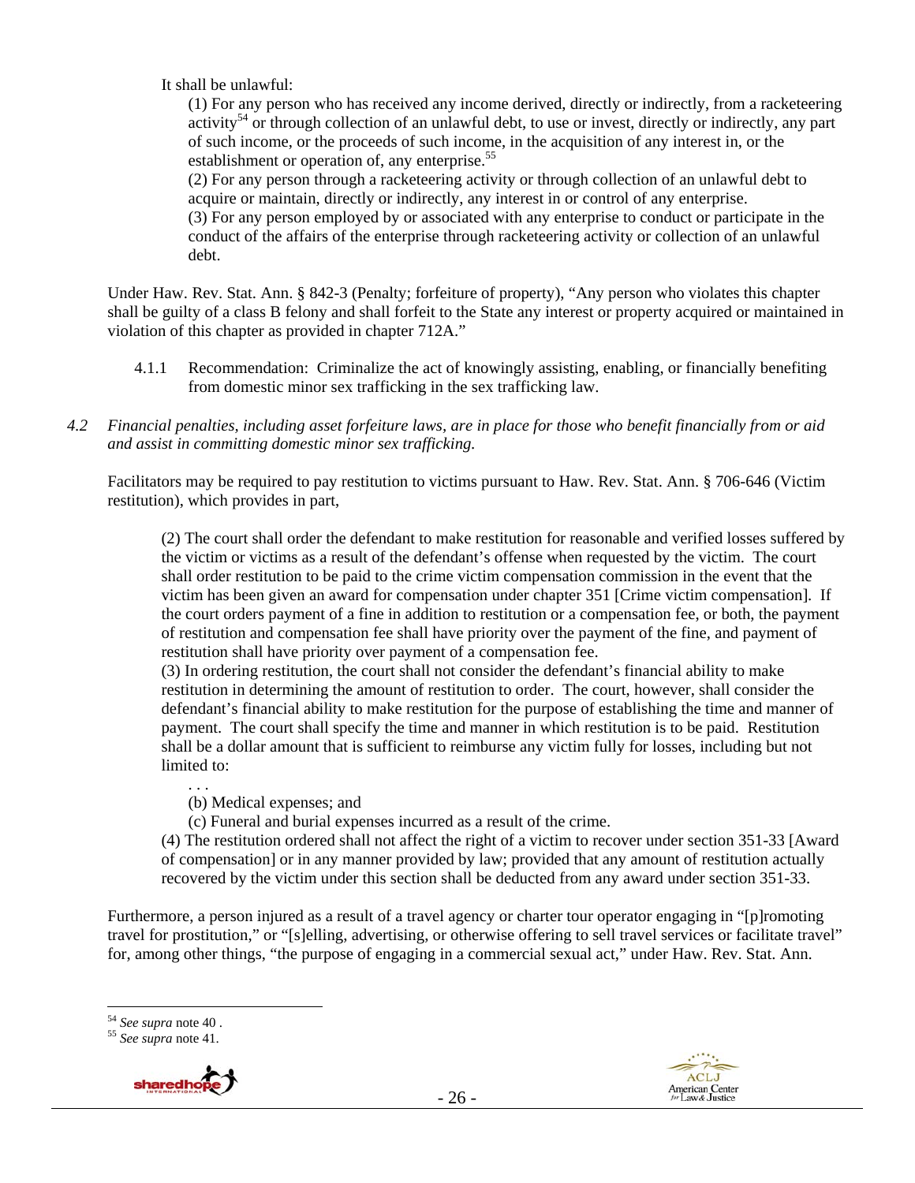It shall be unlawful:

(1) For any person who has received any income derived, directly or indirectly, from a racketeering activity[54] or through collection of an unlawful debt, to use or invest, directly or indirectly, any part of such income, or the proceeds of such income, in the acquisition of any interest in, or the establishment or operation of, any enterprise.[55]

(2) For any person through a racketeering activity or through collection of an unlawful debt to acquire or maintain, directly or indirectly, any interest in or control of any enterprise.

(3) For any person employed by or associated with any enterprise to conduct or participate in the conduct of the affairs of the enterprise through racketeering activity or collection of an unlawful debt.

Under Haw. Rev. Stat. Ann. § 842-3 (Penalty; forfeiture of property), "Any person who violates this chapter shall be guilty of a class B felony and shall forfeit to the State any interest or property acquired or maintained in violation of this chapter as provided in chapter 712A."

4.1.1 Recommendation: Criminalize the act of knowingly assisting, enabling, or financially benefiting from domestic minor sex trafficking in the sex trafficking law.

*4.2 Financial penalties, including asset forfeiture laws, are in place for those who benefit financially from or aid and assist in committing domestic minor sex trafficking.*

Facilitators may be required to pay restitution to victims pursuant to Haw. Rev. Stat. Ann. § 706-646 (Victim restitution), which provides in part,

> (2) The court shall order the defendant to make restitution for reasonable and verified losses suffered by the victim or victims as a result of the defendant's offense when requested by the victim. The court shall order restitution to be paid to the crime victim compensation commission in the event that the victim has been given an award for compensation under chapter 351 [Crime victim compensation]. If the court orders payment of a fine in addition to restitution or a compensation fee, or both, the payment of restitution and compensation fee shall have priority over the payment of the fine, and payment of restitution shall have priority over payment of a compensation fee.
>
> (3) In ordering restitution, the court shall not consider the defendant's financial ability to make restitution in determining the amount of restitution to order. The court, however, shall consider the defendant's financial ability to make restitution for the purpose of establishing the time and manner of payment. The court shall specify the time and manner in which restitution is to be paid. Restitution shall be a dollar amount that is sufficient to reimburse any victim fully for losses, including but not limited to:
>
> . . .
>
> (b) Medical expenses; and
>
> (c) Funeral and burial expenses incurred as a result of the crime.
>
> (4) The restitution ordered shall not affect the right of a victim to recover under section 351-33 [Award of compensation] or in any manner provided by law; provided that any amount of restitution actually recovered by the victim under this section shall be deducted from any award under section 351-33.

Furthermore, a person injured as a result of a travel agency or charter tour operator engaging in "[p]romoting travel for prostitution," or "[s]elling, advertising, or otherwise offering to sell travel services or facilitate travel" for, among other things, "the purpose of engaging in a commercial sexual act," under Haw. Rev. Stat. Ann.

---

[54] *See supra* note 40 .

[55] *See supra* note 41.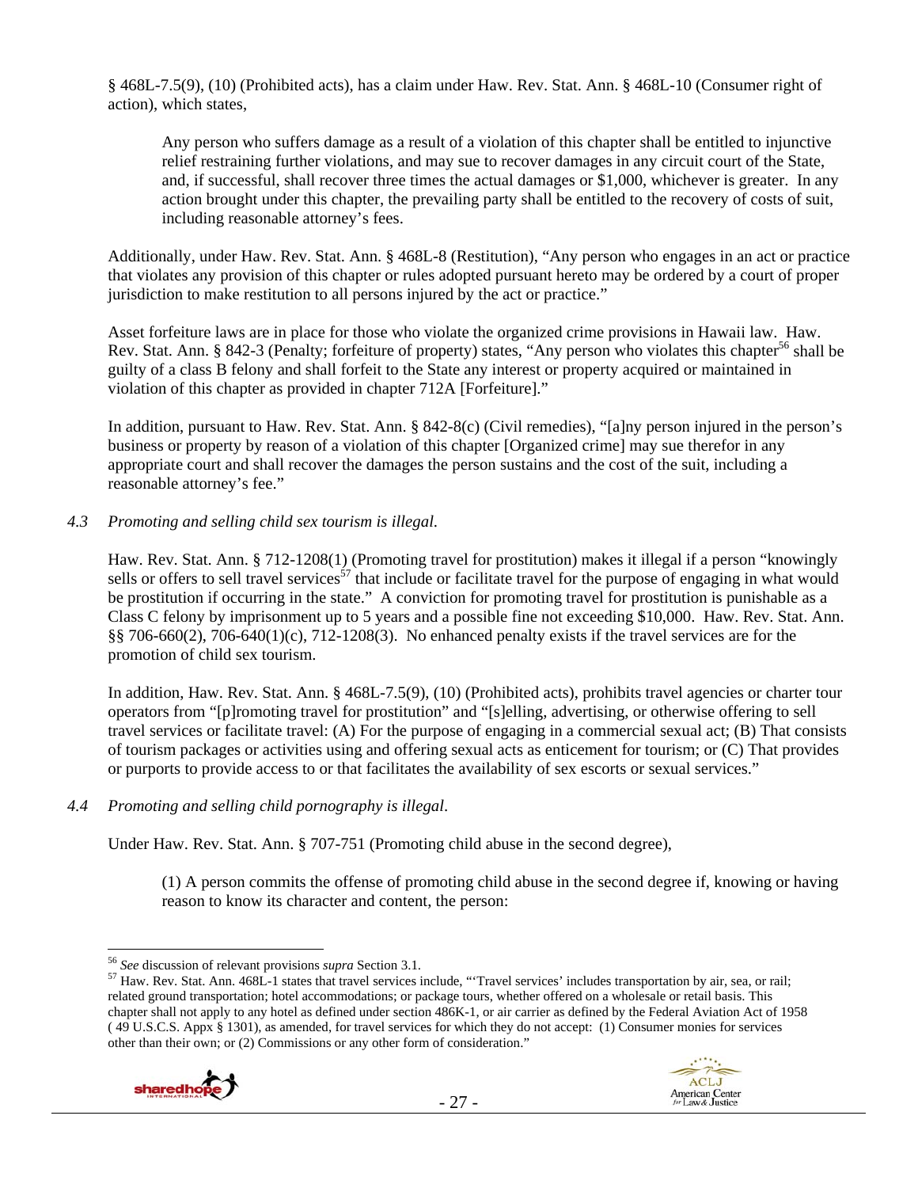§ 468L-7.5(9), (10) (Prohibited acts), has a claim under Haw. Rev. Stat. Ann. § 468L-10 (Consumer right of action), which states,

> Any person who suffers damage as a result of a violation of this chapter shall be entitled to injunctive relief restraining further violations, and may sue to recover damages in any circuit court of the State, and, if successful, shall recover three times the actual damages or $1,000, whichever is greater. In any action brought under this chapter, the prevailing party shall be entitled to the recovery of costs of suit, including reasonable attorney's fees.

Additionally, under Haw. Rev. Stat. Ann. § 468L-8 (Restitution), "Any person who engages in an act or practice that violates any provision of this chapter or rules adopted pursuant hereto may be ordered by a court of proper jurisdiction to make restitution to all persons injured by the act or practice."

Asset forfeiture laws are in place for those who violate the organized crime provisions in Hawaii law. Haw. Rev. Stat. Ann. § 842-3 (Penalty; forfeiture of property) states, "Any person who violates this chapter[56] shall be guilty of a class B felony and shall forfeit to the State any interest or property acquired or maintained in violation of this chapter as provided in chapter 712A [Forfeiture]."

In addition, pursuant to Haw. Rev. Stat. Ann. § 842-8(c) (Civil remedies), "[a]ny person injured in the person's business or property by reason of a violation of this chapter [Organized crime] may sue therefor in any appropriate court and shall recover the damages the person sustains and the cost of the suit, including a reasonable attorney's fee."

### *4.3 Promoting and selling child sex tourism is illegal.*

Haw. Rev. Stat. Ann. § 712-1208(1) (Promoting travel for prostitution) makes it illegal if a person "knowingly sells or offers to sell travel services[57] that include or facilitate travel for the purpose of engaging in what would be prostitution if occurring in the state." A conviction for promoting travel for prostitution is punishable as a Class C felony by imprisonment up to 5 years and a possible fine not exceeding $10,000. Haw. Rev. Stat. Ann. §§ 706-660(2), 706-640(1)(c), 712-1208(3). No enhanced penalty exists if the travel services are for the promotion of child sex tourism.

In addition, Haw. Rev. Stat. Ann. § 468L-7.5(9), (10) (Prohibited acts), prohibits travel agencies or charter tour operators from "[p]romoting travel for prostitution" and "[s]elling, advertising, or otherwise offering to sell travel services or facilitate travel: (A) For the purpose of engaging in a commercial sexual act; (B) That consists of tourism packages or activities using and offering sexual acts as enticement for tourism; or (C) That provides or purports to provide access to or that facilitates the availability of sex escorts or sexual services."

### *4.4 Promoting and selling child pornography is illegal.*

Under Haw. Rev. Stat. Ann. § 707-751 (Promoting child abuse in the second degree),

> (1) A person commits the offense of promoting child abuse in the second degree if, knowing or having reason to know its character and content, the person:

---

[56] *See* discussion of relevant provisions *supra* Section 3.1.

[57] Haw. Rev. Stat. Ann. 468L-1 states that travel services include, "'Travel services' includes transportation by air, sea, or rail; related ground transportation; hotel accommodations; or package tours, whether offered on a wholesale or retail basis. This chapter shall not apply to any hotel as defined under section 486K-1, or air carrier as defined by the Federal Aviation Act of 1958 ( 49 U.S.C.S. Appx § 1301), as amended, for travel services for which they do not accept: (1) Consumer monies for services other than their own; or (2) Commissions or any other form of consideration."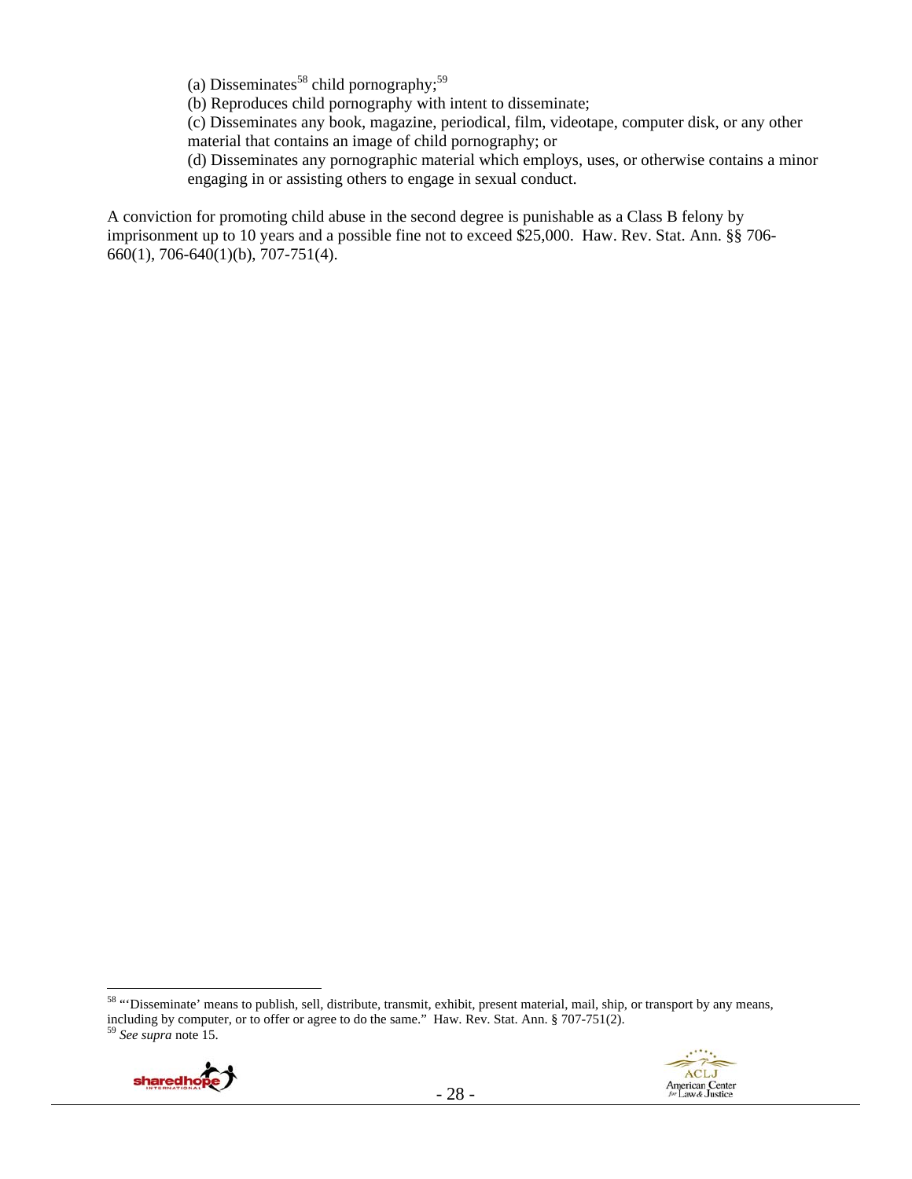(a) Disseminates[58] child pornography;[59]

(b) Reproduces child pornography with intent to disseminate;

(c) Disseminates any book, magazine, periodical, film, videotape, computer disk, or any other material that contains an image of child pornography; or

(d) Disseminates any pornographic material which employs, uses, or otherwise contains a minor engaging in or assisting others to engage in sexual conduct.

A conviction for promoting child abuse in the second degree is punishable as a Class B felony by imprisonment up to 10 years and a possible fine not to exceed $25,000. Haw. Rev. Stat. Ann. §§ 706-660(1), 706-640(1)(b), 707-751(4).

---

[58] "'Disseminate' means to publish, sell, distribute, transmit, exhibit, present material, mail, ship, or transport by any means, including by computer, or to offer or agree to do the same." Haw. Rev. Stat. Ann. § 707-751(2).

[59] *See supra* note 15.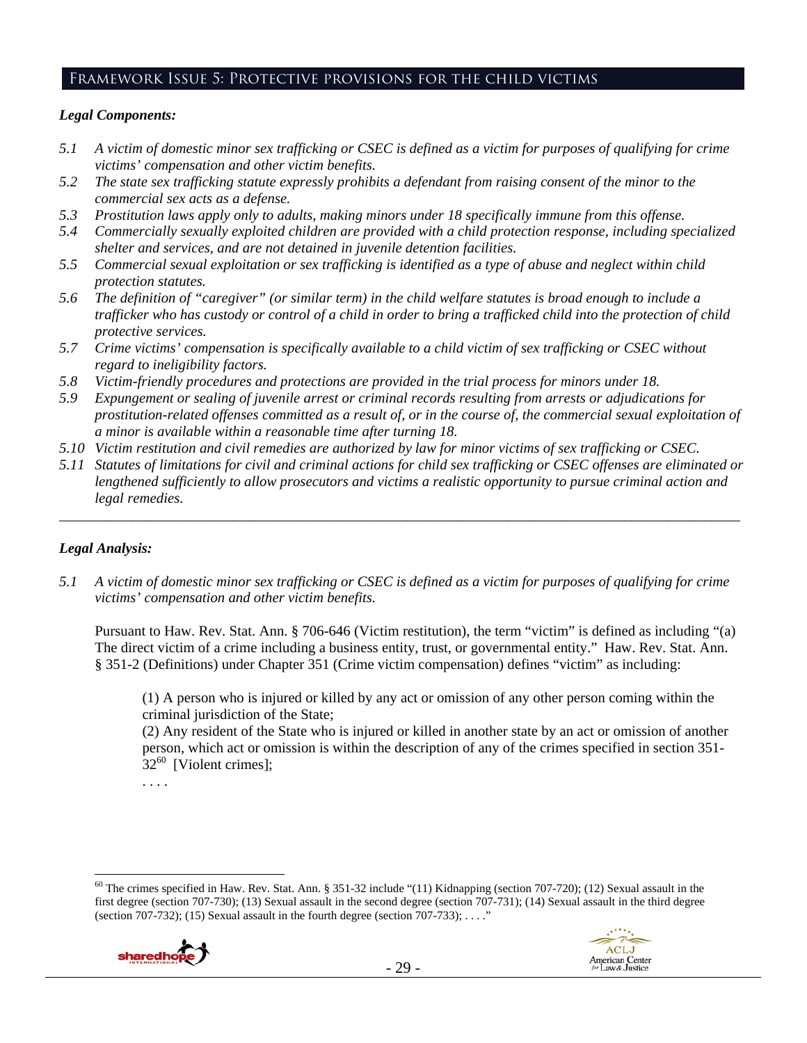## Framework Issue 5: Protective provisions for the child victims

***Legal Components:***

*5.1 A victim of domestic minor sex trafficking or CSEC is defined as a victim for purposes of qualifying for crime victims' compensation and other victim benefits.*

*5.2 The state sex trafficking statute expressly prohibits a defendant from raising consent of the minor to the commercial sex acts as a defense.*

*5.3 Prostitution laws apply only to adults, making minors under 18 specifically immune from this offense.*

*5.4 Commercially sexually exploited children are provided with a child protection response, including specialized shelter and services, and are not detained in juvenile detention facilities.*

*5.5 Commercial sexual exploitation or sex trafficking is identified as a type of abuse and neglect within child protection statutes.*

*5.6 The definition of "caregiver" (or similar term) in the child welfare statutes is broad enough to include a trafficker who has custody or control of a child in order to bring a trafficked child into the protection of child protective services.*

*5.7 Crime victims' compensation is specifically available to a child victim of sex trafficking or CSEC without regard to ineligibility factors.*

*5.8 Victim-friendly procedures and protections are provided in the trial process for minors under 18.*

*5.9 Expungement or sealing of juvenile arrest or criminal records resulting from arrests or adjudications for prostitution-related offenses committed as a result of, or in the course of, the commercial sexual exploitation of a minor is available within a reasonable time after turning 18.*

*5.10 Victim restitution and civil remedies are authorized by law for minor victims of sex trafficking or CSEC.*

*5.11 Statutes of limitations for civil and criminal actions for child sex trafficking or CSEC offenses are eliminated or lengthened sufficiently to allow prosecutors and victims a realistic opportunity to pursue criminal action and legal remedies.*

---

***Legal Analysis:***

*5.1 A victim of domestic minor sex trafficking or CSEC is defined as a victim for purposes of qualifying for crime victims' compensation and other victim benefits.*

Pursuant to Haw. Rev. Stat. Ann. § 706-646 (Victim restitution), the term "victim" is defined as including "(a) The direct victim of a crime including a business entity, trust, or governmental entity." Haw. Rev. Stat. Ann. § 351-2 (Definitions) under Chapter 351 (Crime victim compensation) defines "victim" as including:

> (1) A person who is injured or killed by any act or omission of any other person coming within the criminal jurisdiction of the State;
>
> (2) Any resident of the State who is injured or killed in another state by an act or omission of another person, which act or omission is within the description of any of the crimes specified in section 351-32[60] [Violent crimes];
>
> . . . .

---

[60] The crimes specified in Haw. Rev. Stat. Ann. § 351-32 include "(11) Kidnapping (section 707-720); (12) Sexual assault in the first degree (section 707-730); (13) Sexual assault in the second degree (section 707-731); (14) Sexual assault in the third degree (section 707-732); (15) Sexual assault in the fourth degree (section 707-733); . . . ."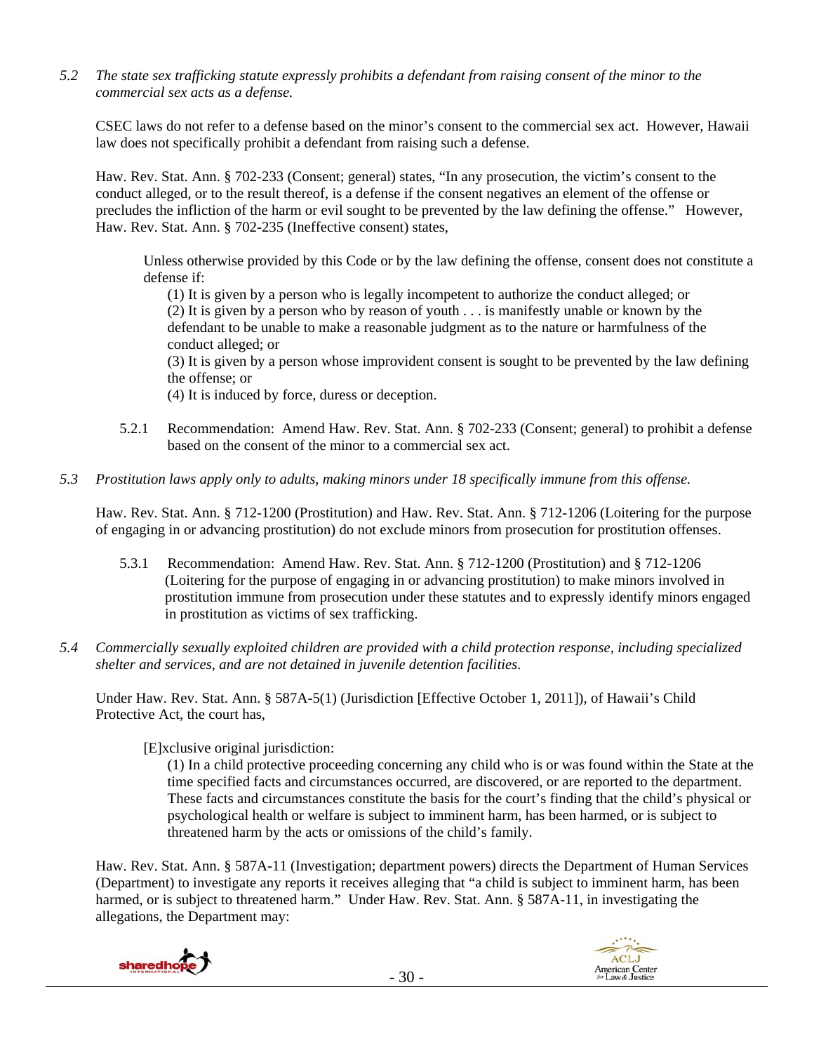*5.2 The state sex trafficking statute expressly prohibits a defendant from raising consent of the minor to the commercial sex acts as a defense.*

CSEC laws do not refer to a defense based on the minor's consent to the commercial sex act. However, Hawaii law does not specifically prohibit a defendant from raising such a defense.

Haw. Rev. Stat. Ann. § 702-233 (Consent; general) states, "In any prosecution, the victim's consent to the conduct alleged, or to the result thereof, is a defense if the consent negatives an element of the offense or precludes the infliction of the harm or evil sought to be prevented by the law defining the offense." However, Haw. Rev. Stat. Ann. § 702-235 (Ineffective consent) states,

> Unless otherwise provided by this Code or by the law defining the offense, consent does not constitute a defense if:
>
> (1) It is given by a person who is legally incompetent to authorize the conduct alleged; or
>
> (2) It is given by a person who by reason of youth . . . is manifestly unable or known by the defendant to be unable to make a reasonable judgment as to the nature or harmfulness of the conduct alleged; or
>
> (3) It is given by a person whose improvident consent is sought to be prevented by the law defining the offense; or
>
> (4) It is induced by force, duress or deception.

5.2.1 Recommendation: Amend Haw. Rev. Stat. Ann. § 702-233 (Consent; general) to prohibit a defense based on the consent of the minor to a commercial sex act.

*5.3 Prostitution laws apply only to adults, making minors under 18 specifically immune from this offense.*

Haw. Rev. Stat. Ann. § 712-1200 (Prostitution) and Haw. Rev. Stat. Ann. § 712-1206 (Loitering for the purpose of engaging in or advancing prostitution) do not exclude minors from prosecution for prostitution offenses.

5.3.1 Recommendation: Amend Haw. Rev. Stat. Ann. § 712-1200 (Prostitution) and § 712-1206 (Loitering for the purpose of engaging in or advancing prostitution) to make minors involved in prostitution immune from prosecution under these statutes and to expressly identify minors engaged in prostitution as victims of sex trafficking.

*5.4 Commercially sexually exploited children are provided with a child protection response, including specialized shelter and services, and are not detained in juvenile detention facilities.*

Under Haw. Rev. Stat. Ann. § 587A-5(1) (Jurisdiction [Effective October 1, 2011]), of Hawaii's Child Protective Act, the court has,

> [E]xclusive original jurisdiction:
>
> (1) In a child protective proceeding concerning any child who is or was found within the State at the time specified facts and circumstances occurred, are discovered, or are reported to the department. These facts and circumstances constitute the basis for the court's finding that the child's physical or psychological health or welfare is subject to imminent harm, has been harmed, or is subject to threatened harm by the acts or omissions of the child's family.

Haw. Rev. Stat. Ann. § 587A-11 (Investigation; department powers) directs the Department of Human Services (Department) to investigate any reports it receives alleging that "a child is subject to imminent harm, has been harmed, or is subject to threatened harm." Under Haw. Rev. Stat. Ann. § 587A-11, in investigating the allegations, the Department may: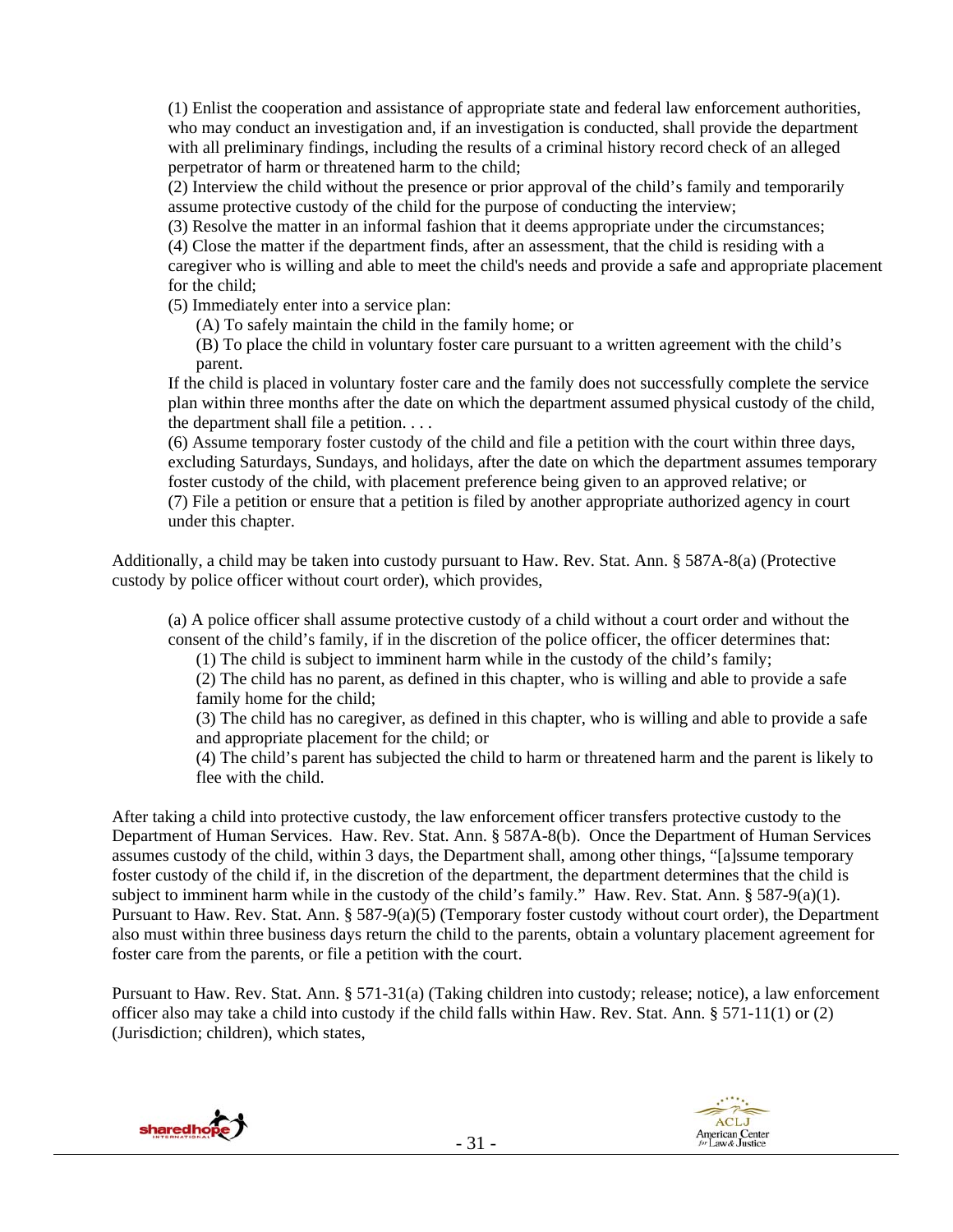(1) Enlist the cooperation and assistance of appropriate state and federal law enforcement authorities, who may conduct an investigation and, if an investigation is conducted, shall provide the department with all preliminary findings, including the results of a criminal history record check of an alleged perpetrator of harm or threatened harm to the child;

(2) Interview the child without the presence or prior approval of the child's family and temporarily assume protective custody of the child for the purpose of conducting the interview;

(3) Resolve the matter in an informal fashion that it deems appropriate under the circumstances;

(4) Close the matter if the department finds, after an assessment, that the child is residing with a caregiver who is willing and able to meet the child's needs and provide a safe and appropriate placement for the child;

(5) Immediately enter into a service plan:

(A) To safely maintain the child in the family home; or

(B) To place the child in voluntary foster care pursuant to a written agreement with the child's parent.

If the child is placed in voluntary foster care and the family does not successfully complete the service plan within three months after the date on which the department assumed physical custody of the child, the department shall file a petition. . . .

(6) Assume temporary foster custody of the child and file a petition with the court within three days, excluding Saturdays, Sundays, and holidays, after the date on which the department assumes temporary foster custody of the child, with placement preference being given to an approved relative; or

(7) File a petition or ensure that a petition is filed by another appropriate authorized agency in court under this chapter.

Additionally, a child may be taken into custody pursuant to Haw. Rev. Stat. Ann. § 587A-8(a) (Protective custody by police officer without court order), which provides,

(a) A police officer shall assume protective custody of a child without a court order and without the consent of the child's family, if in the discretion of the police officer, the officer determines that:

(1) The child is subject to imminent harm while in the custody of the child's family;

(2) The child has no parent, as defined in this chapter, who is willing and able to provide a safe family home for the child;

(3) The child has no caregiver, as defined in this chapter, who is willing and able to provide a safe and appropriate placement for the child; or

(4) The child's parent has subjected the child to harm or threatened harm and the parent is likely to flee with the child.

After taking a child into protective custody, the law enforcement officer transfers protective custody to the Department of Human Services. Haw. Rev. Stat. Ann. § 587A-8(b). Once the Department of Human Services assumes custody of the child, within 3 days, the Department shall, among other things, "[a]ssume temporary foster custody of the child if, in the discretion of the department, the department determines that the child is subject to imminent harm while in the custody of the child's family." Haw. Rev. Stat. Ann. § 587-9(a)(1). Pursuant to Haw. Rev. Stat. Ann. § 587-9(a)(5) (Temporary foster custody without court order), the Department also must within three business days return the child to the parents, obtain a voluntary placement agreement for foster care from the parents, or file a petition with the court.

Pursuant to Haw. Rev. Stat. Ann. § 571-31(a) (Taking children into custody; release; notice), a law enforcement officer also may take a child into custody if the child falls within Haw. Rev. Stat. Ann. § 571-11(1) or (2) (Jurisdiction; children), which states,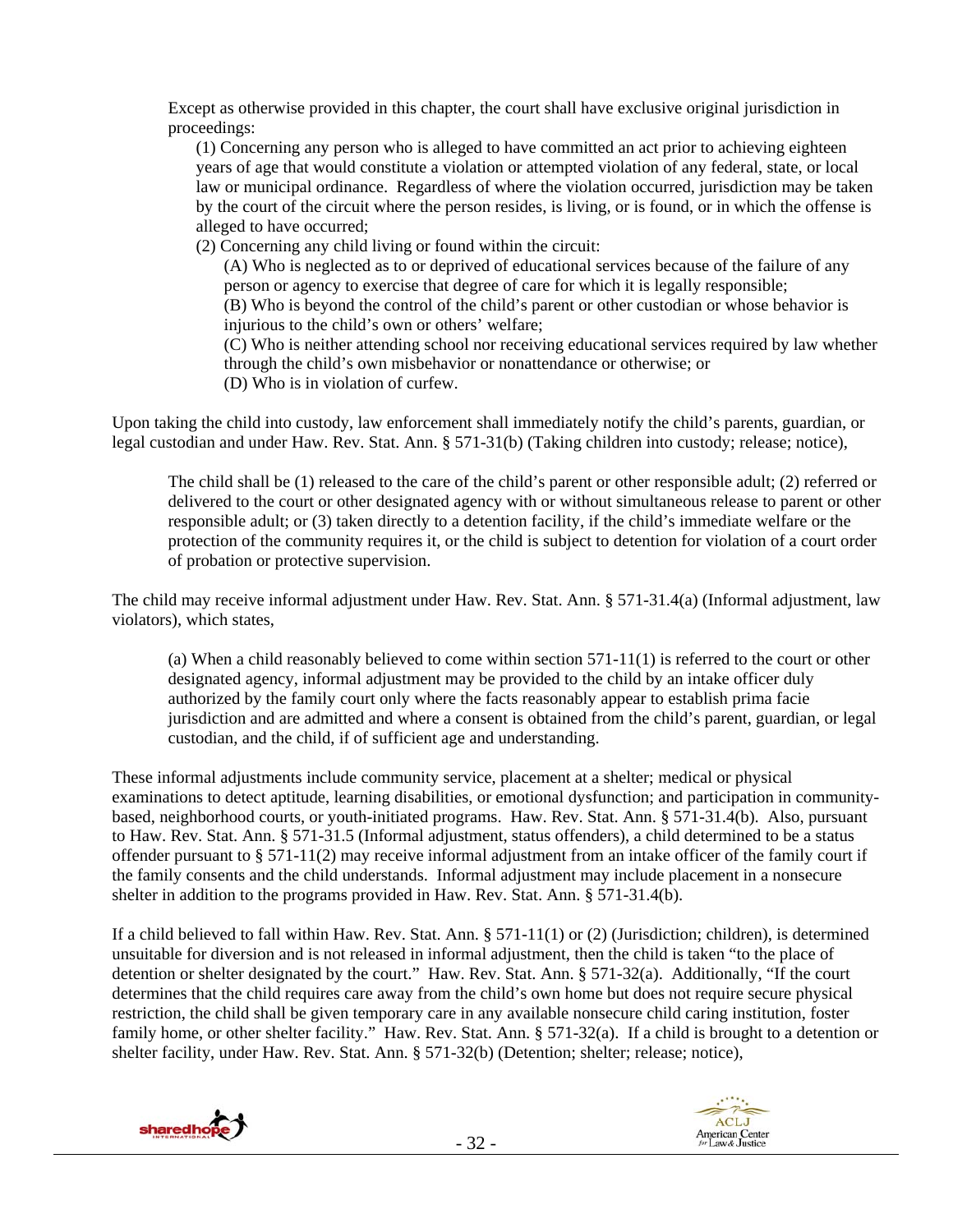> Except as otherwise provided in this chapter, the court shall have exclusive original jurisdiction in proceedings:
>
> (1) Concerning any person who is alleged to have committed an act prior to achieving eighteen years of age that would constitute a violation or attempted violation of any federal, state, or local law or municipal ordinance. Regardless of where the violation occurred, jurisdiction may be taken by the court of the circuit where the person resides, is living, or is found, or in which the offense is alleged to have occurred;
>
> (2) Concerning any child living or found within the circuit:
>
> (A) Who is neglected as to or deprived of educational services because of the failure of any person or agency to exercise that degree of care for which it is legally responsible;
>
> (B) Who is beyond the control of the child's parent or other custodian or whose behavior is injurious to the child's own or others' welfare;
>
> (C) Who is neither attending school nor receiving educational services required by law whether through the child's own misbehavior or nonattendance or otherwise; or
>
> (D) Who is in violation of curfew.

Upon taking the child into custody, law enforcement shall immediately notify the child's parents, guardian, or legal custodian and under Haw. Rev. Stat. Ann. § 571-31(b) (Taking children into custody; release; notice),

> The child shall be (1) released to the care of the child's parent or other responsible adult; (2) referred or delivered to the court or other designated agency with or without simultaneous release to parent or other responsible adult; or (3) taken directly to a detention facility, if the child's immediate welfare or the protection of the community requires it, or the child is subject to detention for violation of a court order of probation or protective supervision.

The child may receive informal adjustment under Haw. Rev. Stat. Ann. § 571-31.4(a) (Informal adjustment, law violators), which states,

> (a) When a child reasonably believed to come within section 571-11(1) is referred to the court or other designated agency, informal adjustment may be provided to the child by an intake officer duly authorized by the family court only where the facts reasonably appear to establish prima facie jurisdiction and are admitted and where a consent is obtained from the child's parent, guardian, or legal custodian, and the child, if of sufficient age and understanding.

These informal adjustments include community service, placement at a shelter; medical or physical examinations to detect aptitude, learning disabilities, or emotional dysfunction; and participation in community-based, neighborhood courts, or youth-initiated programs. Haw. Rev. Stat. Ann. § 571-31.4(b). Also, pursuant to Haw. Rev. Stat. Ann. § 571-31.5 (Informal adjustment, status offenders), a child determined to be a status offender pursuant to § 571-11(2) may receive informal adjustment from an intake officer of the family court if the family consents and the child understands. Informal adjustment may include placement in a nonsecure shelter in addition to the programs provided in Haw. Rev. Stat. Ann. § 571-31.4(b).

If a child believed to fall within Haw. Rev. Stat. Ann. § 571-11(1) or (2) (Jurisdiction; children), is determined unsuitable for diversion and is not released in informal adjustment, then the child is taken "to the place of detention or shelter designated by the court." Haw. Rev. Stat. Ann. § 571-32(a). Additionally, "If the court determines that the child requires care away from the child's own home but does not require secure physical restriction, the child shall be given temporary care in any available nonsecure child caring institution, foster family home, or other shelter facility." Haw. Rev. Stat. Ann. § 571-32(a). If a child is brought to a detention or shelter facility, under Haw. Rev. Stat. Ann. § 571-32(b) (Detention; shelter; release; notice),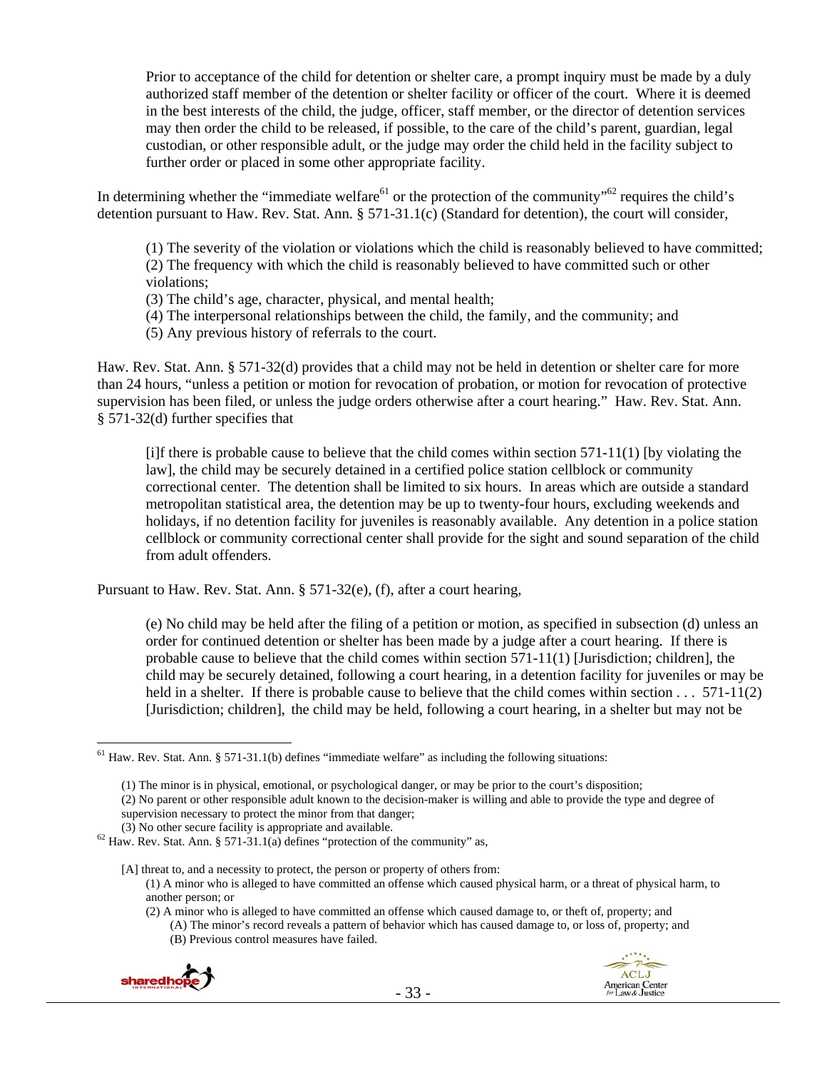> Prior to acceptance of the child for detention or shelter care, a prompt inquiry must be made by a duly authorized staff member of the detention or shelter facility or officer of the court. Where it is deemed in the best interests of the child, the judge, officer, staff member, or the director of detention services may then order the child to be released, if possible, to the care of the child's parent, guardian, legal custodian, or other responsible adult, or the judge may order the child held in the facility subject to further order or placed in some other appropriate facility.

In determining whether the "immediate welfare[61] or the protection of the community"[62] requires the child's detention pursuant to Haw. Rev. Stat. Ann. § 571-31.1(c) (Standard for detention), the court will consider,

> (1) The severity of the violation or violations which the child is reasonably believed to have committed;
> (2) The frequency with which the child is reasonably believed to have committed such or other violations;
> (3) The child's age, character, physical, and mental health;
> (4) The interpersonal relationships between the child, the family, and the community; and
> (5) Any previous history of referrals to the court.

Haw. Rev. Stat. Ann. § 571-32(d) provides that a child may not be held in detention or shelter care for more than 24 hours, "unless a petition or motion for revocation of probation, or motion for revocation of protective supervision has been filed, or unless the judge orders otherwise after a court hearing." Haw. Rev. Stat. Ann. § 571-32(d) further specifies that

> [i]f there is probable cause to believe that the child comes within section 571-11(1) [by violating the law], the child may be securely detained in a certified police station cellblock or community correctional center. The detention shall be limited to six hours. In areas which are outside a standard metropolitan statistical area, the detention may be up to twenty-four hours, excluding weekends and holidays, if no detention facility for juveniles is reasonably available. Any detention in a police station cellblock or community correctional center shall provide for the sight and sound separation of the child from adult offenders.

Pursuant to Haw. Rev. Stat. Ann. § 571-32(e), (f), after a court hearing,

> (e) No child may be held after the filing of a petition or motion, as specified in subsection (d) unless an order for continued detention or shelter has been made by a judge after a court hearing. If there is probable cause to believe that the child comes within section 571-11(1) [Jurisdiction; children], the child may be securely detained, following a court hearing, in a detention facility for juveniles or may be held in a shelter. If there is probable cause to believe that the child comes within section . . . 571-11(2) [Jurisdiction; children], the child may be held, following a court hearing, in a shelter but may not be

---

[61] Haw. Rev. Stat. Ann. § 571-31.1(b) defines "immediate welfare" as including the following situations:

> (1) The minor is in physical, emotional, or psychological danger, or may be prior to the court's disposition;
> (2) No parent or other responsible adult known to the decision-maker is willing and able to provide the type and degree of supervision necessary to protect the minor from that danger;
> (3) No other secure facility is appropriate and available.

[62] Haw. Rev. Stat. Ann. § 571-31.1(a) defines "protection of the community" as,

> [A] threat to, and a necessity to protect, the person or property of others from:
> (1) A minor who is alleged to have committed an offense which caused physical harm, or a threat of physical harm, to another person; or
> (2) A minor who is alleged to have committed an offense which caused damage to, or theft of, property; and
> (A) The minor's record reveals a pattern of behavior which has caused damage to, or loss of, property; and
> (B) Previous control measures have failed.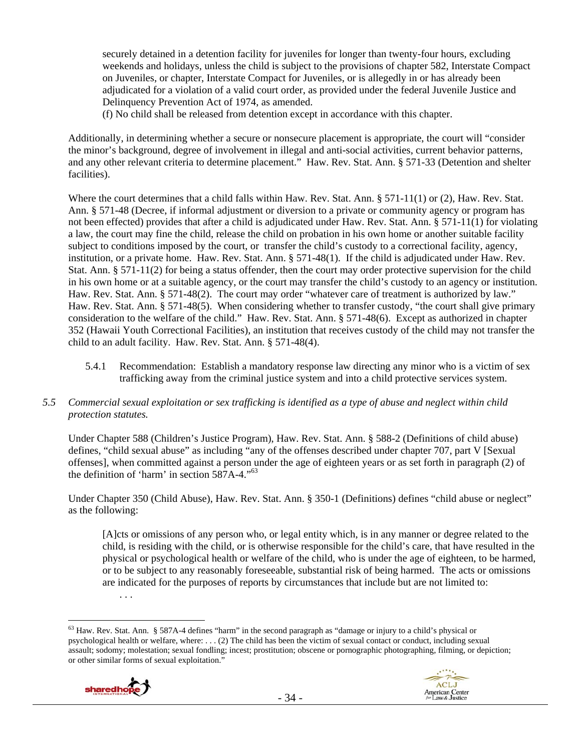securely detained in a detention facility for juveniles for longer than twenty-four hours, excluding weekends and holidays, unless the child is subject to the provisions of chapter 582, Interstate Compact on Juveniles, or chapter, Interstate Compact for Juveniles, or is allegedly in or has already been adjudicated for a violation of a valid court order, as provided under the federal Juvenile Justice and Delinquency Prevention Act of 1974, as amended.

> (f) No child shall be released from detention except in accordance with this chapter.

Additionally, in determining whether a secure or nonsecure placement is appropriate, the court will "consider the minor's background, degree of involvement in illegal and anti-social activities, current behavior patterns, and any other relevant criteria to determine placement." Haw. Rev. Stat. Ann. § 571-33 (Detention and shelter facilities).

Where the court determines that a child falls within Haw. Rev. Stat. Ann. § 571-11(1) or (2), Haw. Rev. Stat. Ann. § 571-48 (Decree, if informal adjustment or diversion to a private or community agency or program has not been effected) provides that after a child is adjudicated under Haw. Rev. Stat. Ann. § 571-11(1) for violating a law, the court may fine the child, release the child on probation in his own home or another suitable facility subject to conditions imposed by the court, or transfer the child's custody to a correctional facility, agency, institution, or a private home. Haw. Rev. Stat. Ann. § 571-48(1). If the child is adjudicated under Haw. Rev. Stat. Ann. § 571-11(2) for being a status offender, then the court may order protective supervision for the child in his own home or at a suitable agency, or the court may transfer the child's custody to an agency or institution. Haw. Rev. Stat. Ann. § 571-48(2). The court may order "whatever care of treatment is authorized by law." Haw. Rev. Stat. Ann. § 571-48(5). When considering whether to transfer custody, "the court shall give primary consideration to the welfare of the child." Haw. Rev. Stat. Ann. § 571-48(6). Except as authorized in chapter 352 (Hawaii Youth Correctional Facilities), an institution that receives custody of the child may not transfer the child to an adult facility. Haw. Rev. Stat. Ann. § 571-48(4).

5.4.1 Recommendation: Establish a mandatory response law directing any minor who is a victim of sex trafficking away from the criminal justice system and into a child protective services system.

*5.5 Commercial sexual exploitation or sex trafficking is identified as a type of abuse and neglect within child protection statutes.*

Under Chapter 588 (Children's Justice Program), Haw. Rev. Stat. Ann. § 588-2 (Definitions of child abuse) defines, "child sexual abuse" as including "any of the offenses described under chapter 707, part V [Sexual offenses], when committed against a person under the age of eighteen years or as set forth in paragraph (2) of the definition of 'harm' in section 587A-4."[63]

Under Chapter 350 (Child Abuse), Haw. Rev. Stat. Ann. § 350-1 (Definitions) defines "child abuse or neglect" as the following:

> [A]cts or omissions of any person who, or legal entity which, is in any manner or degree related to the child, is residing with the child, or is otherwise responsible for the child's care, that have resulted in the physical or psychological health or welfare of the child, who is under the age of eighteen, to be harmed, or to be subject to any reasonably foreseeable, substantial risk of being harmed. The acts or omissions are indicated for the purposes of reports by circumstances that include but are not limited to:
>
> . . .

---

[63] Haw. Rev. Stat. Ann. § 587A-4 defines "harm" in the second paragraph as "damage or injury to a child's physical or psychological health or welfare, where: . . . (2) The child has been the victim of sexual contact or conduct, including sexual assault; sodomy; molestation; sexual fondling; incest; prostitution; obscene or pornographic photographing, filming, or depiction; or other similar forms of sexual exploitation."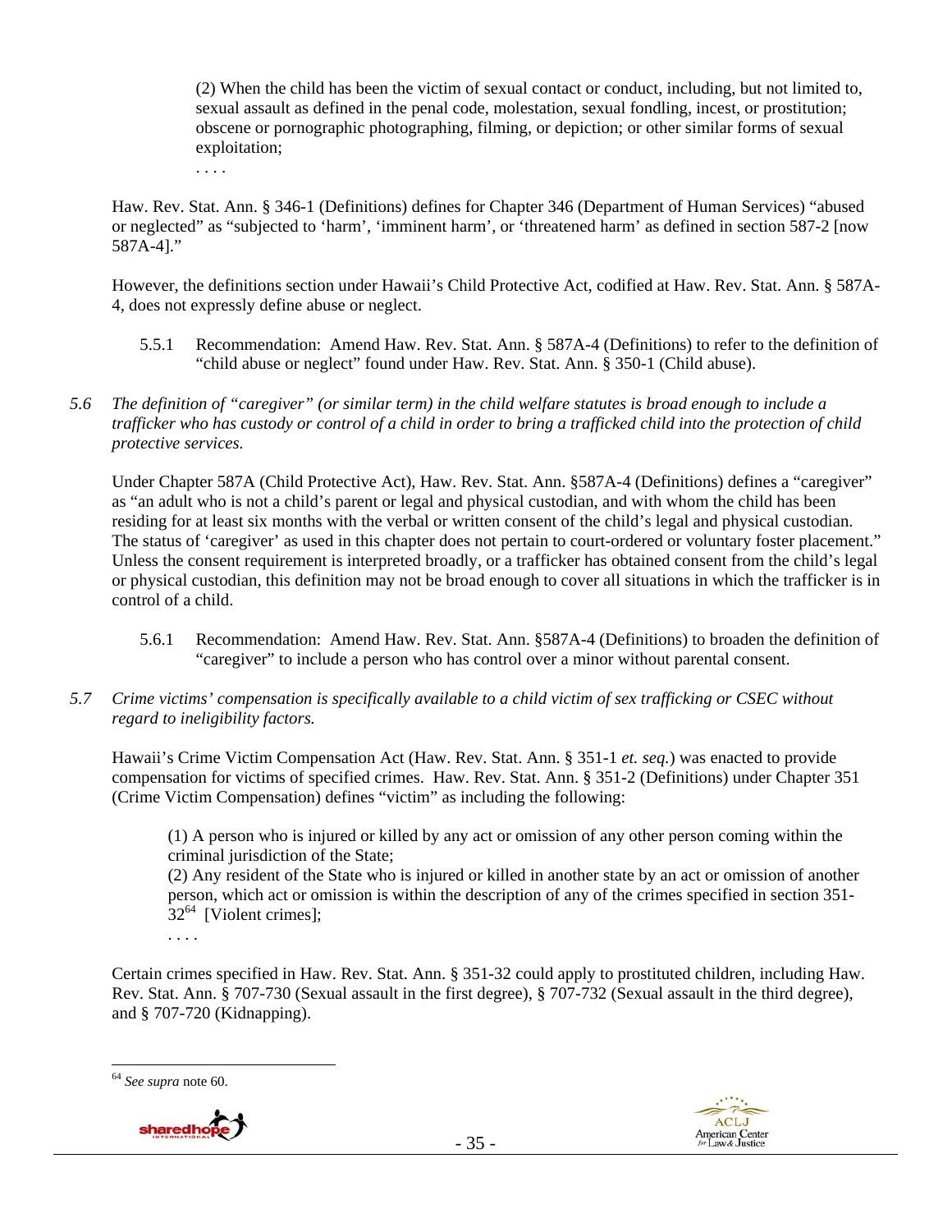(2) When the child has been the victim of sexual contact or conduct, including, but not limited to, sexual assault as defined in the penal code, molestation, sexual fondling, incest, or prostitution; obscene or pornographic photographing, filming, or depiction; or other similar forms of sexual exploitation;

. . . .

Haw. Rev. Stat. Ann. § 346-1 (Definitions) defines for Chapter 346 (Department of Human Services) "abused or neglected" as "subjected to 'harm', 'imminent harm', or 'threatened harm' as defined in section 587-2 [now 587A-4]."

However, the definitions section under Hawaii's Child Protective Act, codified at Haw. Rev. Stat. Ann. § 587A-4, does not expressly define abuse or neglect.

5.5.1 Recommendation: Amend Haw. Rev. Stat. Ann. § 587A-4 (Definitions) to refer to the definition of "child abuse or neglect" found under Haw. Rev. Stat. Ann. § 350-1 (Child abuse).

*5.6 The definition of "caregiver" (or similar term) in the child welfare statutes is broad enough to include a trafficker who has custody or control of a child in order to bring a trafficked child into the protection of child protective services.*

Under Chapter 587A (Child Protective Act), Haw. Rev. Stat. Ann. §587A-4 (Definitions) defines a "caregiver" as "an adult who is not a child's parent or legal and physical custodian, and with whom the child has been residing for at least six months with the verbal or written consent of the child's legal and physical custodian. The status of 'caregiver' as used in this chapter does not pertain to court-ordered or voluntary foster placement." Unless the consent requirement is interpreted broadly, or a trafficker has obtained consent from the child's legal or physical custodian, this definition may not be broad enough to cover all situations in which the trafficker is in control of a child.

5.6.1 Recommendation: Amend Haw. Rev. Stat. Ann. §587A-4 (Definitions) to broaden the definition of "caregiver" to include a person who has control over a minor without parental consent.

*5.7 Crime victims' compensation is specifically available to a child victim of sex trafficking or CSEC without regard to ineligibility factors.*

Hawaii's Crime Victim Compensation Act (Haw. Rev. Stat. Ann. § 351-1 *et. seq.*) was enacted to provide compensation for victims of specified crimes. Haw. Rev. Stat. Ann. § 351-2 (Definitions) under Chapter 351 (Crime Victim Compensation) defines "victim" as including the following:

(1) A person who is injured or killed by any act or omission of any other person coming within the criminal jurisdiction of the State;
(2) Any resident of the State who is injured or killed in another state by an act or omission of another person, which act or omission is within the description of any of the crimes specified in section 351-32[64] [Violent crimes];
. . . .

Certain crimes specified in Haw. Rev. Stat. Ann. § 351-32 could apply to prostituted children, including Haw. Rev. Stat. Ann. § 707-730 (Sexual assault in the first degree), § 707-732 (Sexual assault in the third degree), and § 707-720 (Kidnapping).

[64] *See supra* note 60.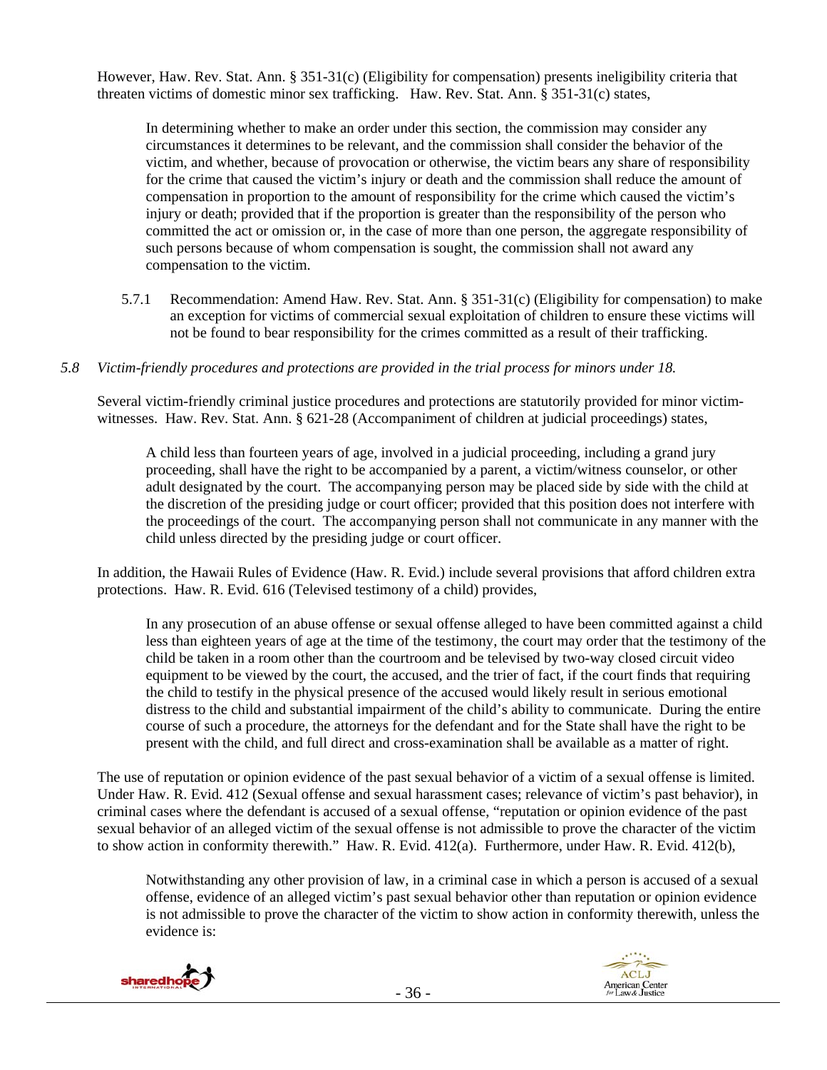However, Haw. Rev. Stat. Ann. § 351-31(c) (Eligibility for compensation) presents ineligibility criteria that threaten victims of domestic minor sex trafficking. Haw. Rev. Stat. Ann. § 351-31(c) states,

> In determining whether to make an order under this section, the commission may consider any circumstances it determines to be relevant, and the commission shall consider the behavior of the victim, and whether, because of provocation or otherwise, the victim bears any share of responsibility for the crime that caused the victim's injury or death and the commission shall reduce the amount of compensation in proportion to the amount of responsibility for the crime which caused the victim's injury or death; provided that if the proportion is greater than the responsibility of the person who committed the act or omission or, in the case of more than one person, the aggregate responsibility of such persons because of whom compensation is sought, the commission shall not award any compensation to the victim.

5.7.1 Recommendation: Amend Haw. Rev. Stat. Ann. § 351-31(c) (Eligibility for compensation) to make an exception for victims of commercial sexual exploitation of children to ensure these victims will not be found to bear responsibility for the crimes committed as a result of their trafficking.

### *5.8 Victim-friendly procedures and protections are provided in the trial process for minors under 18.*

Several victim-friendly criminal justice procedures and protections are statutorily provided for minor victim-witnesses. Haw. Rev. Stat. Ann. § 621-28 (Accompaniment of children at judicial proceedings) states,

> A child less than fourteen years of age, involved in a judicial proceeding, including a grand jury proceeding, shall have the right to be accompanied by a parent, a victim/witness counselor, or other adult designated by the court. The accompanying person may be placed side by side with the child at the discretion of the presiding judge or court officer; provided that this position does not interfere with the proceedings of the court. The accompanying person shall not communicate in any manner with the child unless directed by the presiding judge or court officer.

In addition, the Hawaii Rules of Evidence (Haw. R. Evid.) include several provisions that afford children extra protections. Haw. R. Evid. 616 (Televised testimony of a child) provides,

> In any prosecution of an abuse offense or sexual offense alleged to have been committed against a child less than eighteen years of age at the time of the testimony, the court may order that the testimony of the child be taken in a room other than the courtroom and be televised by two-way closed circuit video equipment to be viewed by the court, the accused, and the trier of fact, if the court finds that requiring the child to testify in the physical presence of the accused would likely result in serious emotional distress to the child and substantial impairment of the child's ability to communicate. During the entire course of such a procedure, the attorneys for the defendant and for the State shall have the right to be present with the child, and full direct and cross-examination shall be available as a matter of right.

The use of reputation or opinion evidence of the past sexual behavior of a victim of a sexual offense is limited. Under Haw. R. Evid. 412 (Sexual offense and sexual harassment cases; relevance of victim's past behavior), in criminal cases where the defendant is accused of a sexual offense, "reputation or opinion evidence of the past sexual behavior of an alleged victim of the sexual offense is not admissible to prove the character of the victim to show action in conformity therewith." Haw. R. Evid. 412(a). Furthermore, under Haw. R. Evid. 412(b),

> Notwithstanding any other provision of law, in a criminal case in which a person is accused of a sexual offense, evidence of an alleged victim's past sexual behavior other than reputation or opinion evidence is not admissible to prove the character of the victim to show action in conformity therewith, unless the evidence is: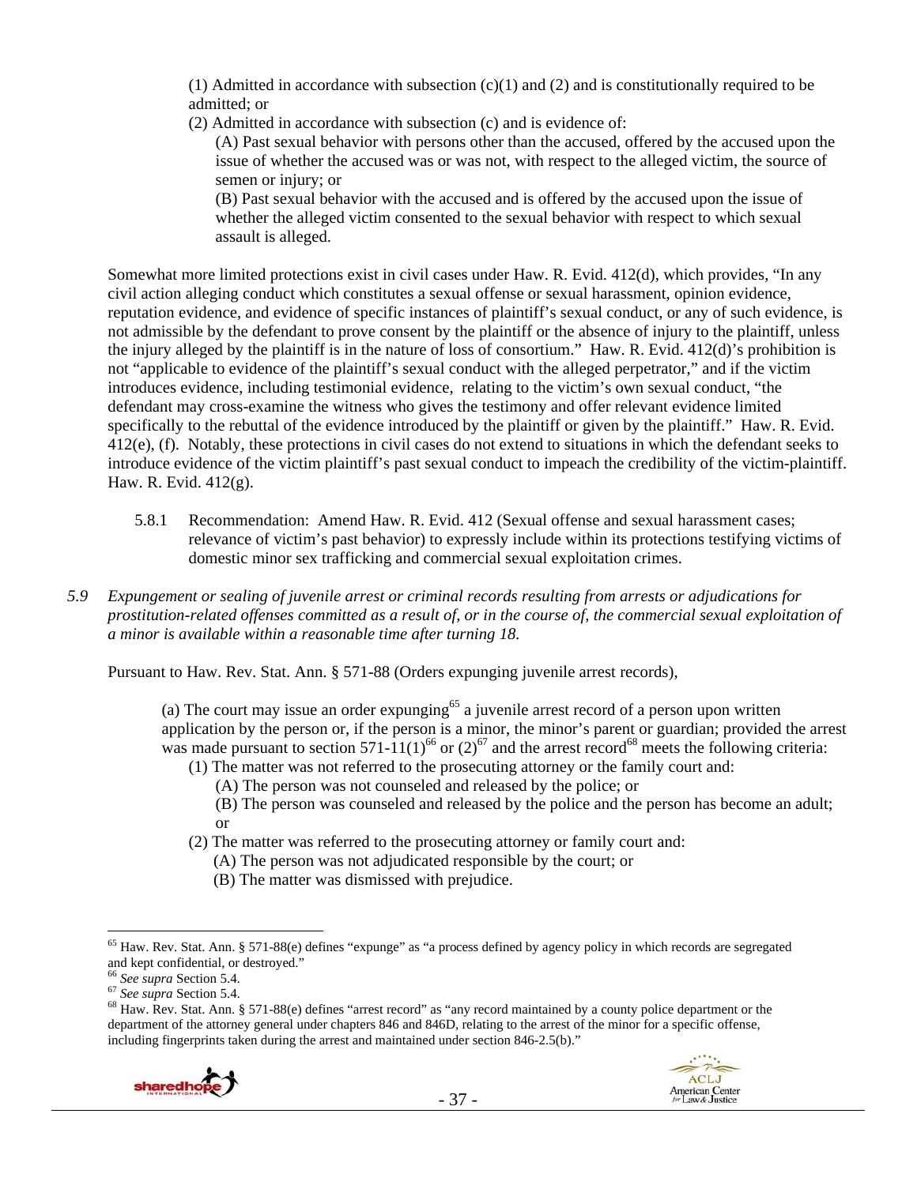(1) Admitted in accordance with subsection (c)(1) and (2) and is constitutionally required to be admitted; or

(2) Admitted in accordance with subsection (c) and is evidence of:

(A) Past sexual behavior with persons other than the accused, offered by the accused upon the issue of whether the accused was or was not, with respect to the alleged victim, the source of semen or injury; or

(B) Past sexual behavior with the accused and is offered by the accused upon the issue of whether the alleged victim consented to the sexual behavior with respect to which sexual assault is alleged.

Somewhat more limited protections exist in civil cases under Haw. R. Evid. 412(d), which provides, "In any civil action alleging conduct which constitutes a sexual offense or sexual harassment, opinion evidence, reputation evidence, and evidence of specific instances of plaintiff's sexual conduct, or any of such evidence, is not admissible by the defendant to prove consent by the plaintiff or the absence of injury to the plaintiff, unless the injury alleged by the plaintiff is in the nature of loss of consortium." Haw. R. Evid. 412(d)'s prohibition is not "applicable to evidence of the plaintiff's sexual conduct with the alleged perpetrator," and if the victim introduces evidence, including testimonial evidence, relating to the victim's own sexual conduct, "the defendant may cross-examine the witness who gives the testimony and offer relevant evidence limited specifically to the rebuttal of the evidence introduced by the plaintiff or given by the plaintiff." Haw. R. Evid. 412(e), (f). Notably, these protections in civil cases do not extend to situations in which the defendant seeks to introduce evidence of the victim plaintiff's past sexual conduct to impeach the credibility of the victim-plaintiff. Haw. R. Evid. 412(g).

5.8.1 Recommendation: Amend Haw. R. Evid. 412 (Sexual offense and sexual harassment cases; relevance of victim's past behavior) to expressly include within its protections testifying victims of domestic minor sex trafficking and commercial sexual exploitation crimes.

*5.9 Expungement or sealing of juvenile arrest or criminal records resulting from arrests or adjudications for prostitution-related offenses committed as a result of, or in the course of, the commercial sexual exploitation of a minor is available within a reasonable time after turning 18.*

Pursuant to Haw. Rev. Stat. Ann. § 571-88 (Orders expunging juvenile arrest records),

(a) The court may issue an order expunging[65] a juvenile arrest record of a person upon written application by the person or, if the person is a minor, the minor's parent or guardian; provided the arrest was made pursuant to section 571-11(1)[66] or (2)[67] and the arrest record[68] meets the following criteria:

(1) The matter was not referred to the prosecuting attorney or the family court and:

(A) The person was not counseled and released by the police; or

(B) The person was counseled and released by the police and the person has become an adult; or

(2) The matter was referred to the prosecuting attorney or family court and:

(A) The person was not adjudicated responsible by the court; or

(B) The matter was dismissed with prejudice.

---

[65] Haw. Rev. Stat. Ann. § 571-88(e) defines "expunge" as "a process defined by agency policy in which records are segregated and kept confidential, or destroyed."

[66] *See supra* Section 5.4.

[67] *See supra* Section 5.4.

[68] Haw. Rev. Stat. Ann. § 571-88(e) defines "arrest record" as "any record maintained by a county police department or the department of the attorney general under chapters 846 and 846D, relating to the arrest of the minor for a specific offense, including fingerprints taken during the arrest and maintained under section 846-2.5(b)."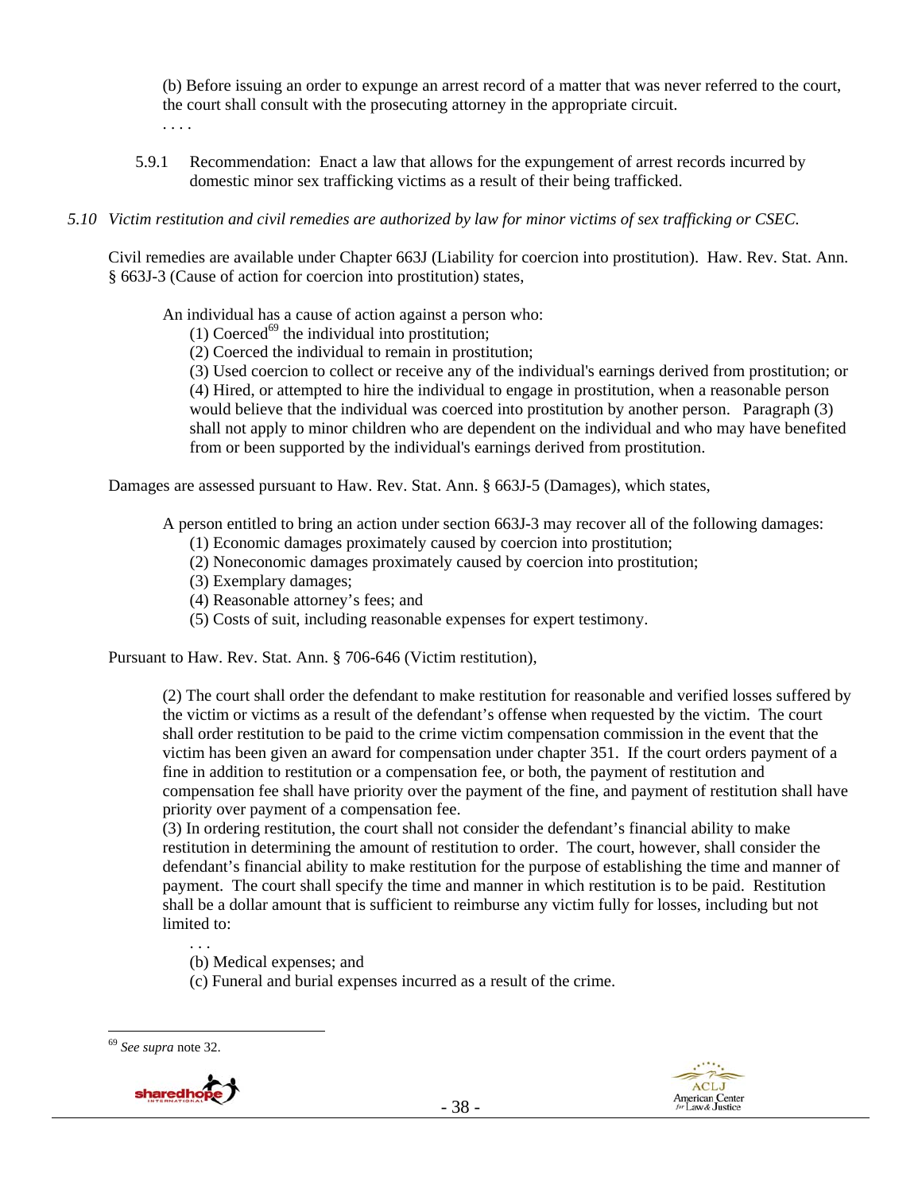(b) Before issuing an order to expunge an arrest record of a matter that was never referred to the court, the court shall consult with the prosecuting attorney in the appropriate circuit.

. . . .

5.9.1 Recommendation: Enact a law that allows for the expungement of arrest records incurred by domestic minor sex trafficking victims as a result of their being trafficked.

*5.10 Victim restitution and civil remedies are authorized by law for minor victims of sex trafficking or CSEC.*

Civil remedies are available under Chapter 663J (Liability for coercion into prostitution). Haw. Rev. Stat. Ann. § 663J-3 (Cause of action for coercion into prostitution) states,

> An individual has a cause of action against a person who:
>
> (1) Coerced[69] the individual into prostitution;
>
> (2) Coerced the individual to remain in prostitution;
>
> (3) Used coercion to collect or receive any of the individual's earnings derived from prostitution; or
>
> (4) Hired, or attempted to hire the individual to engage in prostitution, when a reasonable person would believe that the individual was coerced into prostitution by another person. Paragraph (3) shall not apply to minor children who are dependent on the individual and who may have benefited from or been supported by the individual's earnings derived from prostitution.

Damages are assessed pursuant to Haw. Rev. Stat. Ann. § 663J-5 (Damages), which states,

> A person entitled to bring an action under section 663J-3 may recover all of the following damages:
>
> (1) Economic damages proximately caused by coercion into prostitution;
>
> (2) Noneconomic damages proximately caused by coercion into prostitution;
>
> (3) Exemplary damages;
>
> (4) Reasonable attorney's fees; and
>
> (5) Costs of suit, including reasonable expenses for expert testimony.

Pursuant to Haw. Rev. Stat. Ann. § 706-646 (Victim restitution),

> (2) The court shall order the defendant to make restitution for reasonable and verified losses suffered by the victim or victims as a result of the defendant's offense when requested by the victim. The court shall order restitution to be paid to the crime victim compensation commission in the event that the victim has been given an award for compensation under chapter 351. If the court orders payment of a fine in addition to restitution or a compensation fee, or both, the payment of restitution and compensation fee shall have priority over the payment of the fine, and payment of restitution shall have priority over payment of a compensation fee.
>
> (3) In ordering restitution, the court shall not consider the defendant's financial ability to make restitution in determining the amount of restitution to order. The court, however, shall consider the defendant's financial ability to make restitution for the purpose of establishing the time and manner of payment. The court shall specify the time and manner in which restitution is to be paid. Restitution shall be a dollar amount that is sufficient to reimburse any victim fully for losses, including but not limited to:
>
> . . .
>
> (b) Medical expenses; and
>
> (c) Funeral and burial expenses incurred as a result of the crime.

---

[69] *See supra* note 32.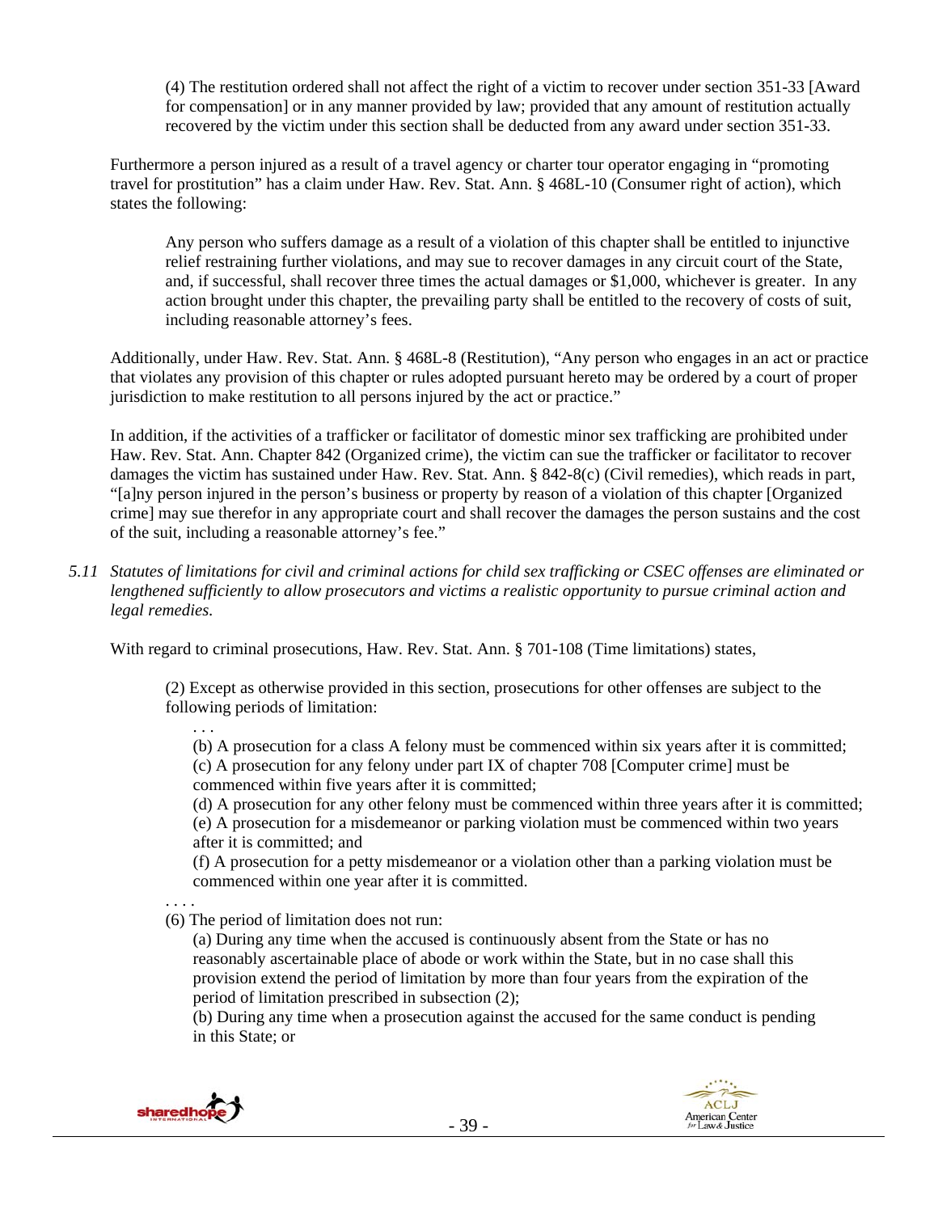> (4) The restitution ordered shall not affect the right of a victim to recover under section 351-33 [Award for compensation] or in any manner provided by law; provided that any amount of restitution actually recovered by the victim under this section shall be deducted from any award under section 351-33.

Furthermore a person injured as a result of a travel agency or charter tour operator engaging in "promoting travel for prostitution" has a claim under Haw. Rev. Stat. Ann. § 468L-10 (Consumer right of action), which states the following:

> Any person who suffers damage as a result of a violation of this chapter shall be entitled to injunctive relief restraining further violations, and may sue to recover damages in any circuit court of the State, and, if successful, shall recover three times the actual damages or $1,000, whichever is greater. In any action brought under this chapter, the prevailing party shall be entitled to the recovery of costs of suit, including reasonable attorney's fees.

Additionally, under Haw. Rev. Stat. Ann. § 468L-8 (Restitution), "Any person who engages in an act or practice that violates any provision of this chapter or rules adopted pursuant hereto may be ordered by a court of proper jurisdiction to make restitution to all persons injured by the act or practice."

In addition, if the activities of a trafficker or facilitator of domestic minor sex trafficking are prohibited under Haw. Rev. Stat. Ann. Chapter 842 (Organized crime), the victim can sue the trafficker or facilitator to recover damages the victim has sustained under Haw. Rev. Stat. Ann. § 842-8(c) (Civil remedies), which reads in part, "[a]ny person injured in the person's business or property by reason of a violation of this chapter [Organized crime] may sue therefor in any appropriate court and shall recover the damages the person sustains and the cost of the suit, including a reasonable attorney's fee."

*5.11 Statutes of limitations for civil and criminal actions for child sex trafficking or CSEC offenses are eliminated or lengthened sufficiently to allow prosecutors and victims a realistic opportunity to pursue criminal action and legal remedies.*

With regard to criminal prosecutions, Haw. Rev. Stat. Ann. § 701-108 (Time limitations) states,

> (2) Except as otherwise provided in this section, prosecutions for other offenses are subject to the following periods of limitation:
>
> . . .
>
> (b) A prosecution for a class A felony must be commenced within six years after it is committed;
> (c) A prosecution for any felony under part IX of chapter 708 [Computer crime] must be commenced within five years after it is committed;
> (d) A prosecution for any other felony must be commenced within three years after it is committed;
> (e) A prosecution for a misdemeanor or parking violation must be commenced within two years after it is committed; and
> (f) A prosecution for a petty misdemeanor or a violation other than a parking violation must be commenced within one year after it is committed.
>
> . . . .
>
> (6) The period of limitation does not run:
>
> (a) During any time when the accused is continuously absent from the State or has no reasonably ascertainable place of abode or work within the State, but in no case shall this provision extend the period of limitation by more than four years from the expiration of the period of limitation prescribed in subsection (2);
> (b) During any time when a prosecution against the accused for the same conduct is pending in this State; or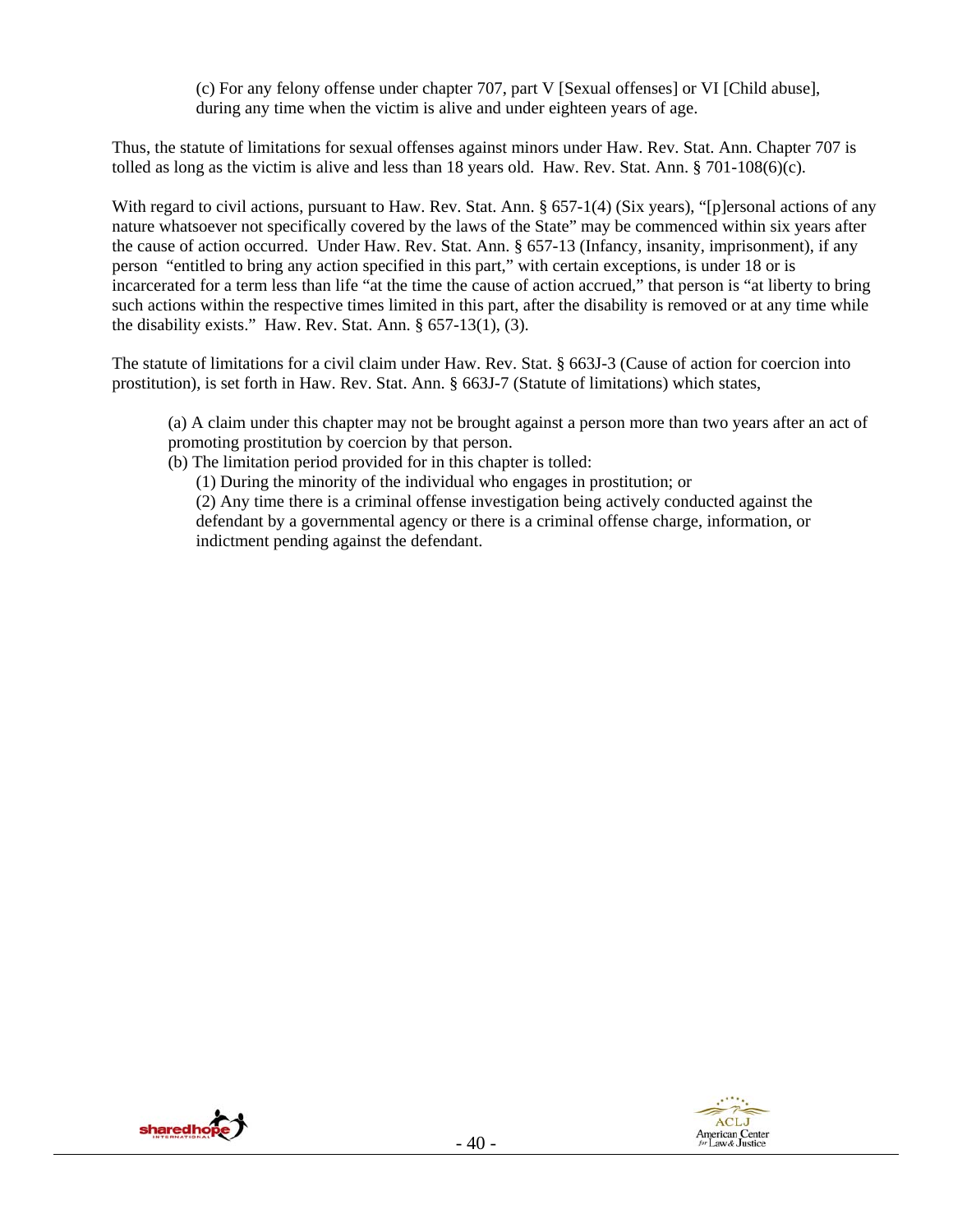(c) For any felony offense under chapter 707, part V [Sexual offenses] or VI [Child abuse], during any time when the victim is alive and under eighteen years of age.

Thus, the statute of limitations for sexual offenses against minors under Haw. Rev. Stat. Ann. Chapter 707 is tolled as long as the victim is alive and less than 18 years old. Haw. Rev. Stat. Ann. § 701-108(6)(c).

With regard to civil actions, pursuant to Haw. Rev. Stat. Ann. § 657-1(4) (Six years), "[p]ersonal actions of any nature whatsoever not specifically covered by the laws of the State" may be commenced within six years after the cause of action occurred. Under Haw. Rev. Stat. Ann. § 657-13 (Infancy, insanity, imprisonment), if any person "entitled to bring any action specified in this part," with certain exceptions, is under 18 or is incarcerated for a term less than life "at the time the cause of action accrued," that person is "at liberty to bring such actions within the respective times limited in this part, after the disability is removed or at any time while the disability exists." Haw. Rev. Stat. Ann. § 657-13(1), (3).

The statute of limitations for a civil claim under Haw. Rev. Stat. § 663J-3 (Cause of action for coercion into prostitution), is set forth in Haw. Rev. Stat. Ann. § 663J-7 (Statute of limitations) which states,

(a) A claim under this chapter may not be brought against a person more than two years after an act of promoting prostitution by coercion by that person.

(b) The limitation period provided for in this chapter is tolled:

(1) During the minority of the individual who engages in prostitution; or

(2) Any time there is a criminal offense investigation being actively conducted against the defendant by a governmental agency or there is a criminal offense charge, information, or indictment pending against the defendant.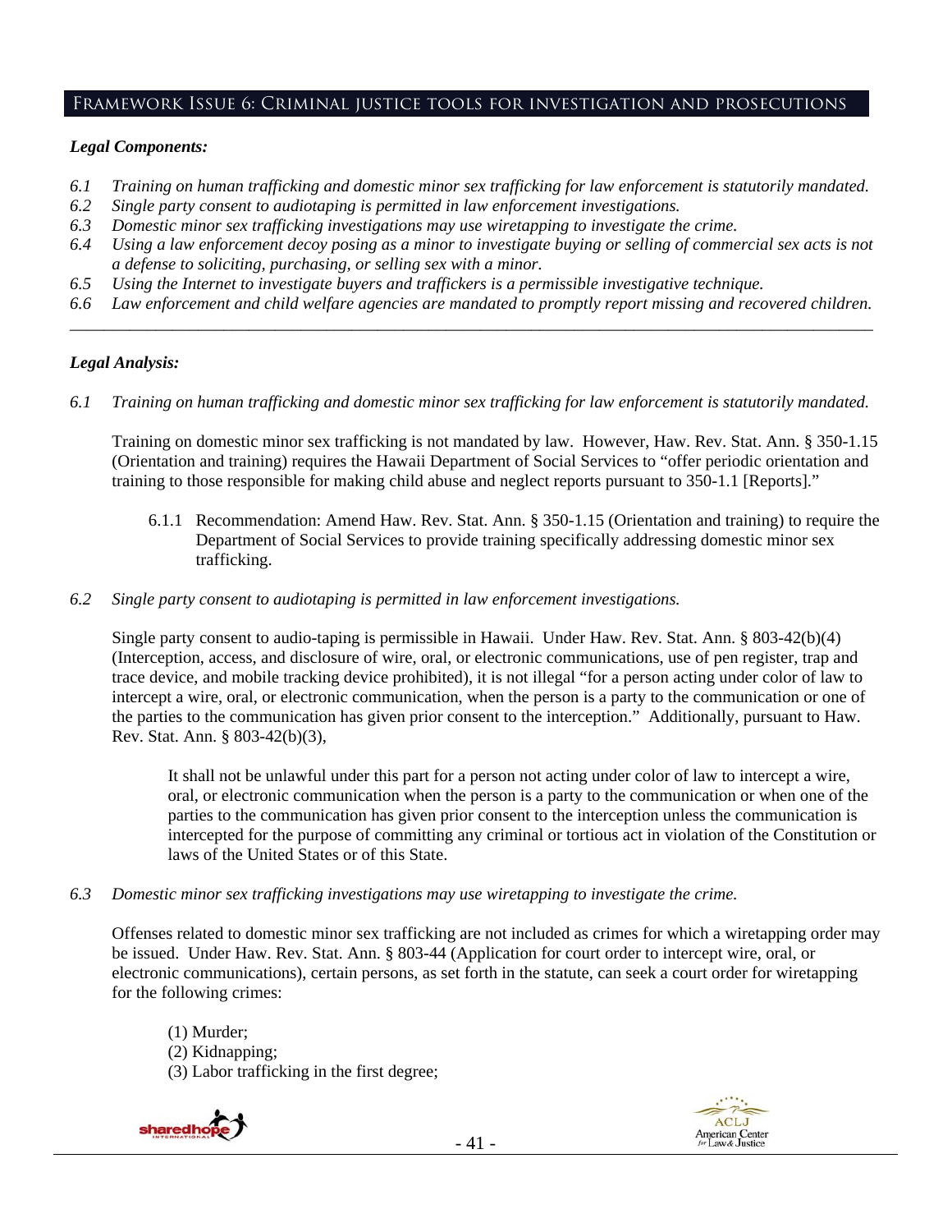## Framework Issue 6: Criminal justice tools for investigation and prosecutions

***Legal Components:***

*6.1 Training on human trafficking and domestic minor sex trafficking for law enforcement is statutorily mandated.*
*6.2 Single party consent to audiotaping is permitted in law enforcement investigations.*
*6.3 Domestic minor sex trafficking investigations may use wiretapping to investigate the crime.*
*6.4 Using a law enforcement decoy posing as a minor to investigate buying or selling of commercial sex acts is not a defense to soliciting, purchasing, or selling sex with a minor.*
*6.5 Using the Internet to investigate buyers and traffickers is a permissible investigative technique.*
*6.6 Law enforcement and child welfare agencies are mandated to promptly report missing and recovered children.*

---

***Legal Analysis:***

*6.1 Training on human trafficking and domestic minor sex trafficking for law enforcement is statutorily mandated.*

Training on domestic minor sex trafficking is not mandated by law. However, Haw. Rev. Stat. Ann. § 350-1.15 (Orientation and training) requires the Hawaii Department of Social Services to "offer periodic orientation and training to those responsible for making child abuse and neglect reports pursuant to 350-1.1 [Reports]."

6.1.1 Recommendation: Amend Haw. Rev. Stat. Ann. § 350-1.15 (Orientation and training) to require the Department of Social Services to provide training specifically addressing domestic minor sex trafficking.

*6.2 Single party consent to audiotaping is permitted in law enforcement investigations.*

Single party consent to audio-taping is permissible in Hawaii. Under Haw. Rev. Stat. Ann. § 803-42(b)(4) (Interception, access, and disclosure of wire, oral, or electronic communications, use of pen register, trap and trace device, and mobile tracking device prohibited), it is not illegal "for a person acting under color of law to intercept a wire, oral, or electronic communication, when the person is a party to the communication or one of the parties to the communication has given prior consent to the interception." Additionally, pursuant to Haw. Rev. Stat. Ann. § 803-42(b)(3),

> It shall not be unlawful under this part for a person not acting under color of law to intercept a wire, oral, or electronic communication when the person is a party to the communication or when one of the parties to the communication has given prior consent to the interception unless the communication is intercepted for the purpose of committing any criminal or tortious act in violation of the Constitution or laws of the United States or of this State.

*6.3 Domestic minor sex trafficking investigations may use wiretapping to investigate the crime.*

Offenses related to domestic minor sex trafficking are not included as crimes for which a wiretapping order may be issued. Under Haw. Rev. Stat. Ann. § 803-44 (Application for court order to intercept wire, oral, or electronic communications), certain persons, as set forth in the statute, can seek a court order for wiretapping for the following crimes:

> (1) Murder;
> (2) Kidnapping;
> (3) Labor trafficking in the first degree;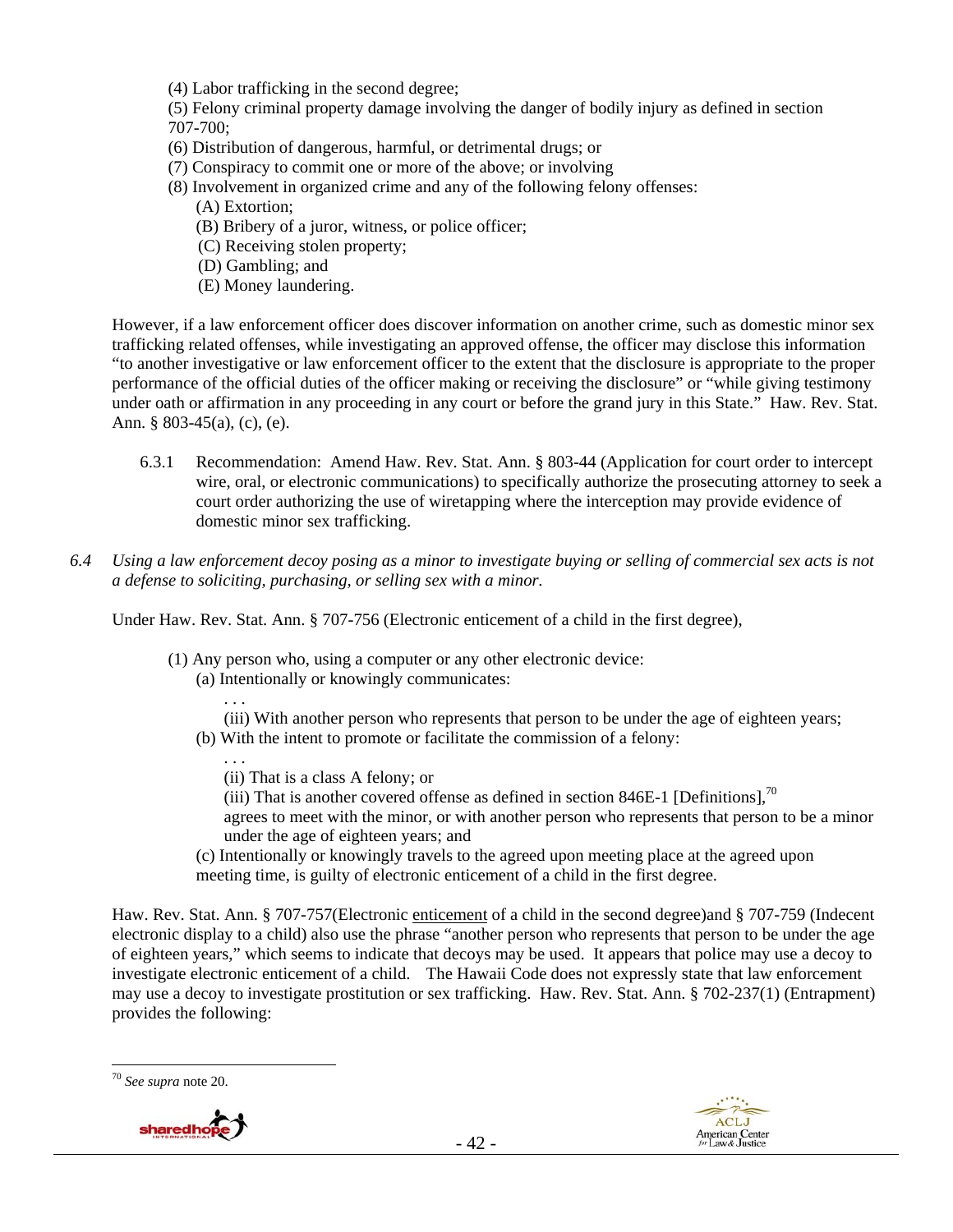(4) Labor trafficking in the second degree;

(5) Felony criminal property damage involving the danger of bodily injury as defined in section 707-700;

(6) Distribution of dangerous, harmful, or detrimental drugs; or

(7) Conspiracy to commit one or more of the above; or involving

(8) Involvement in organized crime and any of the following felony offenses:

- (A) Extortion;
- (B) Bribery of a juror, witness, or police officer;
- (C) Receiving stolen property;
- (D) Gambling; and
- (E) Money laundering.

However, if a law enforcement officer does discover information on another crime, such as domestic minor sex trafficking related offenses, while investigating an approved offense, the officer may disclose this information "to another investigative or law enforcement officer to the extent that the disclosure is appropriate to the proper performance of the official duties of the officer making or receiving the disclosure" or "while giving testimony under oath or affirmation in any proceeding in any court or before the grand jury in this State." Haw. Rev. Stat. Ann. § 803-45(a), (c), (e).

6.3.1 Recommendation: Amend Haw. Rev. Stat. Ann. § 803-44 (Application for court order to intercept wire, oral, or electronic communications) to specifically authorize the prosecuting attorney to seek a court order authorizing the use of wiretapping where the interception may provide evidence of domestic minor sex trafficking.

*6.4 Using a law enforcement decoy posing as a minor to investigate buying or selling of commercial sex acts is not a defense to soliciting, purchasing, or selling sex with a minor.*

Under Haw. Rev. Stat. Ann. § 707-756 (Electronic enticement of a child in the first degree),

> (1) Any person who, using a computer or any other electronic device:
>
> (a) Intentionally or knowingly communicates:
>
> . . .
>
> (iii) With another person who represents that person to be under the age of eighteen years;
>
> (b) With the intent to promote or facilitate the commission of a felony:
>
> . . .
>
> (ii) That is a class A felony; or
>
> (iii) That is another covered offense as defined in section 846E-1 [Definitions],[70]
>
> agrees to meet with the minor, or with another person who represents that person to be a minor under the age of eighteen years; and
>
> (c) Intentionally or knowingly travels to the agreed upon meeting place at the agreed upon meeting time, is guilty of electronic enticement of a child in the first degree.

Haw. Rev. Stat. Ann. § 707-757(Electronic enticement of a child in the second degree)and § 707-759 (Indecent electronic display to a child) also use the phrase "another person who represents that person to be under the age of eighteen years," which seems to indicate that decoys may be used. It appears that police may use a decoy to investigate electronic enticement of a child. The Hawaii Code does not expressly state that law enforcement may use a decoy to investigate prostitution or sex trafficking. Haw. Rev. Stat. Ann. § 702-237(1) (Entrapment) provides the following:

---

[70] *See supra* note 20.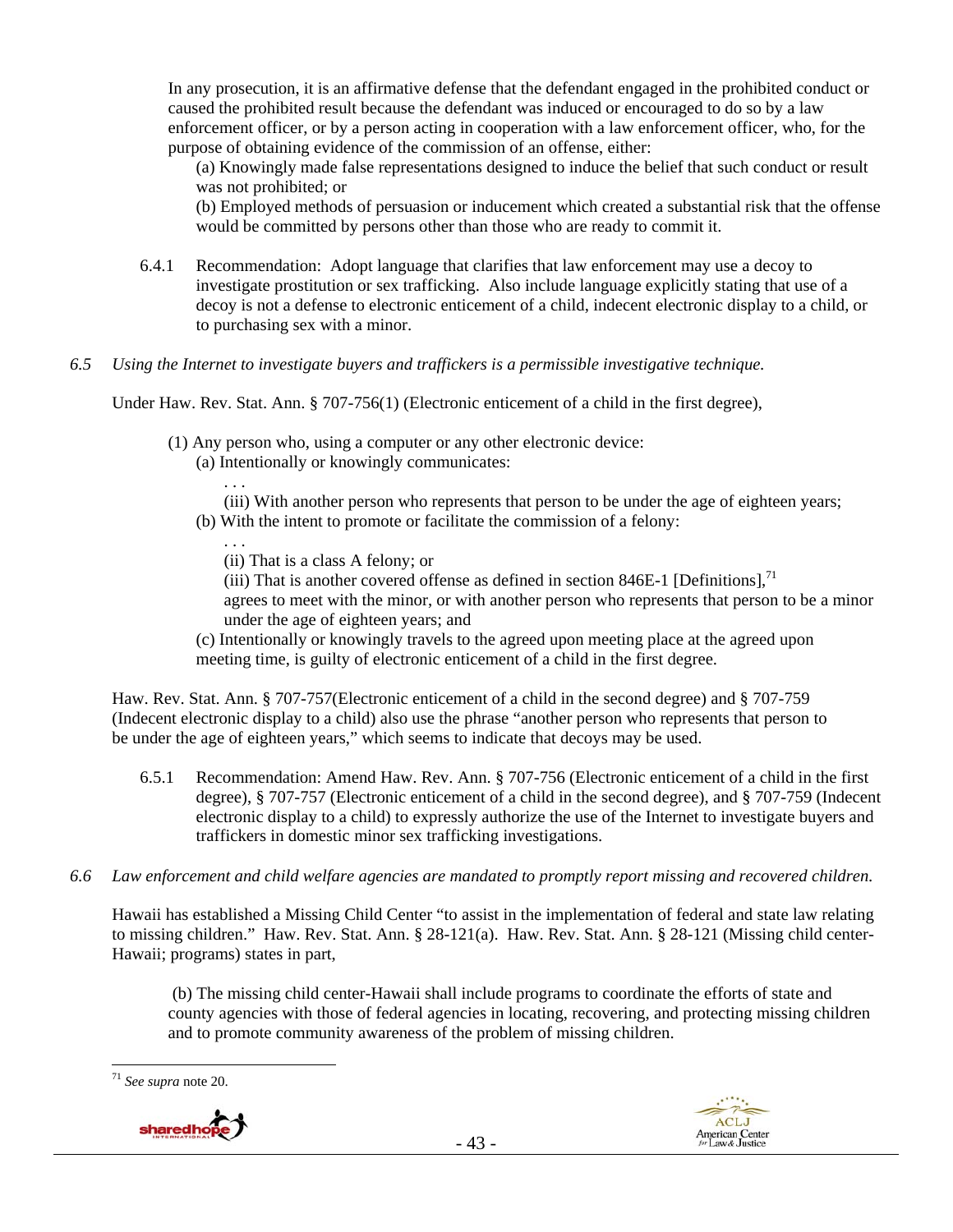In any prosecution, it is an affirmative defense that the defendant engaged in the prohibited conduct or caused the prohibited result because the defendant was induced or encouraged to do so by a law enforcement officer, or by a person acting in cooperation with a law enforcement officer, who, for the purpose of obtaining evidence of the commission of an offense, either:

(a) Knowingly made false representations designed to induce the belief that such conduct or result was not prohibited; or

(b) Employed methods of persuasion or inducement which created a substantial risk that the offense would be committed by persons other than those who are ready to commit it.

6.4.1 Recommendation: Adopt language that clarifies that law enforcement may use a decoy to investigate prostitution or sex trafficking. Also include language explicitly stating that use of a decoy is not a defense to electronic enticement of a child, indecent electronic display to a child, or to purchasing sex with a minor.

*6.5 Using the Internet to investigate buyers and traffickers is a permissible investigative technique.*

Under Haw. Rev. Stat. Ann. § 707-756(1) (Electronic enticement of a child in the first degree),

(1) Any person who, using a computer or any other electronic device:

(a) Intentionally or knowingly communicates:

. . .

(iii) With another person who represents that person to be under the age of eighteen years;

(b) With the intent to promote or facilitate the commission of a felony:

. . .

(ii) That is a class A felony; or

(iii) That is another covered offense as defined in section 846E-1 [Definitions],[71]

agrees to meet with the minor, or with another person who represents that person to be a minor under the age of eighteen years; and

(c) Intentionally or knowingly travels to the agreed upon meeting place at the agreed upon meeting time, is guilty of electronic enticement of a child in the first degree.

Haw. Rev. Stat. Ann. § 707-757(Electronic enticement of a child in the second degree) and § 707-759 (Indecent electronic display to a child) also use the phrase "another person who represents that person to be under the age of eighteen years," which seems to indicate that decoys may be used.

6.5.1 Recommendation: Amend Haw. Rev. Ann. § 707-756 (Electronic enticement of a child in the first degree), § 707-757 (Electronic enticement of a child in the second degree), and § 707-759 (Indecent electronic display to a child) to expressly authorize the use of the Internet to investigate buyers and traffickers in domestic minor sex trafficking investigations.

*6.6 Law enforcement and child welfare agencies are mandated to promptly report missing and recovered children.*

Hawaii has established a Missing Child Center "to assist in the implementation of federal and state law relating to missing children." Haw. Rev. Stat. Ann. § 28-121(a). Haw. Rev. Stat. Ann. § 28-121 (Missing child center-Hawaii; programs) states in part,

(b) The missing child center-Hawaii shall include programs to coordinate the efforts of state and county agencies with those of federal agencies in locating, recovering, and protecting missing children and to promote community awareness of the problem of missing children.

[71] *See supra* note 20.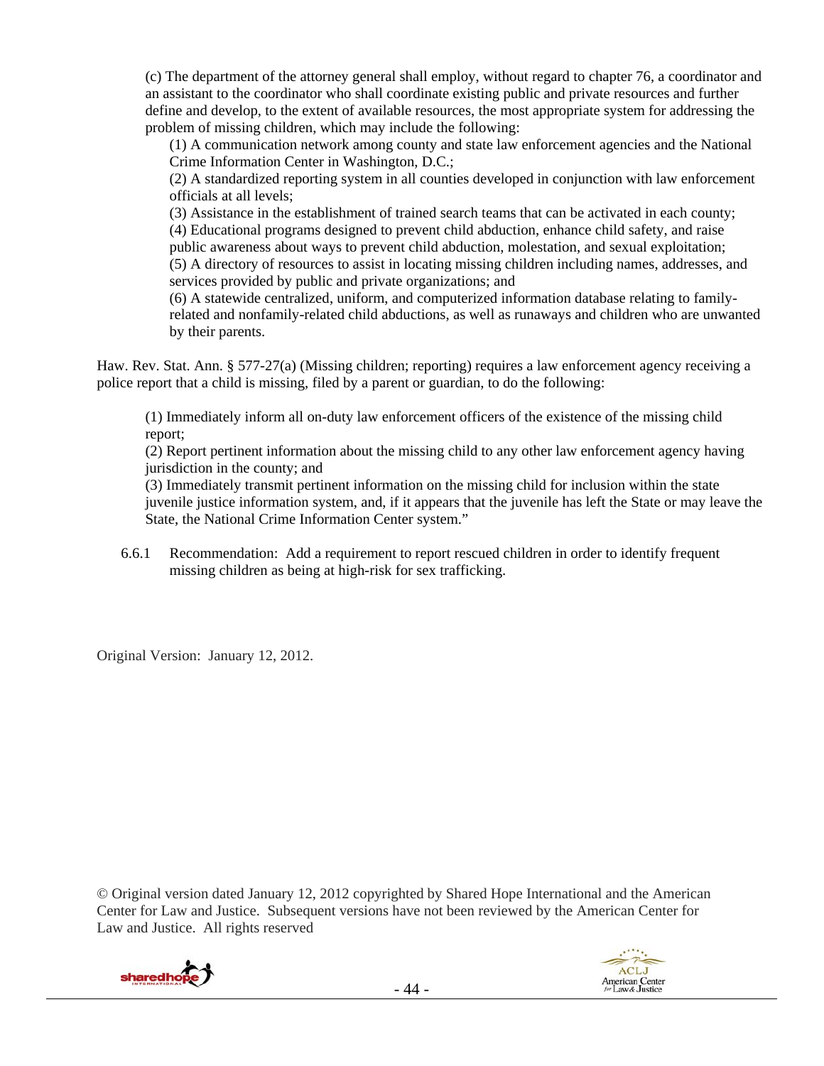(c) The department of the attorney general shall employ, without regard to chapter 76, a coordinator and an assistant to the coordinator who shall coordinate existing public and private resources and further define and develop, to the extent of available resources, the most appropriate system for addressing the problem of missing children, which may include the following:

(1) A communication network among county and state law enforcement agencies and the National Crime Information Center in Washington, D.C.;
(2) A standardized reporting system in all counties developed in conjunction with law enforcement officials at all levels;
(3) Assistance in the establishment of trained search teams that can be activated in each county;
(4) Educational programs designed to prevent child abduction, enhance child safety, and raise public awareness about ways to prevent child abduction, molestation, and sexual exploitation;
(5) A directory of resources to assist in locating missing children including names, addresses, and services provided by public and private organizations; and
(6) A statewide centralized, uniform, and computerized information database relating to family-related and nonfamily-related child abductions, as well as runaways and children who are unwanted by their parents.

Haw. Rev. Stat. Ann. § 577-27(a) (Missing children; reporting) requires a law enforcement agency receiving a police report that a child is missing, filed by a parent or guardian, to do the following:

(1) Immediately inform all on-duty law enforcement officers of the existence of the missing child report;
(2) Report pertinent information about the missing child to any other law enforcement agency having jurisdiction in the county; and
(3) Immediately transmit pertinent information on the missing child for inclusion within the state juvenile justice information system, and, if it appears that the juvenile has left the State or may leave the State, the National Crime Information Center system."

6.6.1 Recommendation: Add a requirement to report rescued children in order to identify frequent missing children as being at high-risk for sex trafficking.

Original Version: January 12, 2012.

© Original version dated January 12, 2012 copyrighted by Shared Hope International and the American Center for Law and Justice. Subsequent versions have not been reviewed by the American Center for Law and Justice. All rights reserved